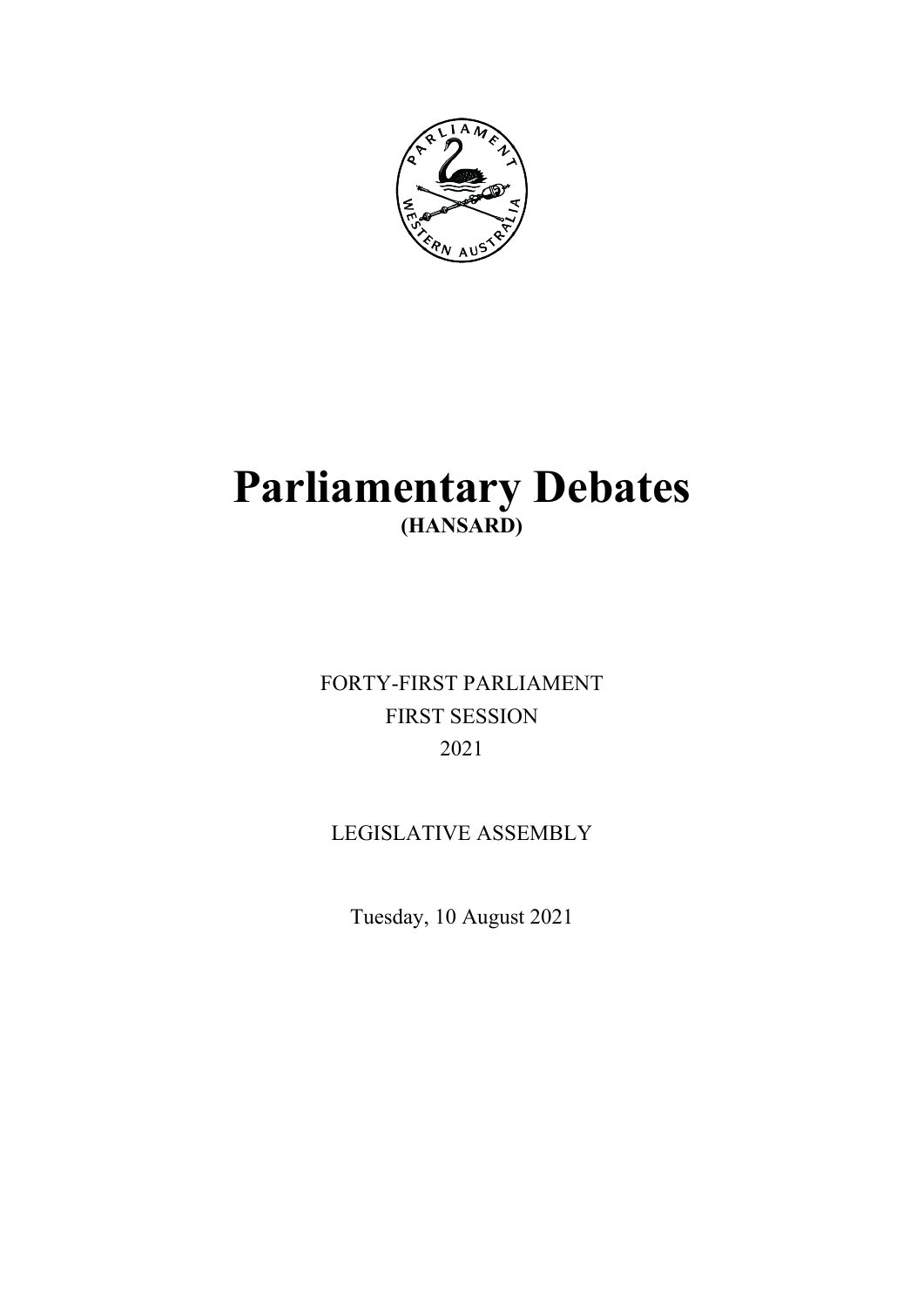# Parliamentary Debates

**(HANSARD)**

FORTY-FIRST PARLIAMENT

FIRST SESSION

2021

LEGISLATIVE ASSEMBLY

Tuesday, 10 August 2021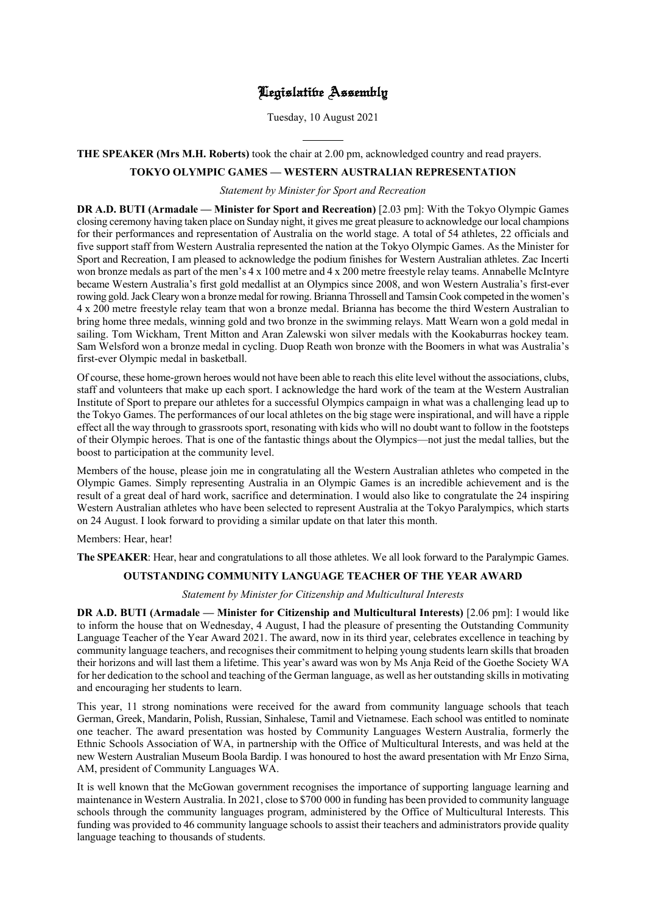# Legislative Assembly

Tuesday, 10 August 2021

---

**THE SPEAKER (Mrs M.H. Roberts)** took the chair at 2.00 pm, acknowledged country and read prayers.

### TOKYO OLYMPIC GAMES — WESTERN AUSTRALIAN REPRESENTATION

*Statement by Minister for Sport and Recreation*

**DR A.D. BUTI (Armadale — Minister for Sport and Recreation)** [2.03 pm]: With the Tokyo Olympic Games closing ceremony having taken place on Sunday night, it gives me great pleasure to acknowledge our local champions for their performances and representation of Australia on the world stage. A total of 54 athletes, 22 officials and five support staff from Western Australia represented the nation at the Tokyo Olympic Games. As the Minister for Sport and Recreation, I am pleased to acknowledge the podium finishes for Western Australian athletes. Zac Incerti won bronze medals as part of the men's 4 x 100 metre and 4 x 200 metre freestyle relay teams. Annabelle McIntyre became Western Australia's first gold medallist at an Olympics since 2008, and won Western Australia's first-ever rowing gold. Jack Cleary won a bronze medal for rowing. Brianna Throssell and Tamsin Cook competed in the women's 4 x 200 metre freestyle relay team that won a bronze medal. Brianna has become the third Western Australian to bring home three medals, winning gold and two bronze in the swimming relays. Matt Wearn won a gold medal in sailing. Tom Wickham, Trent Mitton and Aran Zalewski won silver medals with the Kookaburras hockey team. Sam Welsford won a bronze medal in cycling. Duop Reath won bronze with the Boomers in what was Australia's first-ever Olympic medal in basketball.

Of course, these home-grown heroes would not have been able to reach this elite level without the associations, clubs, staff and volunteers that make up each sport. I acknowledge the hard work of the team at the Western Australian Institute of Sport to prepare our athletes for a successful Olympics campaign in what was a challenging lead up to the Tokyo Games. The performances of our local athletes on the big stage were inspirational, and will have a ripple effect all the way through to grassroots sport, resonating with kids who will no doubt want to follow in the footsteps of their Olympic heroes. That is one of the fantastic things about the Olympics—not just the medal tallies, but the boost to participation at the community level.

Members of the house, please join me in congratulating all the Western Australian athletes who competed in the Olympic Games. Simply representing Australia in an Olympic Games is an incredible achievement and is the result of a great deal of hard work, sacrifice and determination. I would also like to congratulate the 24 inspiring Western Australian athletes who have been selected to represent Australia at the Tokyo Paralympics, which starts on 24 August. I look forward to providing a similar update on that later this month.

Members: Hear, hear!

**The SPEAKER**: Hear, hear and congratulations to all those athletes. We all look forward to the Paralympic Games.

### OUTSTANDING COMMUNITY LANGUAGE TEACHER OF THE YEAR AWARD

*Statement by Minister for Citizenship and Multicultural Interests*

**DR A.D. BUTI (Armadale — Minister for Citizenship and Multicultural Interests)** [2.06 pm]: I would like to inform the house that on Wednesday, 4 August, I had the pleasure of presenting the Outstanding Community Language Teacher of the Year Award 2021. The award, now in its third year, celebrates excellence in teaching by community language teachers, and recognises their commitment to helping young students learn skills that broaden their horizons and will last them a lifetime. This year's award was won by Ms Anja Reid of the Goethe Society WA for her dedication to the school and teaching of the German language, as well as her outstanding skills in motivating and encouraging her students to learn.

This year, 11 strong nominations were received for the award from community language schools that teach German, Greek, Mandarin, Polish, Russian, Sinhalese, Tamil and Vietnamese. Each school was entitled to nominate one teacher. The award presentation was hosted by Community Languages Western Australia, formerly the Ethnic Schools Association of WA, in partnership with the Office of Multicultural Interests, and was held at the new Western Australian Museum Boola Bardip. I was honoured to host the award presentation with Mr Enzo Sirna, AM, president of Community Languages WA.

It is well known that the McGowan government recognises the importance of supporting language learning and maintenance in Western Australia. In 2021, close to $700 000 in funding has been provided to community language schools through the community languages program, administered by the Office of Multicultural Interests. This funding was provided to 46 community language schools to assist their teachers and administrators provide quality language teaching to thousands of students.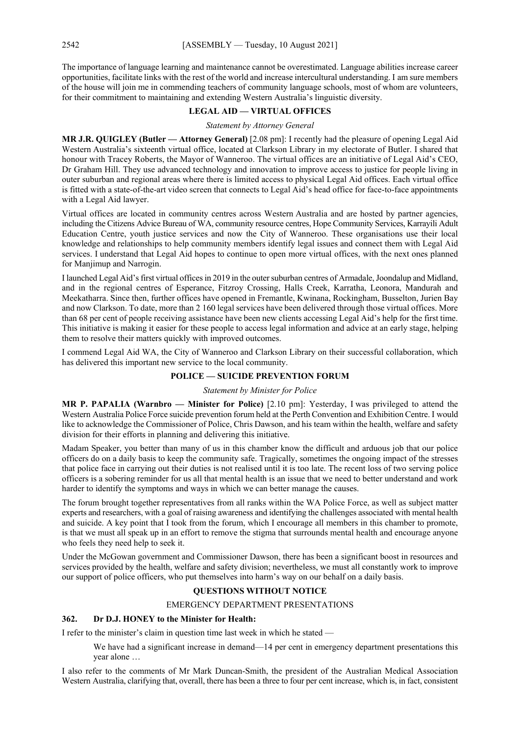The importance of language learning and maintenance cannot be overestimated. Language abilities increase career opportunities, facilitate links with the rest of the world and increase intercultural understanding. I am sure members of the house will join me in commending teachers of community language schools, most of whom are volunteers, for their commitment to maintaining and extending Western Australia's linguistic diversity.

## LEGAL AID — VIRTUAL OFFICES

*Statement by Attorney General*

**MR J.R. QUIGLEY (Butler — Attorney General)** [2.08 pm]: I recently had the pleasure of opening Legal Aid Western Australia's sixteenth virtual office, located at Clarkson Library in my electorate of Butler. I shared that honour with Tracey Roberts, the Mayor of Wanneroo. The virtual offices are an initiative of Legal Aid's CEO, Dr Graham Hill. They use advanced technology and innovation to improve access to justice for people living in outer suburban and regional areas where there is limited access to physical Legal Aid offices. Each virtual office is fitted with a state-of-the-art video screen that connects to Legal Aid's head office for face-to-face appointments with a Legal Aid lawyer.

Virtual offices are located in community centres across Western Australia and are hosted by partner agencies, including the Citizens Advice Bureau of WA, community resource centres, Hope Community Services, Karrayili Adult Education Centre, youth justice services and now the City of Wanneroo. These organisations use their local knowledge and relationships to help community members identify legal issues and connect them with Legal Aid services. I understand that Legal Aid hopes to continue to open more virtual offices, with the next ones planned for Manjimup and Narrogin.

I launched Legal Aid's first virtual offices in 2019 in the outer suburban centres of Armadale, Joondalup and Midland, and in the regional centres of Esperance, Fitzroy Crossing, Halls Creek, Karratha, Leonora, Mandurah and Meekatharra. Since then, further offices have opened in Fremantle, Kwinana, Rockingham, Busselton, Jurien Bay and now Clarkson. To date, more than 2 160 legal services have been delivered through those virtual offices. More than 68 per cent of people receiving assistance have been new clients accessing Legal Aid's help for the first time. This initiative is making it easier for these people to access legal information and advice at an early stage, helping them to resolve their matters quickly with improved outcomes.

I commend Legal Aid WA, the City of Wanneroo and Clarkson Library on their successful collaboration, which has delivered this important new service to the local community.

## POLICE — SUICIDE PREVENTION FORUM

*Statement by Minister for Police*

**MR P. PAPALIA (Warnbro — Minister for Police)** [2.10 pm]: Yesterday, I was privileged to attend the Western Australia Police Force suicide prevention forum held at the Perth Convention and Exhibition Centre. I would like to acknowledge the Commissioner of Police, Chris Dawson, and his team within the health, welfare and safety division for their efforts in planning and delivering this initiative.

Madam Speaker, you better than many of us in this chamber know the difficult and arduous job that our police officers do on a daily basis to keep the community safe. Tragically, sometimes the ongoing impact of the stresses that police face in carrying out their duties is not realised until it is too late. The recent loss of two serving police officers is a sobering reminder for us all that mental health is an issue that we need to better understand and work harder to identify the symptoms and ways in which we can better manage the causes.

The forum brought together representatives from all ranks within the WA Police Force, as well as subject matter experts and researchers, with a goal of raising awareness and identifying the challenges associated with mental health and suicide. A key point that I took from the forum, which I encourage all members in this chamber to promote, is that we must all speak up in an effort to remove the stigma that surrounds mental health and encourage anyone who feels they need help to seek it.

Under the McGowan government and Commissioner Dawson, there has been a significant boost in resources and services provided by the health, welfare and safety division; nevertheless, we must all constantly work to improve our support of police officers, who put themselves into harm's way on our behalf on a daily basis.

## QUESTIONS WITHOUT NOTICE

### EMERGENCY DEPARTMENT PRESENTATIONS

**362. Dr D.J. HONEY to the Minister for Health:**

I refer to the minister's claim in question time last week in which he stated —

> We have had a significant increase in demand—14 per cent in emergency department presentations this year alone …

I also refer to the comments of Mr Mark Duncan-Smith, the president of the Australian Medical Association Western Australia, clarifying that, overall, there has been a three to four per cent increase, which is, in fact, consistent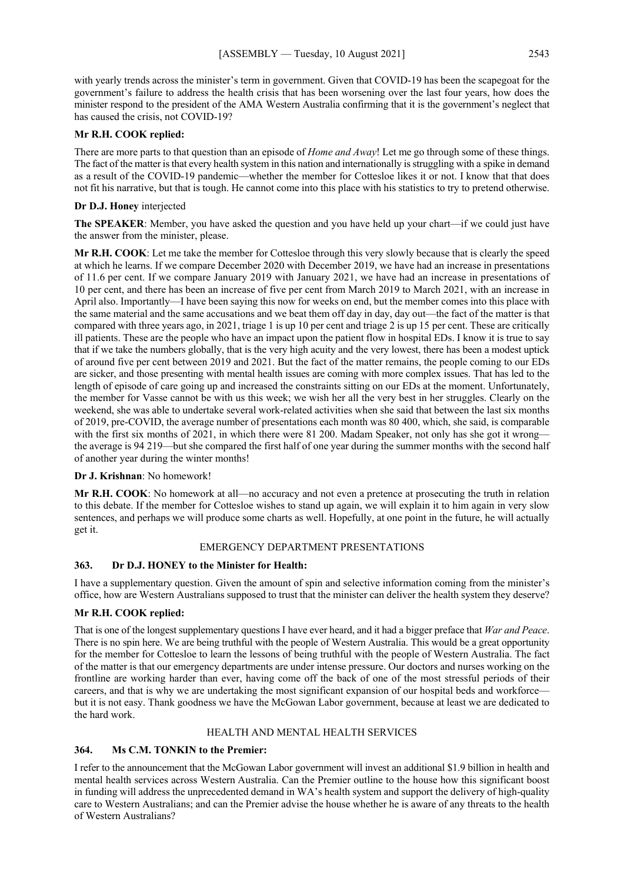with yearly trends across the minister's term in government. Given that COVID-19 has been the scapegoat for the government's failure to address the health crisis that has been worsening over the last four years, how does the minister respond to the president of the AMA Western Australia confirming that it is the government's neglect that has caused the crisis, not COVID-19?

**Mr R.H. COOK replied:**

There are more parts to that question than an episode of *Home and Away*! Let me go through some of these things. The fact of the matter is that every health system in this nation and internationally is struggling with a spike in demand as a result of the COVID-19 pandemic—whether the member for Cottesloe likes it or not. I know that that does not fit his narrative, but that is tough. He cannot come into this place with his statistics to try to pretend otherwise.

**Dr D.J. Honey** interjected

**The SPEAKER**: Member, you have asked the question and you have held up your chart—if we could just have the answer from the minister, please.

**Mr R.H. COOK**: Let me take the member for Cottesloe through this very slowly because that is clearly the speed at which he learns. If we compare December 2020 with December 2019, we have had an increase in presentations of 11.6 per cent. If we compare January 2019 with January 2021, we have had an increase in presentations of 10 per cent, and there has been an increase of five per cent from March 2019 to March 2021, with an increase in April also. Importantly—I have been saying this now for weeks on end, but the member comes into this place with the same material and the same accusations and we beat them off day in day, day out—the fact of the matter is that compared with three years ago, in 2021, triage 1 is up 10 per cent and triage 2 is up 15 per cent. These are critically ill patients. These are the people who have an impact upon the patient flow in hospital EDs. I know it is true to say that if we take the numbers globally, that is the very high acuity and the very lowest, there has been a modest uptick of around five per cent between 2019 and 2021. But the fact of the matter remains, the people coming to our EDs are sicker, and those presenting with mental health issues are coming with more complex issues. That has led to the length of episode of care going up and increased the constraints sitting on our EDs at the moment. Unfortunately, the member for Vasse cannot be with us this week; we wish her all the very best in her struggles. Clearly on the weekend, she was able to undertake several work-related activities when she said that between the last six months of 2019, pre-COVID, the average number of presentations each month was 80 400, which, she said, is comparable with the first six months of 2021, in which there were 81 200. Madam Speaker, not only has she got it wrong—the average is 94 219—but she compared the first half of one year during the summer months with the second half of another year during the winter months!

**Dr J. Krishnan**: No homework!

**Mr R.H. COOK**: No homework at all—no accuracy and not even a pretence at prosecuting the truth in relation to this debate. If the member for Cottesloe wishes to stand up again, we will explain it to him again in very slow sentences, and perhaps we will produce some charts as well. Hopefully, at one point in the future, he will actually get it.

## EMERGENCY DEPARTMENT PRESENTATIONS

### 363. Dr D.J. HONEY to the Minister for Health:

I have a supplementary question. Given the amount of spin and selective information coming from the minister's office, how are Western Australians supposed to trust that the minister can deliver the health system they deserve?

**Mr R.H. COOK replied:**

That is one of the longest supplementary questions I have ever heard, and it had a bigger preface that *War and Peace*. There is no spin here. We are being truthful with the people of Western Australia. This would be a great opportunity for the member for Cottesloe to learn the lessons of being truthful with the people of Western Australia. The fact of the matter is that our emergency departments are under intense pressure. Our doctors and nurses working on the frontline are working harder than ever, having come off the back of one of the most stressful periods of their careers, and that is why we are undertaking the most significant expansion of our hospital beds and workforce—but it is not easy. Thank goodness we have the McGowan Labor government, because at least we are dedicated to the hard work.

## HEALTH AND MENTAL HEALTH SERVICES

### 364. Ms C.M. TONKIN to the Premier:

I refer to the announcement that the McGowan Labor government will invest an additional $1.9 billion in health and mental health services across Western Australia. Can the Premier outline to the house how this significant boost in funding will address the unprecedented demand in WA's health system and support the delivery of high-quality care to Western Australians; and can the Premier advise the house whether he is aware of any threats to the health of Western Australians?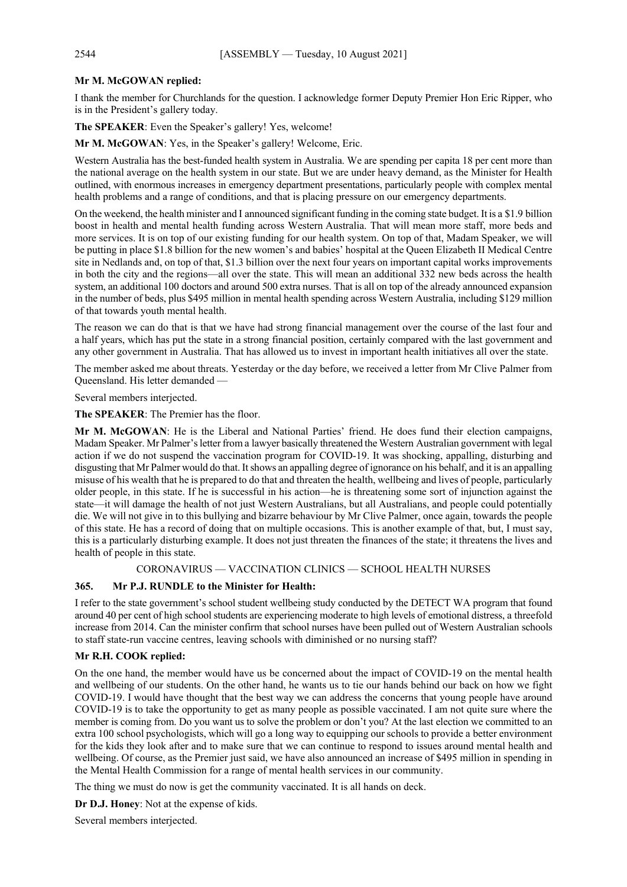**Mr M. McGOWAN replied:**

I thank the member for Churchlands for the question. I acknowledge former Deputy Premier Hon Eric Ripper, who is in the President's gallery today.

**The SPEAKER**: Even the Speaker's gallery! Yes, welcome!

**Mr M. McGOWAN**: Yes, in the Speaker's gallery! Welcome, Eric.

Western Australia has the best-funded health system in Australia. We are spending per capita 18 per cent more than the national average on the health system in our state. But we are under heavy demand, as the Minister for Health outlined, with enormous increases in emergency department presentations, particularly people with complex mental health problems and a range of conditions, and that is placing pressure on our emergency departments.

On the weekend, the health minister and I announced significant funding in the coming state budget. It is a $1.9 billion boost in health and mental health funding across Western Australia. That will mean more staff, more beds and more services. It is on top of our existing funding for our health system. On top of that, Madam Speaker, we will be putting in place $1.8 billion for the new women's and babies' hospital at the Queen Elizabeth II Medical Centre site in Nedlands and, on top of that, $1.3 billion over the next four years on important capital works improvements in both the city and the regions—all over the state. This will mean an additional 332 new beds across the health system, an additional 100 doctors and around 500 extra nurses. That is all on top of the already announced expansion in the number of beds, plus $495 million in mental health spending across Western Australia, including $129 million of that towards youth mental health.

The reason we can do that is that we have had strong financial management over the course of the last four and a half years, which has put the state in a strong financial position, certainly compared with the last government and any other government in Australia. That has allowed us to invest in important health initiatives all over the state.

The member asked me about threats. Yesterday or the day before, we received a letter from Mr Clive Palmer from Queensland. His letter demanded —

Several members interjected.

**The SPEAKER**: The Premier has the floor.

**Mr M. McGOWAN**: He is the Liberal and National Parties' friend. He does fund their election campaigns, Madam Speaker. Mr Palmer's letter from a lawyer basically threatened the Western Australian government with legal action if we do not suspend the vaccination program for COVID-19. It was shocking, appalling, disturbing and disgusting that Mr Palmer would do that. It shows an appalling degree of ignorance on his behalf, and it is an appalling misuse of his wealth that he is prepared to do that and threaten the health, wellbeing and lives of people, particularly older people, in this state. If he is successful in his action—he is threatening some sort of injunction against the state—it will damage the health of not just Western Australians, but all Australians, and people could potentially die. We will not give in to this bullying and bizarre behaviour by Mr Clive Palmer, once again, towards the people of this state. He has a record of doing that on multiple occasions. This is another example of that, but, I must say, this is a particularly disturbing example. It does not just threaten the finances of the state; it threatens the lives and health of people in this state.

## CORONAVIRUS — VACCINATION CLINICS — SCHOOL HEALTH NURSES

### 365. Mr P.J. RUNDLE to the Minister for Health:

I refer to the state government's school student wellbeing study conducted by the DETECT WA program that found around 40 per cent of high school students are experiencing moderate to high levels of emotional distress, a threefold increase from 2014. Can the minister confirm that school nurses have been pulled out of Western Australian schools to staff state-run vaccine centres, leaving schools with diminished or no nursing staff?

**Mr R.H. COOK replied:**

On the one hand, the member would have us be concerned about the impact of COVID-19 on the mental health and wellbeing of our students. On the other hand, he wants us to tie our hands behind our back on how we fight COVID-19. I would have thought that the best way we can address the concerns that young people have around COVID-19 is to take the opportunity to get as many people as possible vaccinated. I am not quite sure where the member is coming from. Do you want us to solve the problem or don't you? At the last election we committed to an extra 100 school psychologists, which will go a long way to equipping our schools to provide a better environment for the kids they look after and to make sure that we can continue to respond to issues around mental health and wellbeing. Of course, as the Premier just said, we have also announced an increase of $495 million in spending in the Mental Health Commission for a range of mental health services in our community.

The thing we must do now is get the community vaccinated. It is all hands on deck.

**Dr D.J. Honey**: Not at the expense of kids.

Several members interjected.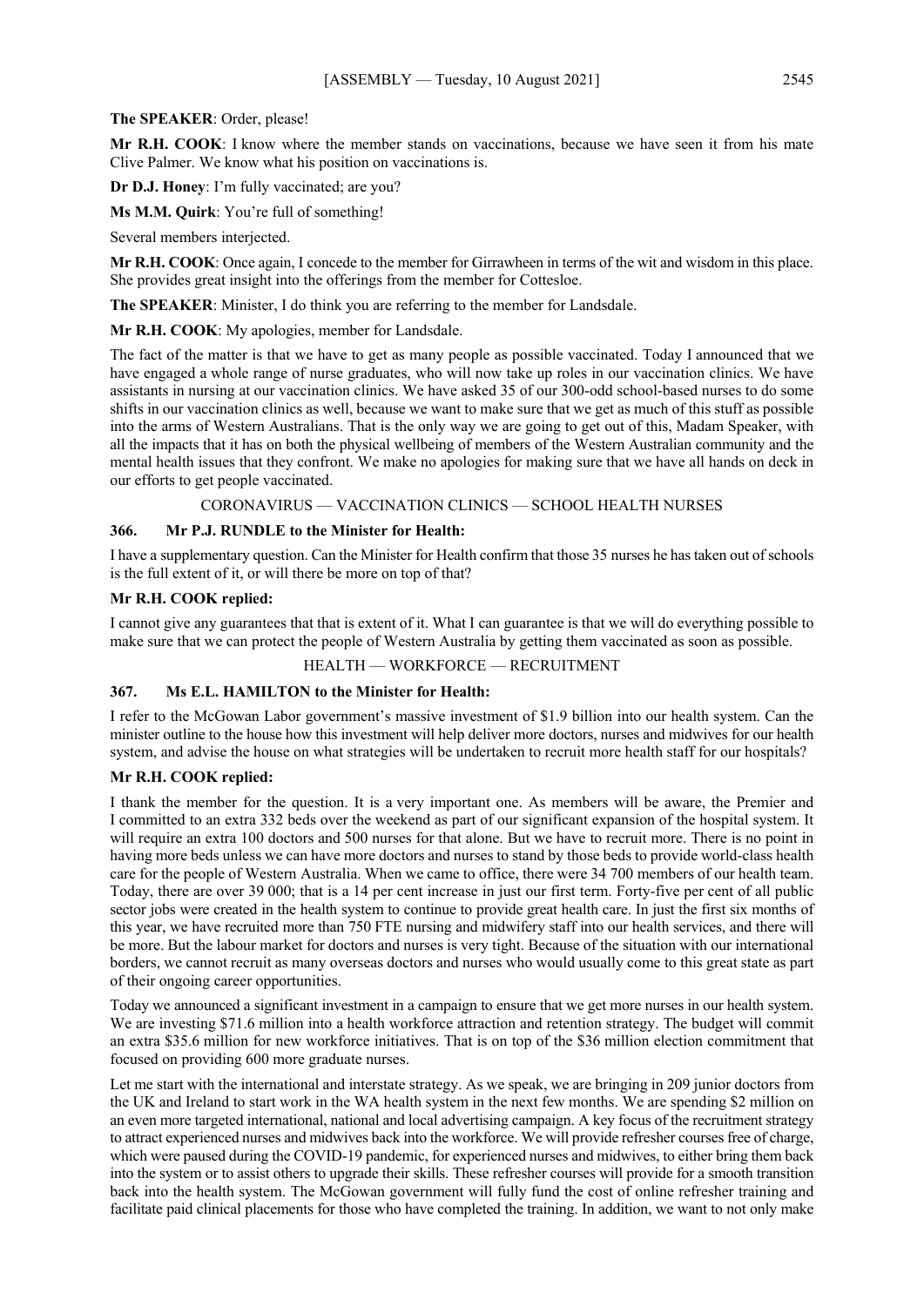**The SPEAKER**: Order, please!

**Mr R.H. COOK**: I know where the member stands on vaccinations, because we have seen it from his mate Clive Palmer. We know what his position on vaccinations is.

**Dr D.J. Honey**: I'm fully vaccinated; are you?

**Ms M.M. Quirk**: You're full of something!

Several members interjected.

**Mr R.H. COOK**: Once again, I concede to the member for Girrawheen in terms of the wit and wisdom in this place. She provides great insight into the offerings from the member for Cottesloe.

**The SPEAKER**: Minister, I do think you are referring to the member for Landsdale.

**Mr R.H. COOK**: My apologies, member for Landsdale.

The fact of the matter is that we have to get as many people as possible vaccinated. Today I announced that we have engaged a whole range of nurse graduates, who will now take up roles in our vaccination clinics. We have assistants in nursing at our vaccination clinics. We have asked 35 of our 300-odd school-based nurses to do some shifts in our vaccination clinics as well, because we want to make sure that we get as much of this stuff as possible into the arms of Western Australians. That is the only way we are going to get out of this, Madam Speaker, with all the impacts that it has on both the physical wellbeing of members of the Western Australian community and the mental health issues that they confront. We make no apologies for making sure that we have all hands on deck in our efforts to get people vaccinated.

CORONAVIRUS — VACCINATION CLINICS — SCHOOL HEALTH NURSES

### 366. Mr P.J. RUNDLE to the Minister for Health:

I have a supplementary question. Can the Minister for Health confirm that those 35 nurses he has taken out of schools is the full extent of it, or will there be more on top of that?

### Mr R.H. COOK replied:

I cannot give any guarantees that that is extent of it. What I can guarantee is that we will do everything possible to make sure that we can protect the people of Western Australia by getting them vaccinated as soon as possible.

HEALTH — WORKFORCE — RECRUITMENT

### 367. Ms E.L. HAMILTON to the Minister for Health:

I refer to the McGowan Labor government's massive investment of $1.9 billion into our health system. Can the minister outline to the house how this investment will help deliver more doctors, nurses and midwives for our health system, and advise the house on what strategies will be undertaken to recruit more health staff for our hospitals?

### Mr R.H. COOK replied:

I thank the member for the question. It is a very important one. As members will be aware, the Premier and I committed to an extra 332 beds over the weekend as part of our significant expansion of the hospital system. It will require an extra 100 doctors and 500 nurses for that alone. But we have to recruit more. There is no point in having more beds unless we can have more doctors and nurses to stand by those beds to provide world-class health care for the people of Western Australia. When we came to office, there were 34 700 members of our health team. Today, there are over 39 000; that is a 14 per cent increase in just our first term. Forty-five per cent of all public sector jobs were created in the health system to continue to provide great health care. In just the first six months of this year, we have recruited more than 750 FTE nursing and midwifery staff into our health services, and there will be more. But the labour market for doctors and nurses is very tight. Because of the situation with our international borders, we cannot recruit as many overseas doctors and nurses who would usually come to this great state as part of their ongoing career opportunities.

Today we announced a significant investment in a campaign to ensure that we get more nurses in our health system. We are investing $71.6 million into a health workforce attraction and retention strategy. The budget will commit an extra $35.6 million for new workforce initiatives. That is on top of the $36 million election commitment that focused on providing 600 more graduate nurses.

Let me start with the international and interstate strategy. As we speak, we are bringing in 209 junior doctors from the UK and Ireland to start work in the WA health system in the next few months. We are spending $2 million on an even more targeted international, national and local advertising campaign. A key focus of the recruitment strategy to attract experienced nurses and midwives back into the workforce. We will provide refresher courses free of charge, which were paused during the COVID-19 pandemic, for experienced nurses and midwives, to either bring them back into the system or to assist others to upgrade their skills. These refresher courses will provide for a smooth transition back into the health system. The McGowan government will fully fund the cost of online refresher training and facilitate paid clinical placements for those who have completed the training. In addition, we want to not only make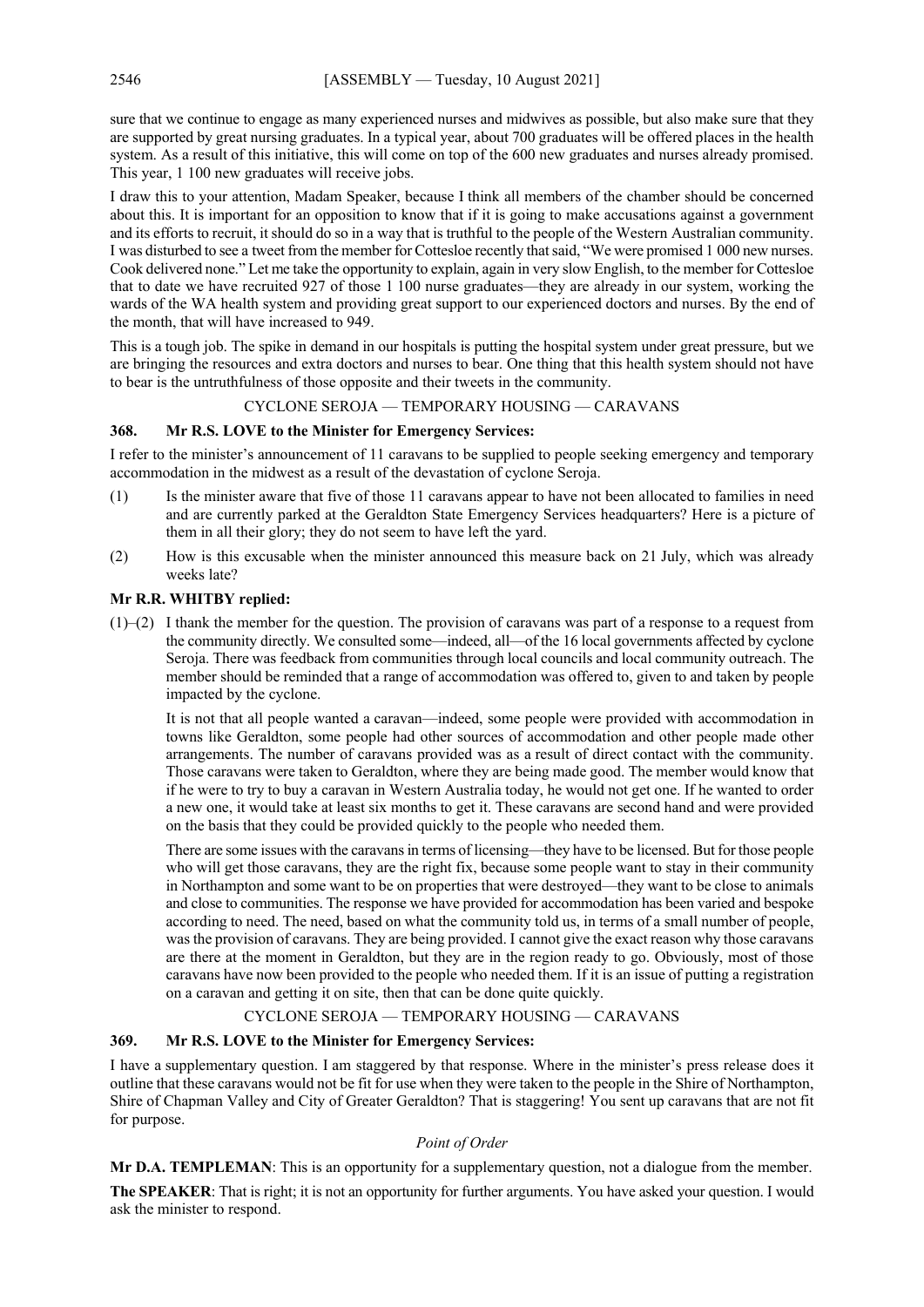sure that we continue to engage as many experienced nurses and midwives as possible, but also make sure that they are supported by great nursing graduates. In a typical year, about 700 graduates will be offered places in the health system. As a result of this initiative, this will come on top of the 600 new graduates and nurses already promised. This year, 1 100 new graduates will receive jobs.

I draw this to your attention, Madam Speaker, because I think all members of the chamber should be concerned about this. It is important for an opposition to know that if it is going to make accusations against a government and its efforts to recruit, it should do so in a way that is truthful to the people of the Western Australian community. I was disturbed to see a tweet from the member for Cottesloe recently that said, "We were promised 1 000 new nurses. Cook delivered none." Let me take the opportunity to explain, again in very slow English, to the member for Cottesloe that to date we have recruited 927 of those 1 100 nurse graduates—they are already in our system, working the wards of the WA health system and providing great support to our experienced doctors and nurses. By the end of the month, that will have increased to 949.

This is a tough job. The spike in demand in our hospitals is putting the hospital system under great pressure, but we are bringing the resources and extra doctors and nurses to bear. One thing that this health system should not have to bear is the untruthfulness of those opposite and their tweets in the community.

CYCLONE SEROJA — TEMPORARY HOUSING — CARAVANS

**368. Mr R.S. LOVE to the Minister for Emergency Services:**

I refer to the minister's announcement of 11 caravans to be supplied to people seeking emergency and temporary accommodation in the midwest as a result of the devastation of cyclone Seroja.

(1) Is the minister aware that five of those 11 caravans appear to have not been allocated to families in need and are currently parked at the Geraldton State Emergency Services headquarters? Here is a picture of them in all their glory; they do not seem to have left the yard.

(2) How is this excusable when the minister announced this measure back on 21 July, which was already weeks late?

**Mr R.R. WHITBY replied:**

(1)–(2) I thank the member for the question. The provision of caravans was part of a response to a request from the community directly. We consulted some—indeed, all—of the 16 local governments affected by cyclone Seroja. There was feedback from communities through local councils and local community outreach. The member should be reminded that a range of accommodation was offered to, given to and taken by people impacted by the cyclone.

It is not that all people wanted a caravan—indeed, some people were provided with accommodation in towns like Geraldton, some people had other sources of accommodation and other people made other arrangements. The number of caravans provided was as a result of direct contact with the community. Those caravans were taken to Geraldton, where they are being made good. The member would know that if he were to try to buy a caravan in Western Australia today, he would not get one. If he wanted to order a new one, it would take at least six months to get it. These caravans are second hand and were provided on the basis that they could be provided quickly to the people who needed them.

There are some issues with the caravans in terms of licensing—they have to be licensed. But for those people who will get those caravans, they are the right fix, because some people want to stay in their community in Northampton and some want to be on properties that were destroyed—they want to be close to animals and close to communities. The response we have provided for accommodation has been varied and bespoke according to need. The need, based on what the community told us, in terms of a small number of people, was the provision of caravans. They are being provided. I cannot give the exact reason why those caravans are there at the moment in Geraldton, but they are in the region ready to go. Obviously, most of those caravans have now been provided to the people who needed them. If it is an issue of putting a registration on a caravan and getting it on site, then that can be done quite quickly.

CYCLONE SEROJA — TEMPORARY HOUSING — CARAVANS

**369. Mr R.S. LOVE to the Minister for Emergency Services:**

I have a supplementary question. I am staggered by that response. Where in the minister's press release does it outline that these caravans would not be fit for use when they were taken to the people in the Shire of Northampton, Shire of Chapman Valley and City of Greater Geraldton? That is staggering! You sent up caravans that are not fit for purpose.

*Point of Order*

**Mr D.A. TEMPLEMAN**: This is an opportunity for a supplementary question, not a dialogue from the member.

**The SPEAKER**: That is right; it is not an opportunity for further arguments. You have asked your question. I would ask the minister to respond.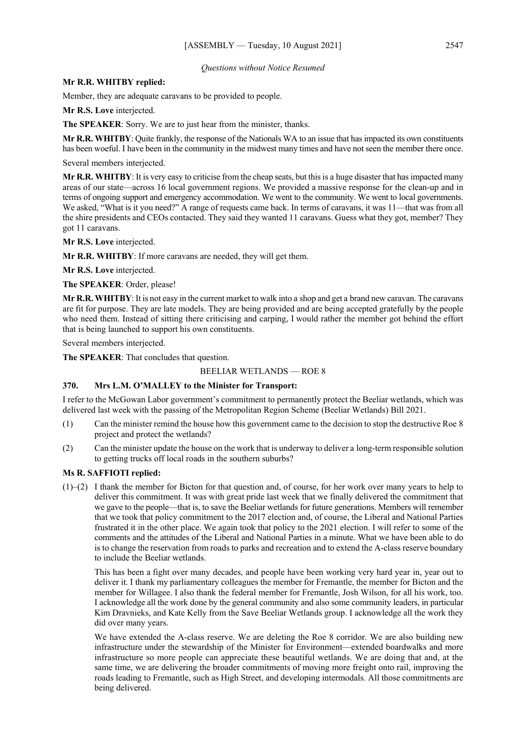*Questions without Notice Resumed*

**Mr R.R. WHITBY replied:**

Member, they are adequate caravans to be provided to people.

**Mr R.S. Love** interjected.

**The SPEAKER**: Sorry. We are to just hear from the minister, thanks.

**Mr R.R. WHITBY**: Quite frankly, the response of the Nationals WA to an issue that has impacted its own constituents has been woeful. I have been in the community in the midwest many times and have not seen the member there once.

Several members interjected.

**Mr R.R. WHITBY**: It is very easy to criticise from the cheap seats, but this is a huge disaster that has impacted many areas of our state—across 16 local government regions. We provided a massive response for the clean-up and in terms of ongoing support and emergency accommodation. We went to the community. We went to local governments. We asked, "What is it you need?" A range of requests came back. In terms of caravans, it was 11—that was from all the shire presidents and CEOs contacted. They said they wanted 11 caravans. Guess what they got, member? They got 11 caravans.

**Mr R.S. Love** interjected.

**Mr R.R. WHITBY**: If more caravans are needed, they will get them.

**Mr R.S. Love** interjected.

**The SPEAKER**: Order, please!

**Mr R.R. WHITBY**: It is not easy in the current market to walk into a shop and get a brand new caravan. The caravans are fit for purpose. They are late models. They are being provided and are being accepted gratefully by the people who need them. Instead of sitting there criticising and carping, I would rather the member got behind the effort that is being launched to support his own constituents.

Several members interjected.

**The SPEAKER**: That concludes that question.

## BEELIAR WETLANDS — ROE 8

**370. Mrs L.M. O'MALLEY to the Minister for Transport:**

I refer to the McGowan Labor government's commitment to permanently protect the Beeliar wetlands, which was delivered last week with the passing of the Metropolitan Region Scheme (Beeliar Wetlands) Bill 2021.

(1) Can the minister remind the house how this government came to the decision to stop the destructive Roe 8 project and protect the wetlands?

(2) Can the minister update the house on the work that is underway to deliver a long-term responsible solution to getting trucks off local roads in the southern suburbs?

**Ms R. SAFFIOTI replied:**

(1)–(2) I thank the member for Bicton for that question and, of course, for her work over many years to help to deliver this commitment. It was with great pride last week that we finally delivered the commitment that we gave to the people—that is, to save the Beeliar wetlands for future generations. Members will remember that we took that policy commitment to the 2017 election and, of course, the Liberal and National Parties frustrated it in the other place. We again took that policy to the 2021 election. I will refer to some of the comments and the attitudes of the Liberal and National Parties in a minute. What we have been able to do is to change the reservation from roads to parks and recreation and to extend the A-class reserve boundary to include the Beeliar wetlands.

This has been a fight over many decades, and people have been working very hard year in, year out to deliver it. I thank my parliamentary colleagues the member for Fremantle, the member for Bicton and the member for Willagee. I also thank the federal member for Fremantle, Josh Wilson, for all his work, too. I acknowledge all the work done by the general community and also some community leaders, in particular Kim Dravnieks, and Kate Kelly from the Save Beeliar Wetlands group. I acknowledge all the work they did over many years.

We have extended the A-class reserve. We are deleting the Roe 8 corridor. We are also building new infrastructure under the stewardship of the Minister for Environment—extended boardwalks and more infrastructure so more people can appreciate these beautiful wetlands. We are doing that and, at the same time, we are delivering the broader commitments of moving more freight onto rail, improving the roads leading to Fremantle, such as High Street, and developing intermodals. All those commitments are being delivered.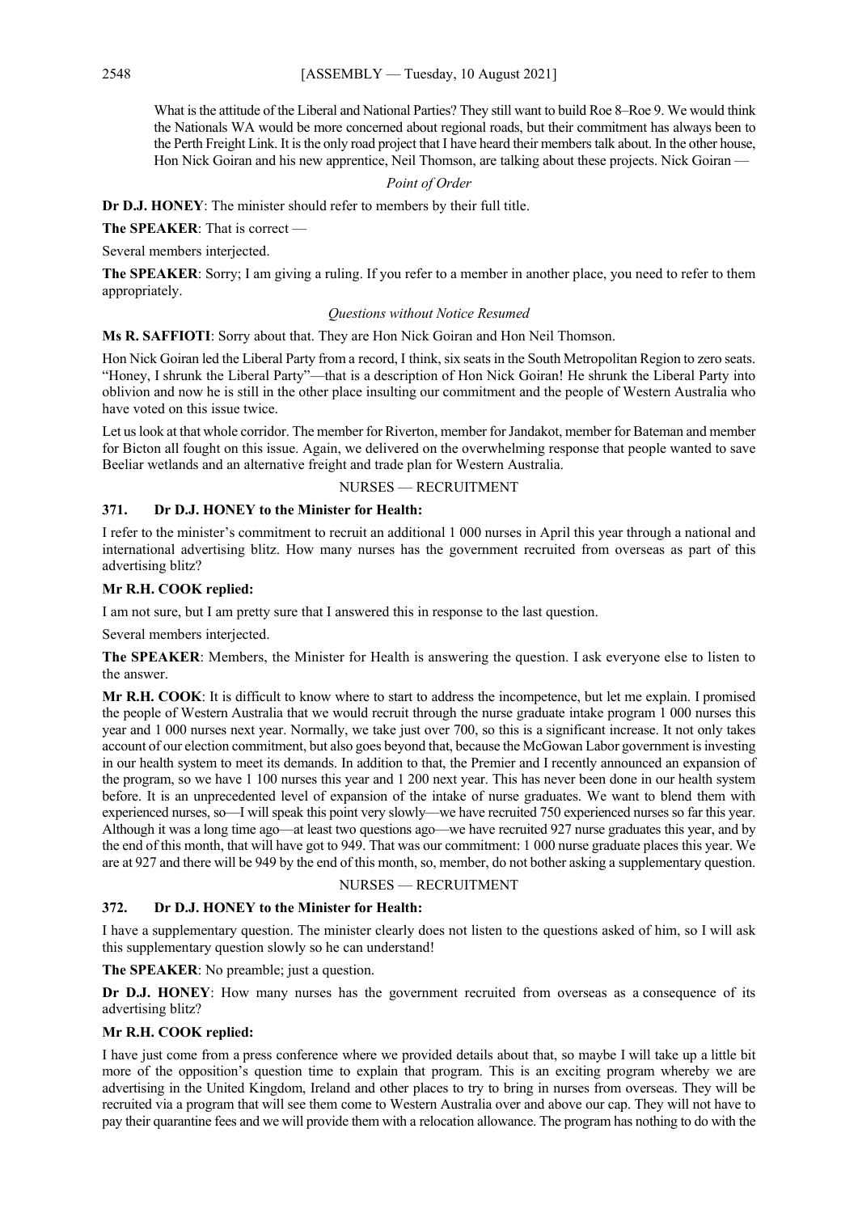What is the attitude of the Liberal and National Parties? They still want to build Roe 8–Roe 9. We would think the Nationals WA would be more concerned about regional roads, but their commitment has always been to the Perth Freight Link. It is the only road project that I have heard their members talk about. In the other house, Hon Nick Goiran and his new apprentice, Neil Thomson, are talking about these projects. Nick Goiran —

*Point of Order*

**Dr D.J. HONEY**: The minister should refer to members by their full title.

**The SPEAKER**: That is correct —

Several members interjected.

**The SPEAKER**: Sorry; I am giving a ruling. If you refer to a member in another place, you need to refer to them appropriately.

*Questions without Notice Resumed*

**Ms R. SAFFIOTI**: Sorry about that. They are Hon Nick Goiran and Hon Neil Thomson.

Hon Nick Goiran led the Liberal Party from a record, I think, six seats in the South Metropolitan Region to zero seats. "Honey, I shrunk the Liberal Party"—that is a description of Hon Nick Goiran! He shrunk the Liberal Party into oblivion and now he is still in the other place insulting our commitment and the people of Western Australia who have voted on this issue twice.

Let us look at that whole corridor. The member for Riverton, member for Jandakot, member for Bateman and member for Bicton all fought on this issue. Again, we delivered on the overwhelming response that people wanted to save Beeliar wetlands and an alternative freight and trade plan for Western Australia.

NURSES — RECRUITMENT

**371. Dr D.J. HONEY to the Minister for Health:**

I refer to the minister's commitment to recruit an additional 1 000 nurses in April this year through a national and international advertising blitz. How many nurses has the government recruited from overseas as part of this advertising blitz?

**Mr R.H. COOK replied:**

I am not sure, but I am pretty sure that I answered this in response to the last question.

Several members interjected.

**The SPEAKER**: Members, the Minister for Health is answering the question. I ask everyone else to listen to the answer.

**Mr R.H. COOK**: It is difficult to know where to start to address the incompetence, but let me explain. I promised the people of Western Australia that we would recruit through the nurse graduate intake program 1 000 nurses this year and 1 000 nurses next year. Normally, we take just over 700, so this is a significant increase. It not only takes account of our election commitment, but also goes beyond that, because the McGowan Labor government is investing in our health system to meet its demands. In addition to that, the Premier and I recently announced an expansion of the program, so we have 1 100 nurses this year and 1 200 next year. This has never been done in our health system before. It is an unprecedented level of expansion of the intake of nurse graduates. We want to blend them with experienced nurses, so—I will speak this point very slowly—we have recruited 750 experienced nurses so far this year. Although it was a long time ago—at least two questions ago—we have recruited 927 nurse graduates this year, and by the end of this month, that will have got to 949. That was our commitment: 1 000 nurse graduate places this year. We are at 927 and there will be 949 by the end of this month, so, member, do not bother asking a supplementary question.

NURSES — RECRUITMENT

**372. Dr D.J. HONEY to the Minister for Health:**

I have a supplementary question. The minister clearly does not listen to the questions asked of him, so I will ask this supplementary question slowly so he can understand!

**The SPEAKER**: No preamble; just a question.

**Dr D.J. HONEY**: How many nurses has the government recruited from overseas as a consequence of its advertising blitz?

**Mr R.H. COOK replied:**

I have just come from a press conference where we provided details about that, so maybe I will take up a little bit more of the opposition's question time to explain that program. This is an exciting program whereby we are advertising in the United Kingdom, Ireland and other places to try to bring in nurses from overseas. They will be recruited via a program that will see them come to Western Australia over and above our cap. They will not have to pay their quarantine fees and we will provide them with a relocation allowance. The program has nothing to do with the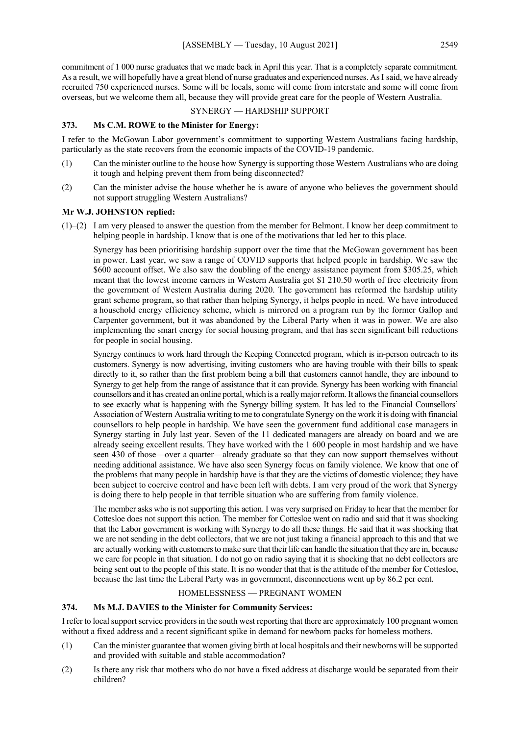commitment of 1 000 nurse graduates that we made back in April this year. That is a completely separate commitment. As a result, we will hopefully have a great blend of nurse graduates and experienced nurses. As I said, we have already recruited 750 experienced nurses. Some will be locals, some will come from interstate and some will come from overseas, but we welcome them all, because they will provide great care for the people of Western Australia.

## SYNERGY — HARDSHIP SUPPORT

### 373. Ms C.M. ROWE to the Minister for Energy:

I refer to the McGowan Labor government's commitment to supporting Western Australians facing hardship, particularly as the state recovers from the economic impacts of the COVID-19 pandemic.

(1) Can the minister outline to the house how Synergy is supporting those Western Australians who are doing it tough and helping prevent them from being disconnected?

(2) Can the minister advise the house whether he is aware of anyone who believes the government should not support struggling Western Australians?

**Mr W.J. JOHNSTON replied:**

(1)–(2) I am very pleased to answer the question from the member for Belmont. I know her deep commitment to helping people in hardship. I know that is one of the motivations that led her to this place.

Synergy has been prioritising hardship support over the time that the McGowan government has been in power. Last year, we saw a range of COVID supports that helped people in hardship. We saw the $600 account offset. We also saw the doubling of the energy assistance payment from $305.25, which meant that the lowest income earners in Western Australia got $1 210.50 worth of free electricity from the government of Western Australia during 2020. The government has reformed the hardship utility grant scheme program, so that rather than helping Synergy, it helps people in need. We have introduced a household energy efficiency scheme, which is mirrored on a program run by the former Gallop and Carpenter government, but it was abandoned by the Liberal Party when it was in power. We are also implementing the smart energy for social housing program, and that has seen significant bill reductions for people in social housing.

Synergy continues to work hard through the Keeping Connected program, which is in-person outreach to its customers. Synergy is now advertising, inviting customers who are having trouble with their bills to speak directly to it, so rather than the first problem being a bill that customers cannot handle, they are inbound to Synergy to get help from the range of assistance that it can provide. Synergy has been working with financial counsellors and it has created an online portal, which is a really major reform. It allows the financial counsellors to see exactly what is happening with the Synergy billing system. It has led to the Financial Counsellors' Association of Western Australia writing to me to congratulate Synergy on the work it is doing with financial counsellors to help people in hardship. We have seen the government fund additional case managers in Synergy starting in July last year. Seven of the 11 dedicated managers are already on board and we are already seeing excellent results. They have worked with the 1 600 people in most hardship and we have seen 430 of those—over a quarter—already graduate so that they can now support themselves without needing additional assistance. We have also seen Synergy focus on family violence. We know that one of the problems that many people in hardship have is that they are the victims of domestic violence; they have been subject to coercive control and have been left with debts. I am very proud of the work that Synergy is doing there to help people in that terrible situation who are suffering from family violence.

The member asks who is not supporting this action. I was very surprised on Friday to hear that the member for Cottesloe does not support this action. The member for Cottesloe went on radio and said that it was shocking that the Labor government is working with Synergy to do all these things. He said that it was shocking that we are not sending in the debt collectors, that we are not just taking a financial approach to this and that we are actually working with customers to make sure that their life can handle the situation that they are in, because we care for people in that situation. I do not go on radio saying that it is shocking that no debt collectors are being sent out to the people of this state. It is no wonder that that is the attitude of the member for Cottesloe, because the last time the Liberal Party was in government, disconnections went up by 86.2 per cent.

## HOMELESSNESS — PREGNANT WOMEN

### 374. Ms M.J. DAVIES to the Minister for Community Services:

I refer to local support service providers in the south west reporting that there are approximately 100 pregnant women without a fixed address and a recent significant spike in demand for newborn packs for homeless mothers.

(1) Can the minister guarantee that women giving birth at local hospitals and their newborns will be supported and provided with suitable and stable accommodation?

(2) Is there any risk that mothers who do not have a fixed address at discharge would be separated from their children?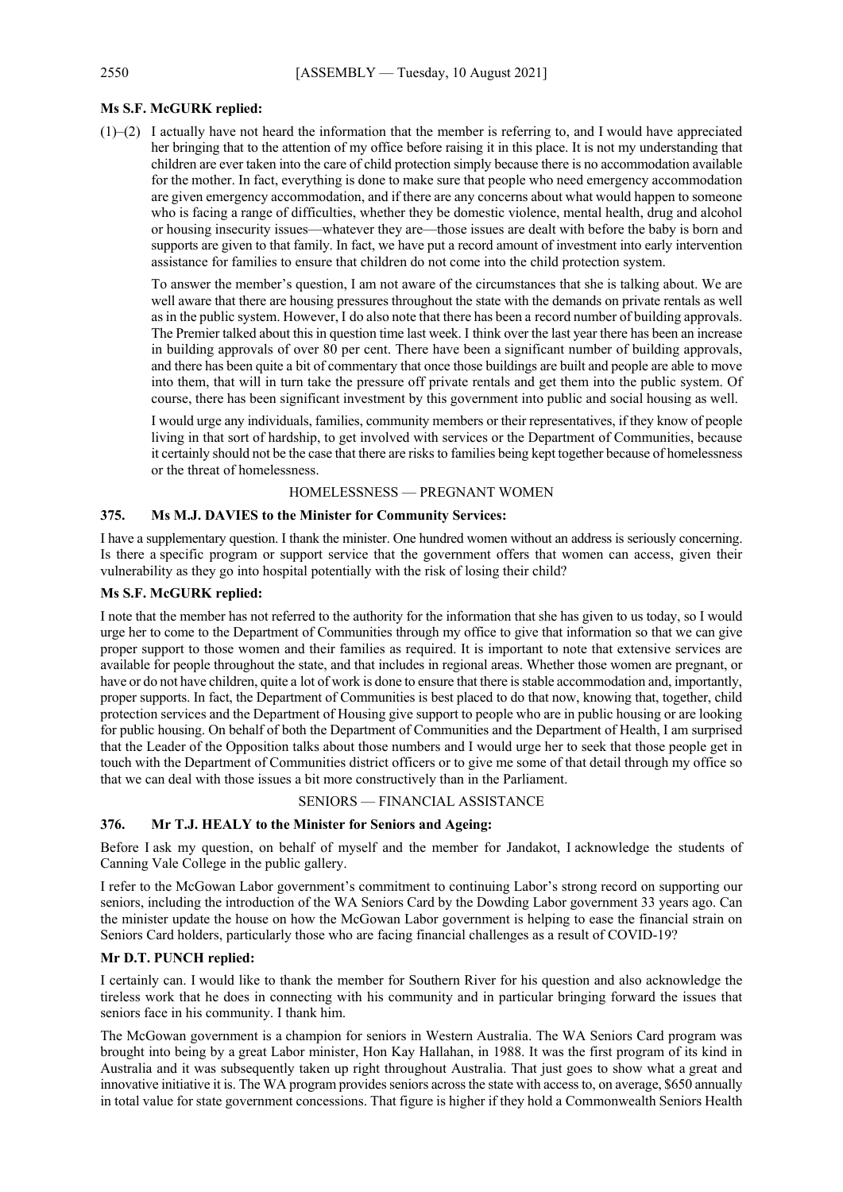**Ms S.F. McGURK replied:**

(1)–(2) I actually have not heard the information that the member is referring to, and I would have appreciated her bringing that to the attention of my office before raising it in this place. It is not my understanding that children are ever taken into the care of child protection simply because there is no accommodation available for the mother. In fact, everything is done to make sure that people who need emergency accommodation are given emergency accommodation, and if there are any concerns about what would happen to someone who is facing a range of difficulties, whether they be domestic violence, mental health, drug and alcohol or housing insecurity issues—whatever they are—those issues are dealt with before the baby is born and supports are given to that family. In fact, we have put a record amount of investment into early intervention assistance for families to ensure that children do not come into the child protection system.

To answer the member's question, I am not aware of the circumstances that she is talking about. We are well aware that there are housing pressures throughout the state with the demands on private rentals as well as in the public system. However, I do also note that there has been a record number of building approvals. The Premier talked about this in question time last week. I think over the last year there has been an increase in building approvals of over 80 per cent. There have been a significant number of building approvals, and there has been quite a bit of commentary that once those buildings are built and people are able to move into them, that will in turn take the pressure off private rentals and get them into the public system. Of course, there has been significant investment by this government into public and social housing as well.

I would urge any individuals, families, community members or their representatives, if they know of people living in that sort of hardship, to get involved with services or the Department of Communities, because it certainly should not be the case that there are risks to families being kept together because of homelessness or the threat of homelessness.

HOMELESSNESS — PREGNANT WOMEN

**375. Ms M.J. DAVIES to the Minister for Community Services:**

I have a supplementary question. I thank the minister. One hundred women without an address is seriously concerning. Is there a specific program or support service that the government offers that women can access, given their vulnerability as they go into hospital potentially with the risk of losing their child?

**Ms S.F. McGURK replied:**

I note that the member has not referred to the authority for the information that she has given to us today, so I would urge her to come to the Department of Communities through my office to give that information so that we can give proper support to those women and their families as required. It is important to note that extensive services are available for people throughout the state, and that includes in regional areas. Whether those women are pregnant, or have or do not have children, quite a lot of work is done to ensure that there is stable accommodation and, importantly, proper supports. In fact, the Department of Communities is best placed to do that now, knowing that, together, child protection services and the Department of Housing give support to people who are in public housing or are looking for public housing. On behalf of both the Department of Communities and the Department of Health, I am surprised that the Leader of the Opposition talks about those numbers and I would urge her to seek that those people get in touch with the Department of Communities district officers or to give me some of that detail through my office so that we can deal with those issues a bit more constructively than in the Parliament.

SENIORS — FINANCIAL ASSISTANCE

**376. Mr T.J. HEALY to the Minister for Seniors and Ageing:**

Before I ask my question, on behalf of myself and the member for Jandakot, I acknowledge the students of Canning Vale College in the public gallery.

I refer to the McGowan Labor government's commitment to continuing Labor's strong record on supporting our seniors, including the introduction of the WA Seniors Card by the Dowding Labor government 33 years ago. Can the minister update the house on how the McGowan Labor government is helping to ease the financial strain on Seniors Card holders, particularly those who are facing financial challenges as a result of COVID-19?

**Mr D.T. PUNCH replied:**

I certainly can. I would like to thank the member for Southern River for his question and also acknowledge the tireless work that he does in connecting with his community and in particular bringing forward the issues that seniors face in his community. I thank him.

The McGowan government is a champion for seniors in Western Australia. The WA Seniors Card program was brought into being by a great Labor minister, Hon Kay Hallahan, in 1988. It was the first program of its kind in Australia and it was subsequently taken up right throughout Australia. That just goes to show what a great and innovative initiative it is. The WA program provides seniors across the state with access to, on average, $650 annually in total value for state government concessions. That figure is higher if they hold a Commonwealth Seniors Health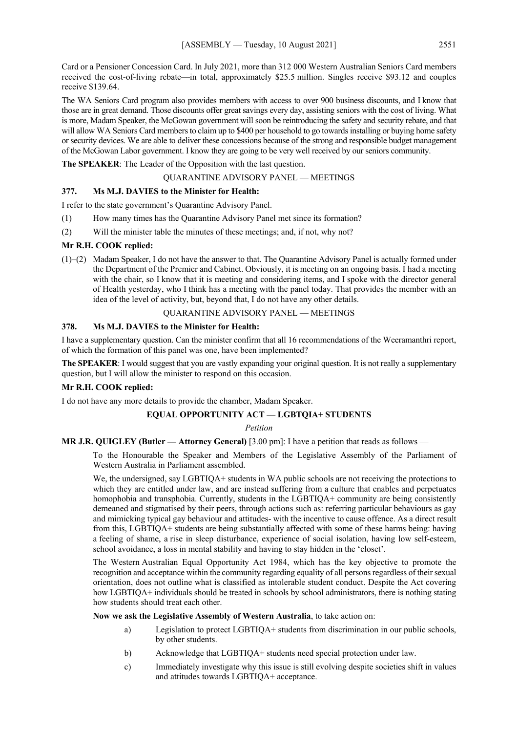Card or a Pensioner Concession Card. In July 2021, more than 312 000 Western Australian Seniors Card members received the cost-of-living rebate—in total, approximately $25.5 million. Singles receive $93.12 and couples receive $139.64.

The WA Seniors Card program also provides members with access to over 900 business discounts, and I know that those are in great demand. Those discounts offer great savings every day, assisting seniors with the cost of living. What is more, Madam Speaker, the McGowan government will soon be reintroducing the safety and security rebate, and that will allow WA Seniors Card members to claim up to $400 per household to go towards installing or buying home safety or security devices. We are able to deliver these concessions because of the strong and responsible budget management of the McGowan Labor government. I know they are going to be very well received by our seniors community.

**The SPEAKER**: The Leader of the Opposition with the last question.

QUARANTINE ADVISORY PANEL — MEETINGS

**377. Ms M.J. DAVIES to the Minister for Health:**

I refer to the state government's Quarantine Advisory Panel.

(1) How many times has the Quarantine Advisory Panel met since its formation?

(2) Will the minister table the minutes of these meetings; and, if not, why not?

**Mr R.H. COOK replied:**

(1)–(2) Madam Speaker, I do not have the answer to that. The Quarantine Advisory Panel is actually formed under the Department of the Premier and Cabinet. Obviously, it is meeting on an ongoing basis. I had a meeting with the chair, so I know that it is meeting and considering items, and I spoke with the director general of Health yesterday, who I think has a meeting with the panel today. That provides the member with an idea of the level of activity, but, beyond that, I do not have any other details.

QUARANTINE ADVISORY PANEL — MEETINGS

**378. Ms M.J. DAVIES to the Minister for Health:**

I have a supplementary question. Can the minister confirm that all 16 recommendations of the Weeramanthri report, of which the formation of this panel was one, have been implemented?

**The SPEAKER**: I would suggest that you are vastly expanding your original question. It is not really a supplementary question, but I will allow the minister to respond on this occasion.

**Mr R.H. COOK replied:**

I do not have any more details to provide the chamber, Madam Speaker.

## EQUAL OPPORTUNITY ACT — LGBTQIA+ STUDENTS

*Petition*

**MR J.R. QUIGLEY (Butler — Attorney General)** [3.00 pm]: I have a petition that reads as follows —

> To the Honourable the Speaker and Members of the Legislative Assembly of the Parliament of Western Australia in Parliament assembled.
>
> We, the undersigned, say LGBTIQA+ students in WA public schools are not receiving the protections to which they are entitled under law, and are instead suffering from a culture that enables and perpetuates homophobia and transphobia. Currently, students in the LGBTIQA+ community are being consistently demeaned and stigmatised by their peers, through actions such as: referring particular behaviours as gay and mimicking typical gay behaviour and attitudes- with the incentive to cause offence. As a direct result from this, LGBTIQA+ students are being substantially affected with some of these harms being: having a feeling of shame, a rise in sleep disturbance, experience of social isolation, having low self-esteem, school avoidance, a loss in mental stability and having to stay hidden in the 'closet'.
>
> The Western Australian Equal Opportunity Act 1984, which has the key objective to promote the recognition and acceptance within the community regarding equality of all persons regardless of their sexual orientation, does not outline what is classified as intolerable student conduct. Despite the Act covering how LGBTIQA+ individuals should be treated in schools by school administrators, there is nothing stating how students should treat each other.
>
> **Now we ask the Legislative Assembly of Western Australia**, to take action on:
>
> a) Legislation to protect LGBTIQA+ students from discrimination in our public schools, by other students.
>
> b) Acknowledge that LGBTIQA+ students need special protection under law.
>
> c) Immediately investigate why this issue is still evolving despite societies shift in values and attitudes towards LGBTIQA+ acceptance.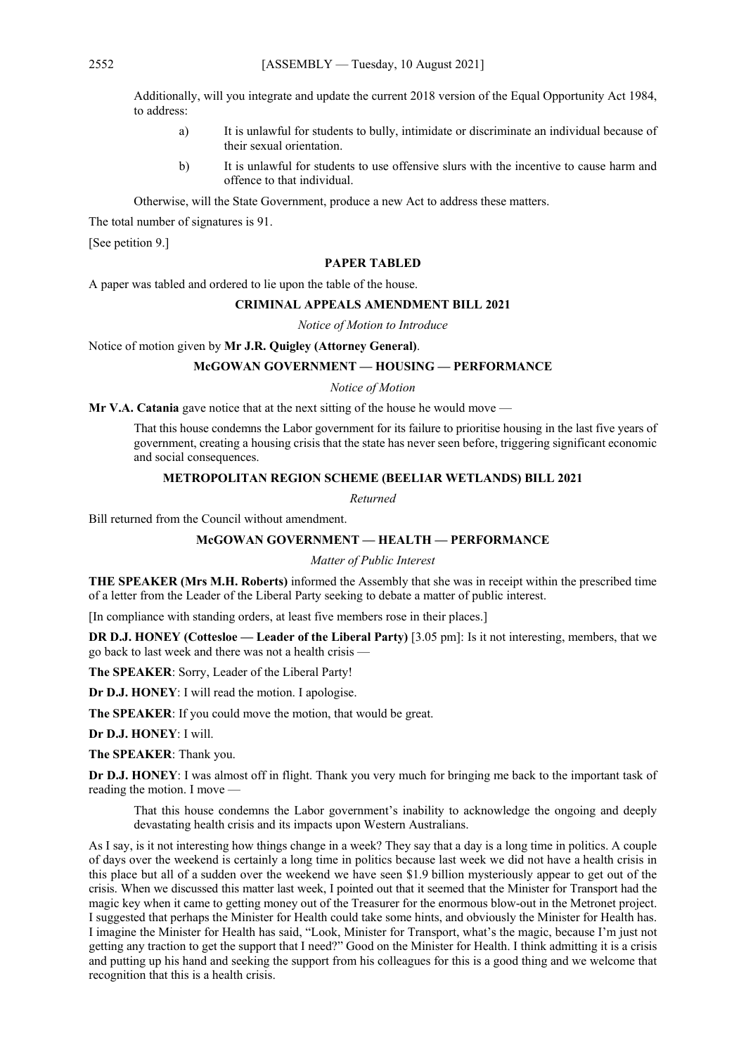Additionally, will you integrate and update the current 2018 version of the Equal Opportunity Act 1984, to address:

> a) It is unlawful for students to bully, intimidate or discriminate an individual because of their sexual orientation.
>
> b) It is unlawful for students to use offensive slurs with the incentive to cause harm and offence to that individual.

Otherwise, will the State Government, produce a new Act to address these matters.

The total number of signatures is 91.

[See petition 9.]

## PAPER TABLED

A paper was tabled and ordered to lie upon the table of the house.

## CRIMINAL APPEALS AMENDMENT BILL 2021

*Notice of Motion to Introduce*

Notice of motion given by **Mr J.R. Quigley (Attorney General)**.

## McGOWAN GOVERNMENT — HOUSING — PERFORMANCE

*Notice of Motion*

**Mr V.A. Catania** gave notice that at the next sitting of the house he would move —

> That this house condemns the Labor government for its failure to prioritise housing in the last five years of government, creating a housing crisis that the state has never seen before, triggering significant economic and social consequences.

## METROPOLITAN REGION SCHEME (BEELIAR WETLANDS) BILL 2021

*Returned*

Bill returned from the Council without amendment.

## McGOWAN GOVERNMENT — HEALTH — PERFORMANCE

*Matter of Public Interest*

**THE SPEAKER (Mrs M.H. Roberts)** informed the Assembly that she was in receipt within the prescribed time of a letter from the Leader of the Liberal Party seeking to debate a matter of public interest.

[In compliance with standing orders, at least five members rose in their places.]

**DR D.J. HONEY (Cottesloe — Leader of the Liberal Party)** [3.05 pm]: Is it not interesting, members, that we go back to last week and there was not a health crisis —

**The SPEAKER**: Sorry, Leader of the Liberal Party!

**Dr D.J. HONEY**: I will read the motion. I apologise.

**The SPEAKER**: If you could move the motion, that would be great.

**Dr D.J. HONEY**: I will.

**The SPEAKER**: Thank you.

**Dr D.J. HONEY**: I was almost off in flight. Thank you very much for bringing me back to the important task of reading the motion. I move —

> That this house condemns the Labor government's inability to acknowledge the ongoing and deeply devastating health crisis and its impacts upon Western Australians.

As I say, is it not interesting how things change in a week? They say that a day is a long time in politics. A couple of days over the weekend is certainly a long time in politics because last week we did not have a health crisis in this place but all of a sudden over the weekend we have seen $1.9 billion mysteriously appear to get out of the crisis. When we discussed this matter last week, I pointed out that it seemed that the Minister for Transport had the magic key when it came to getting money out of the Treasurer for the enormous blow-out in the Metronet project. I suggested that perhaps the Minister for Health could take some hints, and obviously the Minister for Health has. I imagine the Minister for Health has said, "Look, Minister for Transport, what's the magic, because I'm just not getting any traction to get the support that I need?" Good on the Minister for Health. I think admitting it is a crisis and putting up his hand and seeking the support from his colleagues for this is a good thing and we welcome that recognition that this is a health crisis.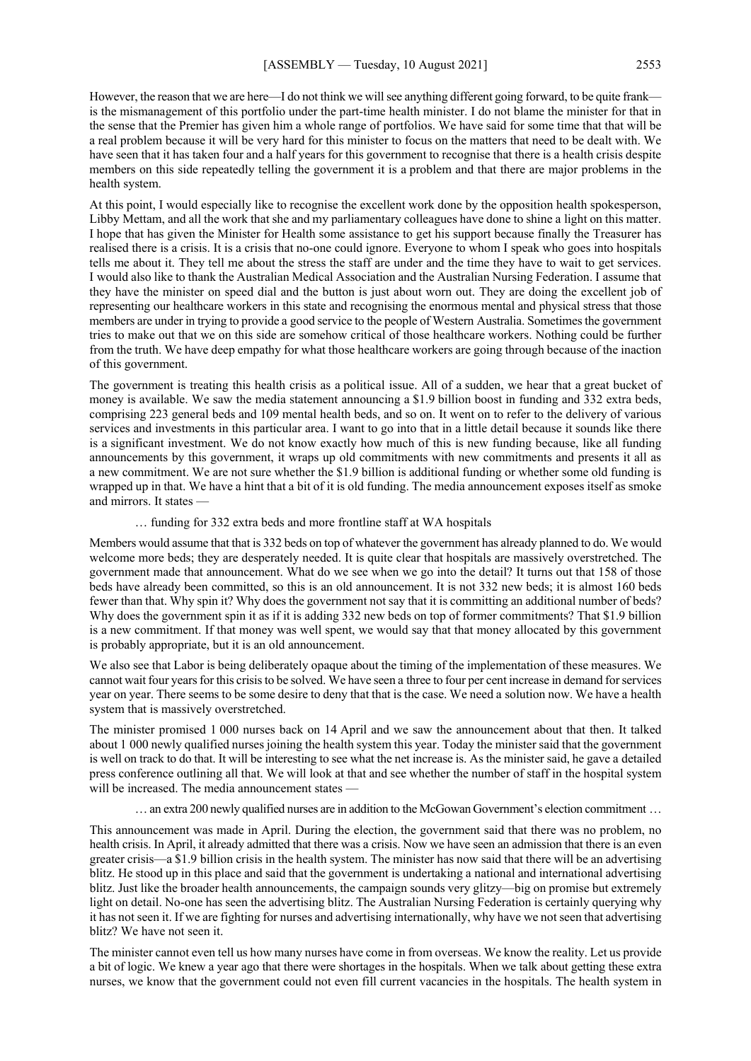However, the reason that we are here—I do not think we will see anything different going forward, to be quite frank—is the mismanagement of this portfolio under the part-time health minister. I do not blame the minister for that in the sense that the Premier has given him a whole range of portfolios. We have said for some time that that will be a real problem because it will be very hard for this minister to focus on the matters that need to be dealt with. We have seen that it has taken four and a half years for this government to recognise that there is a health crisis despite members on this side repeatedly telling the government it is a problem and that there are major problems in the health system.

At this point, I would especially like to recognise the excellent work done by the opposition health spokesperson, Libby Mettam, and all the work that she and my parliamentary colleagues have done to shine a light on this matter. I hope that has given the Minister for Health some assistance to get his support because finally the Treasurer has realised there is a crisis. It is a crisis that no-one could ignore. Everyone to whom I speak who goes into hospitals tells me about it. They tell me about the stress the staff are under and the time they have to wait to get services. I would also like to thank the Australian Medical Association and the Australian Nursing Federation. I assume that they have the minister on speed dial and the button is just about worn out. They are doing the excellent job of representing our healthcare workers in this state and recognising the enormous mental and physical stress that those members are under in trying to provide a good service to the people of Western Australia. Sometimes the government tries to make out that we on this side are somehow critical of those healthcare workers. Nothing could be further from the truth. We have deep empathy for what those healthcare workers are going through because of the inaction of this government.

The government is treating this health crisis as a political issue. All of a sudden, we hear that a great bucket of money is available. We saw the media statement announcing a $1.9 billion boost in funding and 332 extra beds, comprising 223 general beds and 109 mental health beds, and so on. It went on to refer to the delivery of various services and investments in this particular area. I want to go into that in a little detail because it sounds like there is a significant investment. We do not know exactly how much of this is new funding because, like all funding announcements by this government, it wraps up old commitments with new commitments and presents it all as a new commitment. We are not sure whether the $1.9 billion is additional funding or whether some old funding is wrapped up in that. We have a hint that a bit of it is old funding. The media announcement exposes itself as smoke and mirrors. It states —

> … funding for 332 extra beds and more frontline staff at WA hospitals

Members would assume that that is 332 beds on top of whatever the government has already planned to do. We would welcome more beds; they are desperately needed. It is quite clear that hospitals are massively overstretched. The government made that announcement. What do we see when we go into the detail? It turns out that 158 of those beds have already been committed, so this is an old announcement. It is not 332 new beds; it is almost 160 beds fewer than that. Why spin it? Why does the government not say that it is committing an additional number of beds? Why does the government spin it as if it is adding 332 new beds on top of former commitments? That $1.9 billion is a new commitment. If that money was well spent, we would say that that money allocated by this government is probably appropriate, but it is an old announcement.

We also see that Labor is being deliberately opaque about the timing of the implementation of these measures. We cannot wait four years for this crisis to be solved. We have seen a three to four per cent increase in demand for services year on year. There seems to be some desire to deny that that is the case. We need a solution now. We have a health system that is massively overstretched.

The minister promised 1 000 nurses back on 14 April and we saw the announcement about that then. It talked about 1 000 newly qualified nurses joining the health system this year. Today the minister said that the government is well on track to do that. It will be interesting to see what the net increase is. As the minister said, he gave a detailed press conference outlining all that. We will look at that and see whether the number of staff in the hospital system will be increased. The media announcement states —

> … an extra 200 newly qualified nurses are in addition to the McGowan Government's election commitment …

This announcement was made in April. During the election, the government said that there was no problem, no health crisis. In April, it already admitted that there was a crisis. Now we have seen an admission that there is an even greater crisis—a $1.9 billion crisis in the health system. The minister has now said that there will be an advertising blitz. He stood up in this place and said that the government is undertaking a national and international advertising blitz. Just like the broader health announcements, the campaign sounds very glitzy—big on promise but extremely light on detail. No-one has seen the advertising blitz. The Australian Nursing Federation is certainly querying why it has not seen it. If we are fighting for nurses and advertising internationally, why have we not seen that advertising blitz? We have not seen it.

The minister cannot even tell us how many nurses have come in from overseas. We know the reality. Let us provide a bit of logic. We knew a year ago that there were shortages in the hospitals. When we talk about getting these extra nurses, we know that the government could not even fill current vacancies in the hospitals. The health system in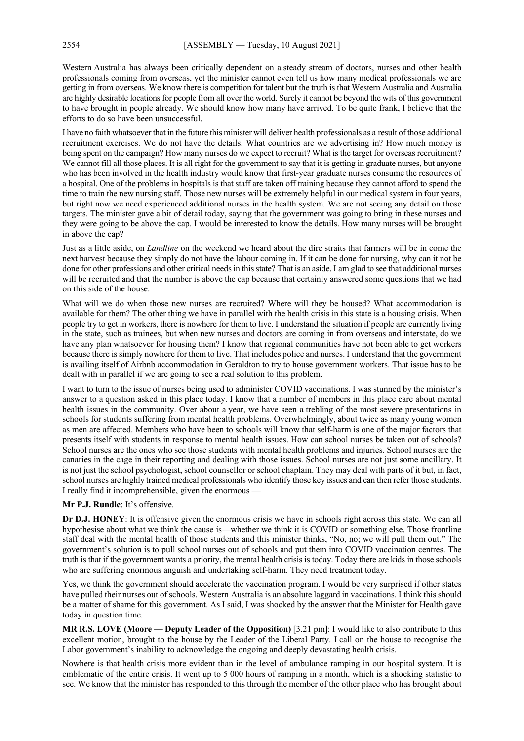Western Australia has always been critically dependent on a steady stream of doctors, nurses and other health professionals coming from overseas, yet the minister cannot even tell us how many medical professionals we are getting in from overseas. We know there is competition for talent but the truth is that Western Australia and Australia are highly desirable locations for people from all over the world. Surely it cannot be beyond the wits of this government to have brought in people already. We should know how many have arrived. To be quite frank, I believe that the efforts to do so have been unsuccessful.

I have no faith whatsoever that in the future this minister will deliver health professionals as a result of those additional recruitment exercises. We do not have the details. What countries are we advertising in? How much money is being spent on the campaign? How many nurses do we expect to recruit? What is the target for overseas recruitment? We cannot fill all those places. It is all right for the government to say that it is getting in graduate nurses, but anyone who has been involved in the health industry would know that first-year graduate nurses consume the resources of a hospital. One of the problems in hospitals is that staff are taken off training because they cannot afford to spend the time to train the new nursing staff. Those new nurses will be extremely helpful in our medical system in four years, but right now we need experienced additional nurses in the health system. We are not seeing any detail on those targets. The minister gave a bit of detail today, saying that the government was going to bring in these nurses and they were going to be above the cap. I would be interested to know the details. How many nurses will be brought in above the cap?

Just as a little aside, on *Landline* on the weekend we heard about the dire straits that farmers will be in come the next harvest because they simply do not have the labour coming in. If it can be done for nursing, why can it not be done for other professions and other critical needs in this state? That is an aside. I am glad to see that additional nurses will be recruited and that the number is above the cap because that certainly answered some questions that we had on this side of the house.

What will we do when those new nurses are recruited? Where will they be housed? What accommodation is available for them? The other thing we have in parallel with the health crisis in this state is a housing crisis. When people try to get in workers, there is nowhere for them to live. I understand the situation if people are currently living in the state, such as trainees, but when new nurses and doctors are coming in from overseas and interstate, do we have any plan whatsoever for housing them? I know that regional communities have not been able to get workers because there is simply nowhere for them to live. That includes police and nurses. I understand that the government is availing itself of Airbnb accommodation in Geraldton to try to house government workers. That issue has to be dealt with in parallel if we are going to see a real solution to this problem.

I want to turn to the issue of nurses being used to administer COVID vaccinations. I was stunned by the minister's answer to a question asked in this place today. I know that a number of members in this place care about mental health issues in the community. Over about a year, we have seen a trebling of the most severe presentations in schools for students suffering from mental health problems. Overwhelmingly, about twice as many young women as men are affected. Members who have been to schools will know that self-harm is one of the major factors that presents itself with students in response to mental health issues. How can school nurses be taken out of schools? School nurses are the ones who see those students with mental health problems and injuries. School nurses are the canaries in the cage in their reporting and dealing with those issues. School nurses are not just some ancillary. It is not just the school psychologist, school counsellor or school chaplain. They may deal with parts of it but, in fact, school nurses are highly trained medical professionals who identify those key issues and can then refer those students. I really find it incomprehensible, given the enormous —

**Mr P.J. Rundle**: It's offensive.

**Dr D.J. HONEY**: It is offensive given the enormous crisis we have in schools right across this state. We can all hypothesise about what we think the cause is—whether we think it is COVID or something else. Those frontline staff deal with the mental health of those students and this minister thinks, "No, no; we will pull them out." The government's solution is to pull school nurses out of schools and put them into COVID vaccination centres. The truth is that if the government wants a priority, the mental health crisis is today. Today there are kids in those schools who are suffering enormous anguish and undertaking self-harm. They need treatment today.

Yes, we think the government should accelerate the vaccination program. I would be very surprised if other states have pulled their nurses out of schools. Western Australia is an absolute laggard in vaccinations. I think this should be a matter of shame for this government. As I said, I was shocked by the answer that the Minister for Health gave today in question time.

**MR R.S. LOVE (Moore — Deputy Leader of the Opposition)** [3.21 pm]: I would like to also contribute to this excellent motion, brought to the house by the Leader of the Liberal Party. I call on the house to recognise the Labor government's inability to acknowledge the ongoing and deeply devastating health crisis.

Nowhere is that health crisis more evident than in the level of ambulance ramping in our hospital system. It is emblematic of the entire crisis. It went up to 5 000 hours of ramping in a month, which is a shocking statistic to see. We know that the minister has responded to this through the member of the other place who has brought about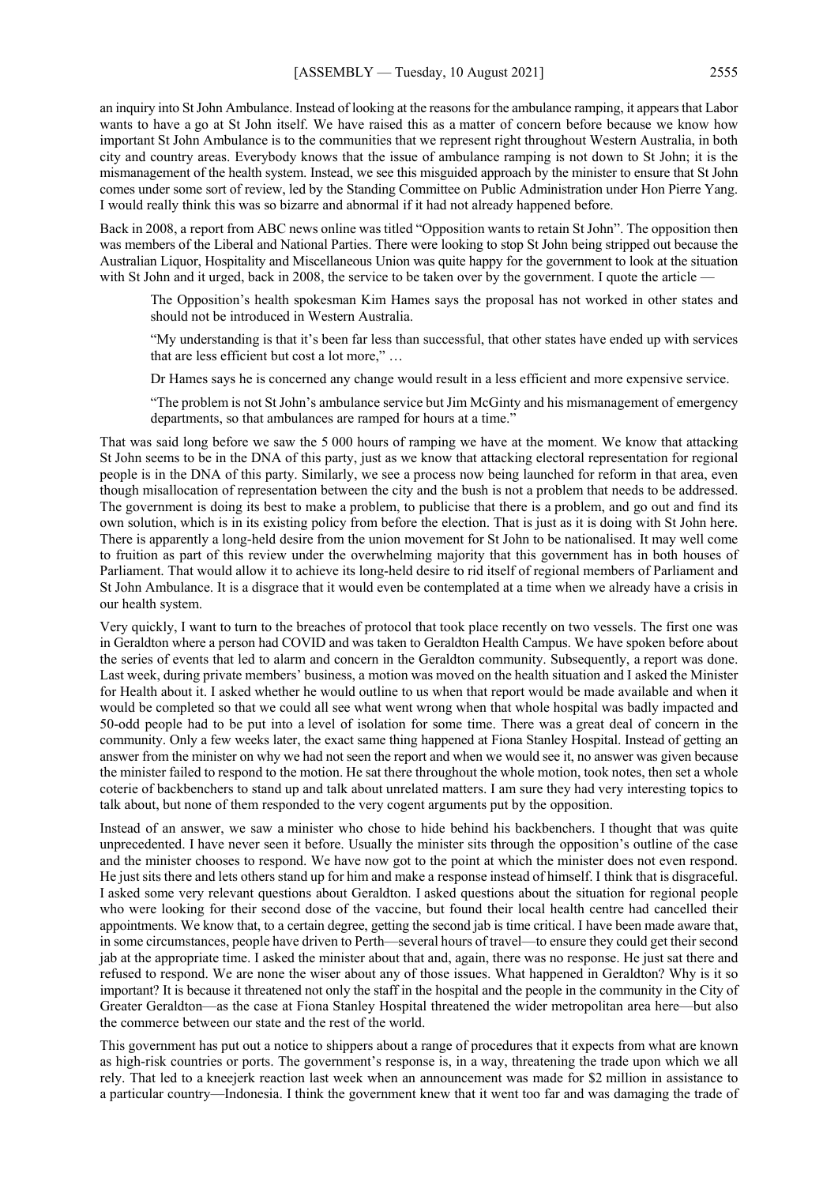an inquiry into St John Ambulance. Instead of looking at the reasons for the ambulance ramping, it appears that Labor wants to have a go at St John itself. We have raised this as a matter of concern before because we know how important St John Ambulance is to the communities that we represent right throughout Western Australia, in both city and country areas. Everybody knows that the issue of ambulance ramping is not down to St John; it is the mismanagement of the health system. Instead, we see this misguided approach by the minister to ensure that St John comes under some sort of review, led by the Standing Committee on Public Administration under Hon Pierre Yang. I would really think this was so bizarre and abnormal if it had not already happened before.

Back in 2008, a report from ABC news online was titled "Opposition wants to retain St John". The opposition then was members of the Liberal and National Parties. There were looking to stop St John being stripped out because the Australian Liquor, Hospitality and Miscellaneous Union was quite happy for the government to look at the situation with St John and it urged, back in 2008, the service to be taken over by the government. I quote the article —

> The Opposition's health spokesman Kim Hames says the proposal has not worked in other states and should not be introduced in Western Australia.
>
> "My understanding is that it's been far less than successful, that other states have ended up with services that are less efficient but cost a lot more," …
>
> Dr Hames says he is concerned any change would result in a less efficient and more expensive service.
>
> "The problem is not St John's ambulance service but Jim McGinty and his mismanagement of emergency departments, so that ambulances are ramped for hours at a time."

That was said long before we saw the 5 000 hours of ramping we have at the moment. We know that attacking St John seems to be in the DNA of this party, just as we know that attacking electoral representation for regional people is in the DNA of this party. Similarly, we see a process now being launched for reform in that area, even though misallocation of representation between the city and the bush is not a problem that needs to be addressed. The government is doing its best to make a problem, to publicise that there is a problem, and go out and find its own solution, which is in its existing policy from before the election. That is just as it is doing with St John here. There is apparently a long-held desire from the union movement for St John to be nationalised. It may well come to fruition as part of this review under the overwhelming majority that this government has in both houses of Parliament. That would allow it to achieve its long-held desire to rid itself of regional members of Parliament and St John Ambulance. It is a disgrace that it would even be contemplated at a time when we already have a crisis in our health system.

Very quickly, I want to turn to the breaches of protocol that took place recently on two vessels. The first one was in Geraldton where a person had COVID and was taken to Geraldton Health Campus. We have spoken before about the series of events that led to alarm and concern in the Geraldton community. Subsequently, a report was done. Last week, during private members' business, a motion was moved on the health situation and I asked the Minister for Health about it. I asked whether he would outline to us when that report would be made available and when it would be completed so that we could all see what went wrong when that whole hospital was badly impacted and 50-odd people had to be put into a level of isolation for some time. There was a great deal of concern in the community. Only a few weeks later, the exact same thing happened at Fiona Stanley Hospital. Instead of getting an answer from the minister on why we had not seen the report and when we would see it, no answer was given because the minister failed to respond to the motion. He sat there throughout the whole motion, took notes, then set a whole coterie of backbenchers to stand up and talk about unrelated matters. I am sure they had very interesting topics to talk about, but none of them responded to the very cogent arguments put by the opposition.

Instead of an answer, we saw a minister who chose to hide behind his backbenchers. I thought that was quite unprecedented. I have never seen it before. Usually the minister sits through the opposition's outline of the case and the minister chooses to respond. We have now got to the point at which the minister does not even respond. He just sits there and lets others stand up for him and make a response instead of himself. I think that is disgraceful. I asked some very relevant questions about Geraldton. I asked questions about the situation for regional people who were looking for their second dose of the vaccine, but found their local health centre had cancelled their appointments. We know that, to a certain degree, getting the second jab is time critical. I have been made aware that, in some circumstances, people have driven to Perth—several hours of travel—to ensure they could get their second jab at the appropriate time. I asked the minister about that and, again, there was no response. He just sat there and refused to respond. We are none the wiser about any of those issues. What happened in Geraldton? Why is it so important? It is because it threatened not only the staff in the hospital and the people in the community in the City of Greater Geraldton—as the case at Fiona Stanley Hospital threatened the wider metropolitan area here—but also the commerce between our state and the rest of the world.

This government has put out a notice to shippers about a range of procedures that it expects from what are known as high-risk countries or ports. The government's response is, in a way, threatening the trade upon which we all rely. That led to a kneejerk reaction last week when an announcement was made for $2 million in assistance to a particular country—Indonesia. I think the government knew that it went too far and was damaging the trade of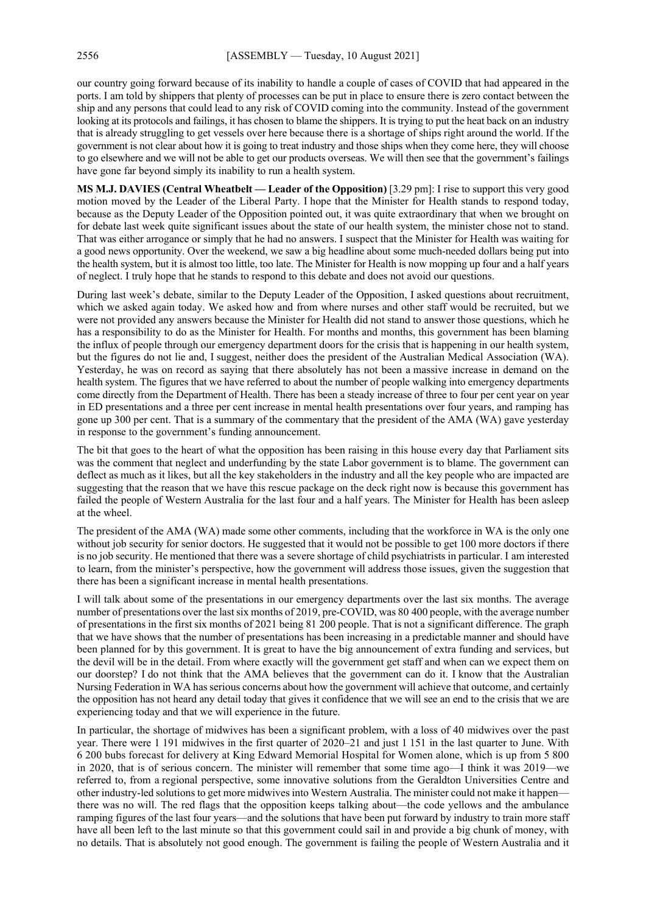our country going forward because of its inability to handle a couple of cases of COVID that had appeared in the ports. I am told by shippers that plenty of processes can be put in place to ensure there is zero contact between the ship and any persons that could lead to any risk of COVID coming into the community. Instead of the government looking at its protocols and failings, it has chosen to blame the shippers. It is trying to put the heat back on an industry that is already struggling to get vessels over here because there is a shortage of ships right around the world. If the government is not clear about how it is going to treat industry and those ships when they come here, they will choose to go elsewhere and we will not be able to get our products overseas. We will then see that the government's failings have gone far beyond simply its inability to run a health system.

**MS M.J. DAVIES (Central Wheatbelt — Leader of the Opposition)** [3.29 pm]: I rise to support this very good motion moved by the Leader of the Liberal Party. I hope that the Minister for Health stands to respond today, because as the Deputy Leader of the Opposition pointed out, it was quite extraordinary that when we brought on for debate last week quite significant issues about the state of our health system, the minister chose not to stand. That was either arrogance or simply that he had no answers. I suspect that the Minister for Health was waiting for a good news opportunity. Over the weekend, we saw a big headline about some much-needed dollars being put into the health system, but it is almost too little, too late. The Minister for Health is now mopping up four and a half years of neglect. I truly hope that he stands to respond to this debate and does not avoid our questions.

During last week's debate, similar to the Deputy Leader of the Opposition, I asked questions about recruitment, which we asked again today. We asked how and from where nurses and other staff would be recruited, but we were not provided any answers because the Minister for Health did not stand to answer those questions, which he has a responsibility to do as the Minister for Health. For months and months, this government has been blaming the influx of people through our emergency department doors for the crisis that is happening in our health system, but the figures do not lie and, I suggest, neither does the president of the Australian Medical Association (WA). Yesterday, he was on record as saying that there absolutely has not been a massive increase in demand on the health system. The figures that we have referred to about the number of people walking into emergency departments come directly from the Department of Health. There has been a steady increase of three to four per cent year on year in ED presentations and a three per cent increase in mental health presentations over four years, and ramping has gone up 300 per cent. That is a summary of the commentary that the president of the AMA (WA) gave yesterday in response to the government's funding announcement.

The bit that goes to the heart of what the opposition has been raising in this house every day that Parliament sits was the comment that neglect and underfunding by the state Labor government is to blame. The government can deflect as much as it likes, but all the key stakeholders in the industry and all the key people who are impacted are suggesting that the reason that we have this rescue package on the deck right now is because this government has failed the people of Western Australia for the last four and a half years. The Minister for Health has been asleep at the wheel.

The president of the AMA (WA) made some other comments, including that the workforce in WA is the only one without job security for senior doctors. He suggested that it would not be possible to get 100 more doctors if there is no job security. He mentioned that there was a severe shortage of child psychiatrists in particular. I am interested to learn, from the minister's perspective, how the government will address those issues, given the suggestion that there has been a significant increase in mental health presentations.

I will talk about some of the presentations in our emergency departments over the last six months. The average number of presentations over the last six months of 2019, pre-COVID, was 80 400 people, with the average number of presentations in the first six months of 2021 being 81 200 people. That is not a significant difference. The graph that we have shows that the number of presentations has been increasing in a predictable manner and should have been planned for by this government. It is great to have the big announcement of extra funding and services, but the devil will be in the detail. From where exactly will the government get staff and when can we expect them on our doorstep? I do not think that the AMA believes that the government can do it. I know that the Australian Nursing Federation in WA has serious concerns about how the government will achieve that outcome, and certainly the opposition has not heard any detail today that gives it confidence that we will see an end to the crisis that we are experiencing today and that we will experience in the future.

In particular, the shortage of midwives has been a significant problem, with a loss of 40 midwives over the past year. There were 1 191 midwives in the first quarter of 2020–21 and just 1 151 in the last quarter to June. With 6 200 bubs forecast for delivery at King Edward Memorial Hospital for Women alone, which is up from 5 800 in 2020, that is of serious concern. The minister will remember that some time ago—I think it was 2019—we referred to, from a regional perspective, some innovative solutions from the Geraldton Universities Centre and other industry-led solutions to get more midwives into Western Australia. The minister could not make it happen—there was no will. The red flags that the opposition keeps talking about—the code yellows and the ambulance ramping figures of the last four years—and the solutions that have been put forward by industry to train more staff have all been left to the last minute so that this government could sail in and provide a big chunk of money, with no details. That is absolutely not good enough. The government is failing the people of Western Australia and it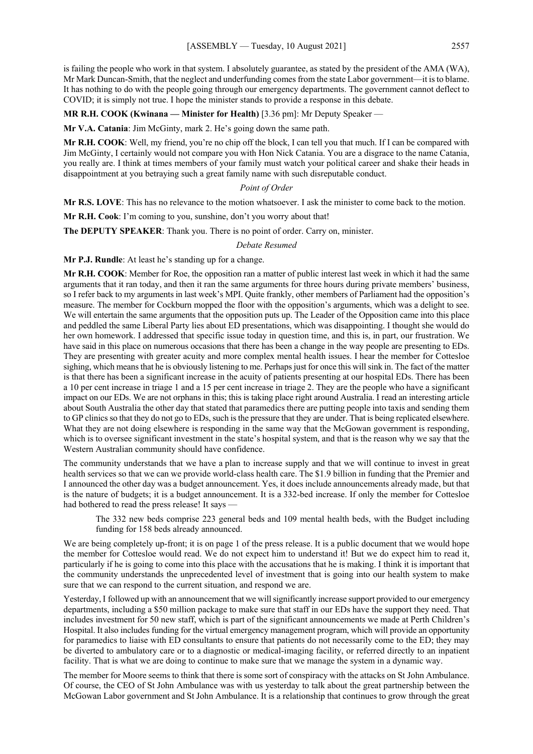is failing the people who work in that system. I absolutely guarantee, as stated by the president of the AMA (WA), Mr Mark Duncan-Smith, that the neglect and underfunding comes from the state Labor government—it is to blame. It has nothing to do with the people going through our emergency departments. The government cannot deflect to COVID; it is simply not true. I hope the minister stands to provide a response in this debate.

**MR R.H. COOK (Kwinana — Minister for Health)** [3.36 pm]: Mr Deputy Speaker —

**Mr V.A. Catania**: Jim McGinty, mark 2. He's going down the same path.

**Mr R.H. COOK**: Well, my friend, you're no chip off the block, I can tell you that much. If I can be compared with Jim McGinty, I certainly would not compare you with Hon Nick Catania. You are a disgrace to the name Catania, you really are. I think at times members of your family must watch your political career and shake their heads in disappointment at you betraying such a great family name with such disreputable conduct.

*Point of Order*

**Mr R.S. LOVE**: This has no relevance to the motion whatsoever. I ask the minister to come back to the motion.

**Mr R.H. Cook**: I'm coming to you, sunshine, don't you worry about that!

**The DEPUTY SPEAKER**: Thank you. There is no point of order. Carry on, minister.

*Debate Resumed*

**Mr P.J. Rundle**: At least he's standing up for a change.

**Mr R.H. COOK**: Member for Roe, the opposition ran a matter of public interest last week in which it had the same arguments that it ran today, and then it ran the same arguments for three hours during private members' business, so I refer back to my arguments in last week's MPI. Quite frankly, other members of Parliament had the opposition's measure. The member for Cockburn mopped the floor with the opposition's arguments, which was a delight to see. We will entertain the same arguments that the opposition puts up. The Leader of the Opposition came into this place and peddled the same Liberal Party lies about ED presentations, which was disappointing. I thought she would do her own homework. I addressed that specific issue today in question time, and this is, in part, our frustration. We have said in this place on numerous occasions that there has been a change in the way people are presenting to EDs. They are presenting with greater acuity and more complex mental health issues. I hear the member for Cottesloe sighing, which means that he is obviously listening to me. Perhaps just for once this will sink in. The fact of the matter is that there has been a significant increase in the acuity of patients presenting at our hospital EDs. There has been a 10 per cent increase in triage 1 and a 15 per cent increase in triage 2. They are the people who have a significant impact on our EDs. We are not orphans in this; this is taking place right around Australia. I read an interesting article about South Australia the other day that stated that paramedics there are putting people into taxis and sending them to GP clinics so that they do not go to EDs, such is the pressure that they are under. That is being replicated elsewhere. What they are not doing elsewhere is responding in the same way that the McGowan government is responding, which is to oversee significant investment in the state's hospital system, and that is the reason why we say that the Western Australian community should have confidence.

The community understands that we have a plan to increase supply and that we will continue to invest in great health services so that we can we provide world-class health care. The $1.9 billion in funding that the Premier and I announced the other day was a budget announcement. Yes, it does include announcements already made, but that is the nature of budgets; it is a budget announcement. It is a 332-bed increase. If only the member for Cottesloe had bothered to read the press release! It says —

> The 332 new beds comprise 223 general beds and 109 mental health beds, with the Budget including funding for 158 beds already announced.

We are being completely up-front; it is on page 1 of the press release. It is a public document that we would hope the member for Cottesloe would read. We do not expect him to understand it! But we do expect him to read it, particularly if he is going to come into this place with the accusations that he is making. I think it is important that the community understands the unprecedented level of investment that is going into our health system to make sure that we can respond to the current situation, and respond we are.

Yesterday, I followed up with an announcement that we will significantly increase support provided to our emergency departments, including a $50 million package to make sure that staff in our EDs have the support they need. That includes investment for 50 new staff, which is part of the significant announcements we made at Perth Children's Hospital. It also includes funding for the virtual emergency management program, which will provide an opportunity for paramedics to liaise with ED consultants to ensure that patients do not necessarily come to the ED; they may be diverted to ambulatory care or to a diagnostic or medical-imaging facility, or referred directly to an inpatient facility. That is what we are doing to continue to make sure that we manage the system in a dynamic way.

The member for Moore seems to think that there is some sort of conspiracy with the attacks on St John Ambulance. Of course, the CEO of St John Ambulance was with us yesterday to talk about the great partnership between the McGowan Labor government and St John Ambulance. It is a relationship that continues to grow through the great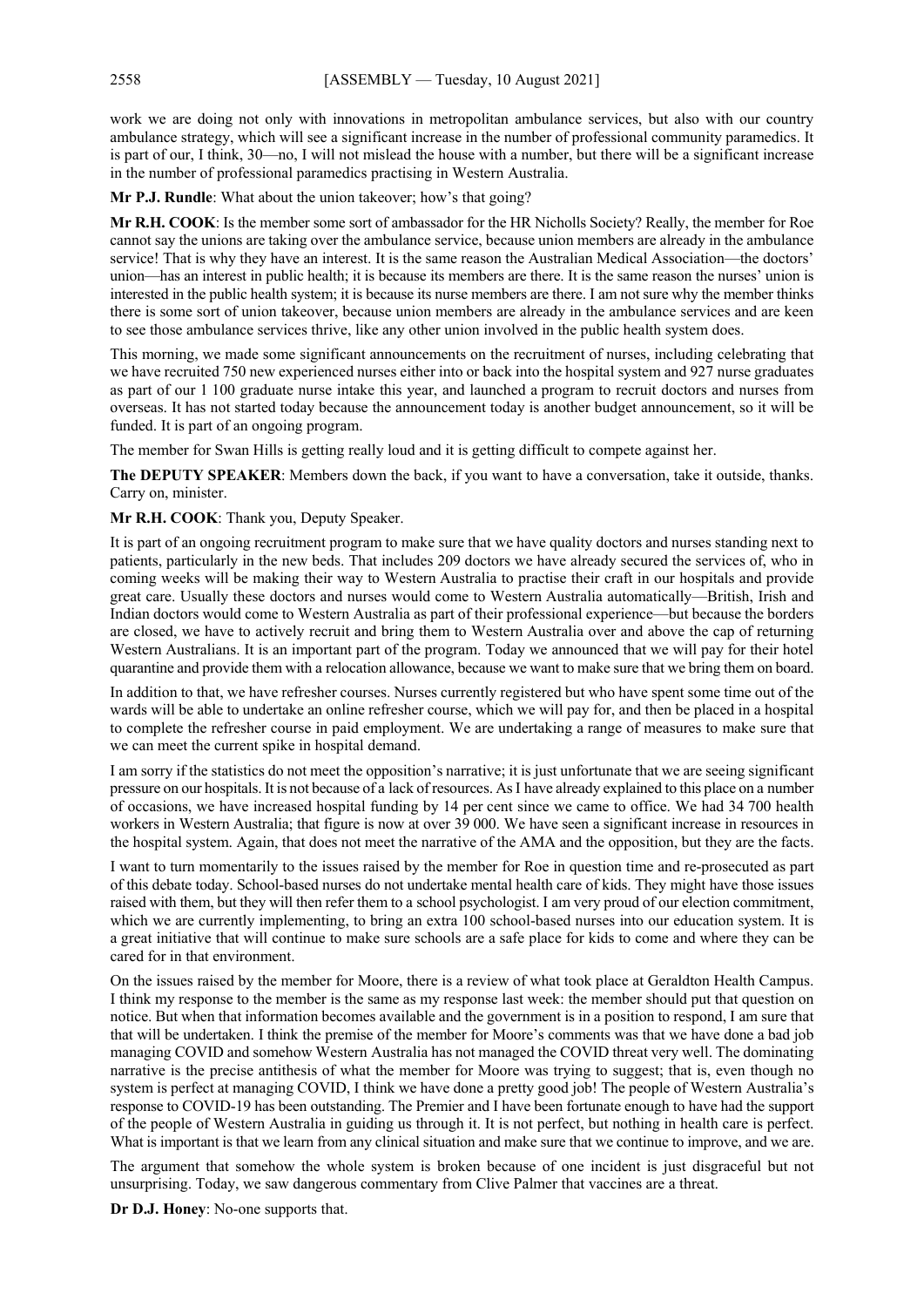work we are doing not only with innovations in metropolitan ambulance services, but also with our country ambulance strategy, which will see a significant increase in the number of professional community paramedics. It is part of our, I think, 30—no, I will not mislead the house with a number, but there will be a significant increase in the number of professional paramedics practising in Western Australia.

**Mr P.J. Rundle**: What about the union takeover; how's that going?

**Mr R.H. COOK**: Is the member some sort of ambassador for the HR Nicholls Society? Really, the member for Roe cannot say the unions are taking over the ambulance service, because union members are already in the ambulance service! That is why they have an interest. It is the same reason the Australian Medical Association—the doctors' union—has an interest in public health; it is because its members are there. It is the same reason the nurses' union is interested in the public health system; it is because its nurse members are there. I am not sure why the member thinks there is some sort of union takeover, because union members are already in the ambulance services and are keen to see those ambulance services thrive, like any other union involved in the public health system does.

This morning, we made some significant announcements on the recruitment of nurses, including celebrating that we have recruited 750 new experienced nurses either into or back into the hospital system and 927 nurse graduates as part of our 1 100 graduate nurse intake this year, and launched a program to recruit doctors and nurses from overseas. It has not started today because the announcement today is another budget announcement, so it will be funded. It is part of an ongoing program.

The member for Swan Hills is getting really loud and it is getting difficult to compete against her.

**The DEPUTY SPEAKER**: Members down the back, if you want to have a conversation, take it outside, thanks. Carry on, minister.

**Mr R.H. COOK**: Thank you, Deputy Speaker.

It is part of an ongoing recruitment program to make sure that we have quality doctors and nurses standing next to patients, particularly in the new beds. That includes 209 doctors we have already secured the services of, who in coming weeks will be making their way to Western Australia to practise their craft in our hospitals and provide great care. Usually these doctors and nurses would come to Western Australia automatically—British, Irish and Indian doctors would come to Western Australia as part of their professional experience—but because the borders are closed, we have to actively recruit and bring them to Western Australia over and above the cap of returning Western Australians. It is an important part of the program. Today we announced that we will pay for their hotel quarantine and provide them with a relocation allowance, because we want to make sure that we bring them on board.

In addition to that, we have refresher courses. Nurses currently registered but who have spent some time out of the wards will be able to undertake an online refresher course, which we will pay for, and then be placed in a hospital to complete the refresher course in paid employment. We are undertaking a range of measures to make sure that we can meet the current spike in hospital demand.

I am sorry if the statistics do not meet the opposition's narrative; it is just unfortunate that we are seeing significant pressure on our hospitals. It is not because of a lack of resources. As I have already explained to this place on a number of occasions, we have increased hospital funding by 14 per cent since we came to office. We had 34 700 health workers in Western Australia; that figure is now at over 39 000. We have seen a significant increase in resources in the hospital system. Again, that does not meet the narrative of the AMA and the opposition, but they are the facts.

I want to turn momentarily to the issues raised by the member for Roe in question time and re-prosecuted as part of this debate today. School-based nurses do not undertake mental health care of kids. They might have those issues raised with them, but they will then refer them to a school psychologist. I am very proud of our election commitment, which we are currently implementing, to bring an extra 100 school-based nurses into our education system. It is a great initiative that will continue to make sure schools are a safe place for kids to come and where they can be cared for in that environment.

On the issues raised by the member for Moore, there is a review of what took place at Geraldton Health Campus. I think my response to the member is the same as my response last week: the member should put that question on notice. But when that information becomes available and the government is in a position to respond, I am sure that that will be undertaken. I think the premise of the member for Moore's comments was that we have done a bad job managing COVID and somehow Western Australia has not managed the COVID threat very well. The dominating narrative is the precise antithesis of what the member for Moore was trying to suggest; that is, even though no system is perfect at managing COVID, I think we have done a pretty good job! The people of Western Australia's response to COVID-19 has been outstanding. The Premier and I have been fortunate enough to have had the support of the people of Western Australia in guiding us through it. It is not perfect, but nothing in health care is perfect. What is important is that we learn from any clinical situation and make sure that we continue to improve, and we are.

The argument that somehow the whole system is broken because of one incident is just disgraceful but not unsurprising. Today, we saw dangerous commentary from Clive Palmer that vaccines are a threat.

**Dr D.J. Honey**: No-one supports that.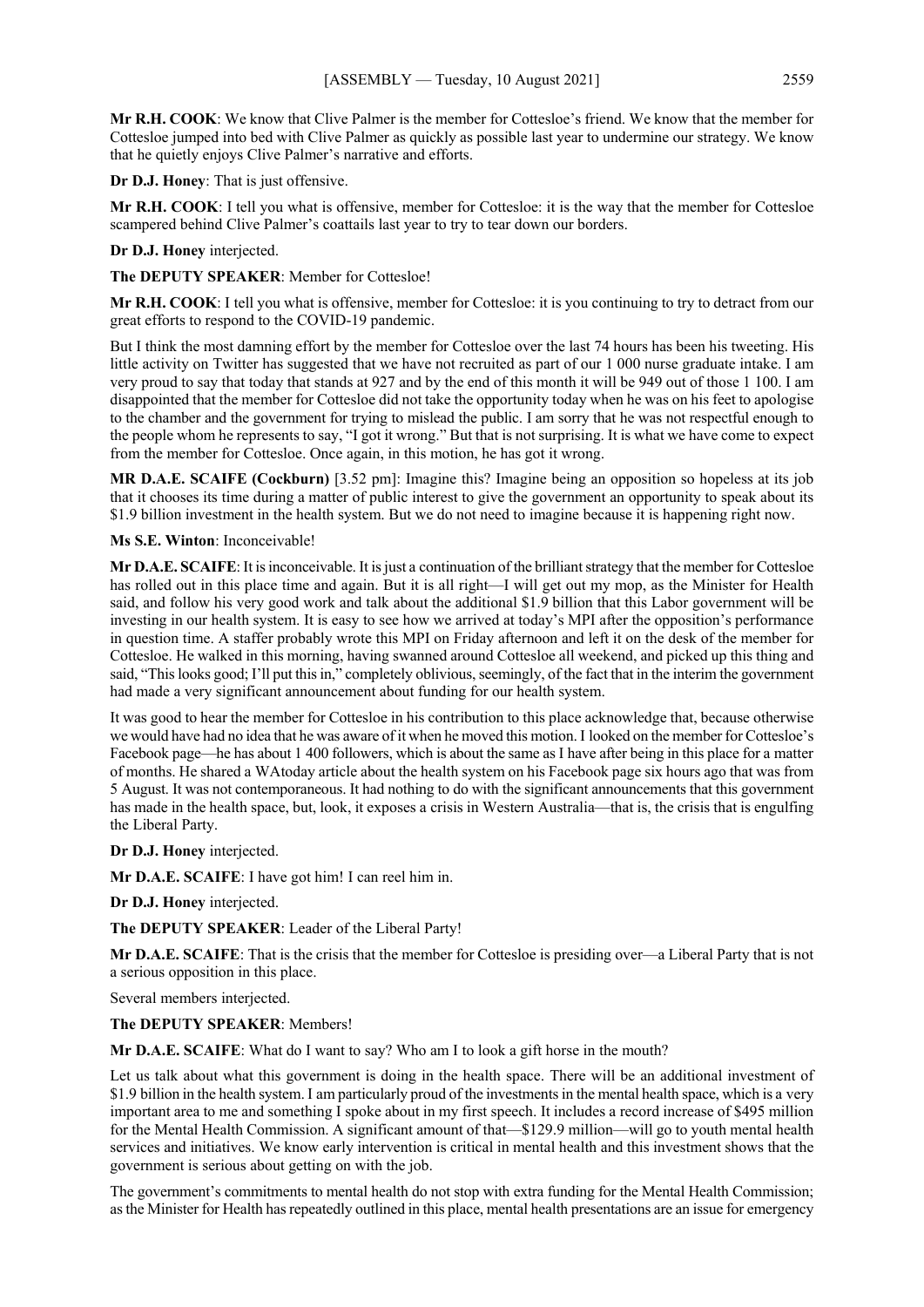**Mr R.H. COOK**: We know that Clive Palmer is the member for Cottesloe's friend. We know that the member for Cottesloe jumped into bed with Clive Palmer as quickly as possible last year to undermine our strategy. We know that he quietly enjoys Clive Palmer's narrative and efforts.

**Dr D.J. Honey**: That is just offensive.

**Mr R.H. COOK**: I tell you what is offensive, member for Cottesloe: it is the way that the member for Cottesloe scampered behind Clive Palmer's coattails last year to try to tear down our borders.

**Dr D.J. Honey** interjected.

**The DEPUTY SPEAKER**: Member for Cottesloe!

**Mr R.H. COOK**: I tell you what is offensive, member for Cottesloe: it is you continuing to try to detract from our great efforts to respond to the COVID-19 pandemic.

But I think the most damning effort by the member for Cottesloe over the last 74 hours has been his tweeting. His little activity on Twitter has suggested that we have not recruited as part of our 1 000 nurse graduate intake. I am very proud to say that today that stands at 927 and by the end of this month it will be 949 out of those 1 100. I am disappointed that the member for Cottesloe did not take the opportunity today when he was on his feet to apologise to the chamber and the government for trying to mislead the public. I am sorry that he was not respectful enough to the people whom he represents to say, "I got it wrong." But that is not surprising. It is what we have come to expect from the member for Cottesloe. Once again, in this motion, he has got it wrong.

**MR D.A.E. SCAIFE (Cockburn)** [3.52 pm]: Imagine this? Imagine being an opposition so hopeless at its job that it chooses its time during a matter of public interest to give the government an opportunity to speak about its $1.9 billion investment in the health system. But we do not need to imagine because it is happening right now.

**Ms S.E. Winton**: Inconceivable!

**Mr D.A.E. SCAIFE**: It is inconceivable. It is just a continuation of the brilliant strategy that the member for Cottesloe has rolled out in this place time and again. But it is all right—I will get out my mop, as the Minister for Health said, and follow his very good work and talk about the additional $1.9 billion that this Labor government will be investing in our health system. It is easy to see how we arrived at today's MPI after the opposition's performance in question time. A staffer probably wrote this MPI on Friday afternoon and left it on the desk of the member for Cottesloe. He walked in this morning, having swanned around Cottesloe all weekend, and picked up this thing and said, "This looks good; I'll put this in," completely oblivious, seemingly, of the fact that in the interim the government had made a very significant announcement about funding for our health system.

It was good to hear the member for Cottesloe in his contribution to this place acknowledge that, because otherwise we would have had no idea that he was aware of it when he moved this motion. I looked on the member for Cottesloe's Facebook page—he has about 1 400 followers, which is about the same as I have after being in this place for a matter of months. He shared a WAtoday article about the health system on his Facebook page six hours ago that was from 5 August. It was not contemporaneous. It had nothing to do with the significant announcements that this government has made in the health space, but, look, it exposes a crisis in Western Australia—that is, the crisis that is engulfing the Liberal Party.

**Dr D.J. Honey** interjected.

**Mr D.A.E. SCAIFE**: I have got him! I can reel him in.

**Dr D.J. Honey** interjected.

**The DEPUTY SPEAKER**: Leader of the Liberal Party!

**Mr D.A.E. SCAIFE**: That is the crisis that the member for Cottesloe is presiding over—a Liberal Party that is not a serious opposition in this place.

Several members interjected.

**The DEPUTY SPEAKER**: Members!

**Mr D.A.E. SCAIFE**: What do I want to say? Who am I to look a gift horse in the mouth?

Let us talk about what this government is doing in the health space. There will be an additional investment of $1.9 billion in the health system. I am particularly proud of the investments in the mental health space, which is a very important area to me and something I spoke about in my first speech. It includes a record increase of $495 million for the Mental Health Commission. A significant amount of that—$129.9 million—will go to youth mental health services and initiatives. We know early intervention is critical in mental health and this investment shows that the government is serious about getting on with the job.

The government's commitments to mental health do not stop with extra funding for the Mental Health Commission; as the Minister for Health has repeatedly outlined in this place, mental health presentations are an issue for emergency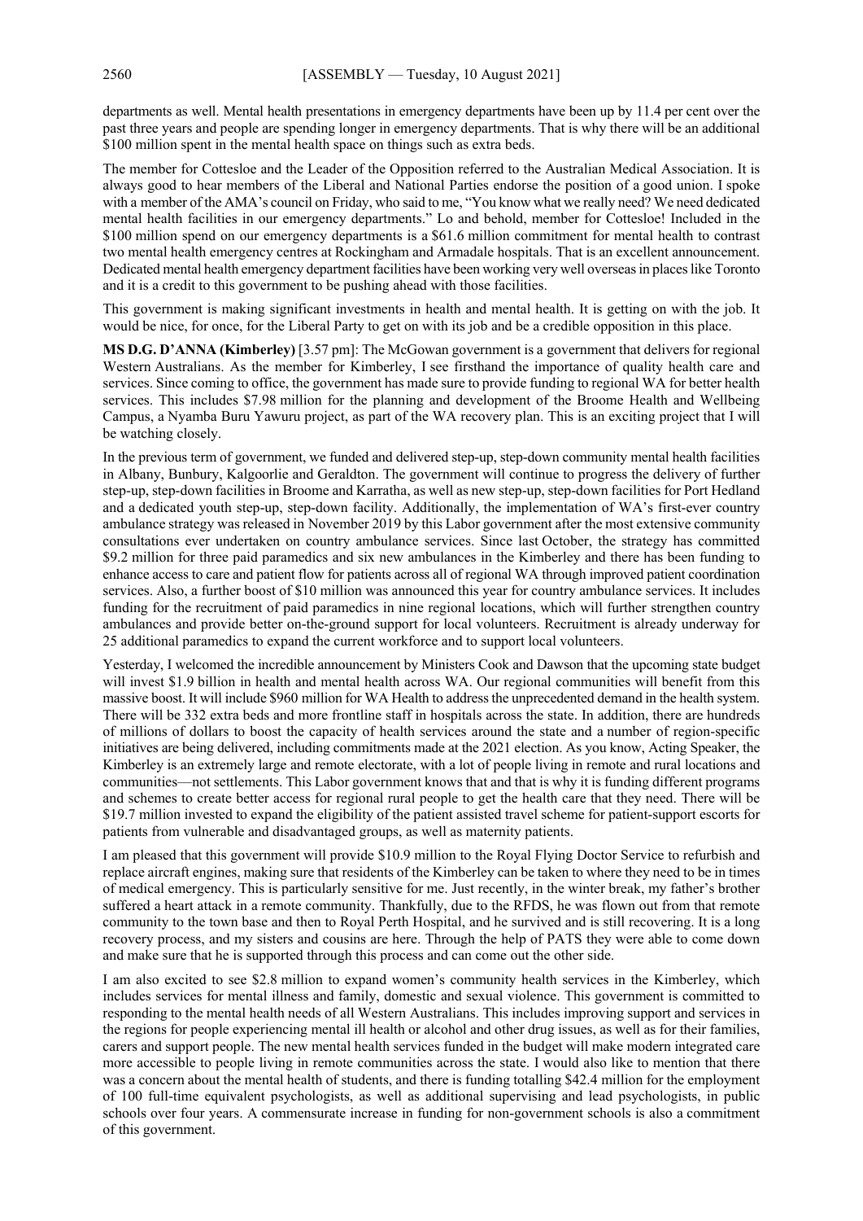departments as well. Mental health presentations in emergency departments have been up by 11.4 per cent over the past three years and people are spending longer in emergency departments. That is why there will be an additional $100 million spent in the mental health space on things such as extra beds.

The member for Cottesloe and the Leader of the Opposition referred to the Australian Medical Association. It is always good to hear members of the Liberal and National Parties endorse the position of a good union. I spoke with a member of the AMA's council on Friday, who said to me, "You know what we really need? We need dedicated mental health facilities in our emergency departments." Lo and behold, member for Cottesloe! Included in the $100 million spend on our emergency departments is a $61.6 million commitment for mental health to contrast two mental health emergency centres at Rockingham and Armadale hospitals. That is an excellent announcement. Dedicated mental health emergency department facilities have been working very well overseas in places like Toronto and it is a credit to this government to be pushing ahead with those facilities.

This government is making significant investments in health and mental health. It is getting on with the job. It would be nice, for once, for the Liberal Party to get on with its job and be a credible opposition in this place.

**MS D.G. D'ANNA (Kimberley)** [3.57 pm]: The McGowan government is a government that delivers for regional Western Australians. As the member for Kimberley, I see firsthand the importance of quality health care and services. Since coming to office, the government has made sure to provide funding to regional WA for better health services. This includes $7.98 million for the planning and development of the Broome Health and Wellbeing Campus, a Nyamba Buru Yawuru project, as part of the WA recovery plan. This is an exciting project that I will be watching closely.

In the previous term of government, we funded and delivered step-up, step-down community mental health facilities in Albany, Bunbury, Kalgoorlie and Geraldton. The government will continue to progress the delivery of further step-up, step-down facilities in Broome and Karratha, as well as new step-up, step-down facilities for Port Hedland and a dedicated youth step-up, step-down facility. Additionally, the implementation of WA's first-ever country ambulance strategy was released in November 2019 by this Labor government after the most extensive community consultations ever undertaken on country ambulance services. Since last October, the strategy has committed $9.2 million for three paid paramedics and six new ambulances in the Kimberley and there has been funding to enhance access to care and patient flow for patients across all of regional WA through improved patient coordination services. Also, a further boost of $10 million was announced this year for country ambulance services. It includes funding for the recruitment of paid paramedics in nine regional locations, which will further strengthen country ambulances and provide better on-the-ground support for local volunteers. Recruitment is already underway for 25 additional paramedics to expand the current workforce and to support local volunteers.

Yesterday, I welcomed the incredible announcement by Ministers Cook and Dawson that the upcoming state budget will invest $1.9 billion in health and mental health across WA. Our regional communities will benefit from this massive boost. It will include $960 million for WA Health to address the unprecedented demand in the health system. There will be 332 extra beds and more frontline staff in hospitals across the state. In addition, there are hundreds of millions of dollars to boost the capacity of health services around the state and a number of region-specific initiatives are being delivered, including commitments made at the 2021 election. As you know, Acting Speaker, the Kimberley is an extremely large and remote electorate, with a lot of people living in remote and rural locations and communities—not settlements. This Labor government knows that and that is why it is funding different programs and schemes to create better access for regional rural people to get the health care that they need. There will be $19.7 million invested to expand the eligibility of the patient assisted travel scheme for patient-support escorts for patients from vulnerable and disadvantaged groups, as well as maternity patients.

I am pleased that this government will provide $10.9 million to the Royal Flying Doctor Service to refurbish and replace aircraft engines, making sure that residents of the Kimberley can be taken to where they need to be in times of medical emergency. This is particularly sensitive for me. Just recently, in the winter break, my father's brother suffered a heart attack in a remote community. Thankfully, due to the RFDS, he was flown out from that remote community to the town base and then to Royal Perth Hospital, and he survived and is still recovering. It is a long recovery process, and my sisters and cousins are here. Through the help of PATS they were able to come down and make sure that he is supported through this process and can come out the other side.

I am also excited to see $2.8 million to expand women's community health services in the Kimberley, which includes services for mental illness and family, domestic and sexual violence. This government is committed to responding to the mental health needs of all Western Australians. This includes improving support and services in the regions for people experiencing mental ill health or alcohol and other drug issues, as well as for their families, carers and support people. The new mental health services funded in the budget will make modern integrated care more accessible to people living in remote communities across the state. I would also like to mention that there was a concern about the mental health of students, and there is funding totalling $42.4 million for the employment of 100 full-time equivalent psychologists, as well as additional supervising and lead psychologists, in public schools over four years. A commensurate increase in funding for non-government schools is also a commitment of this government.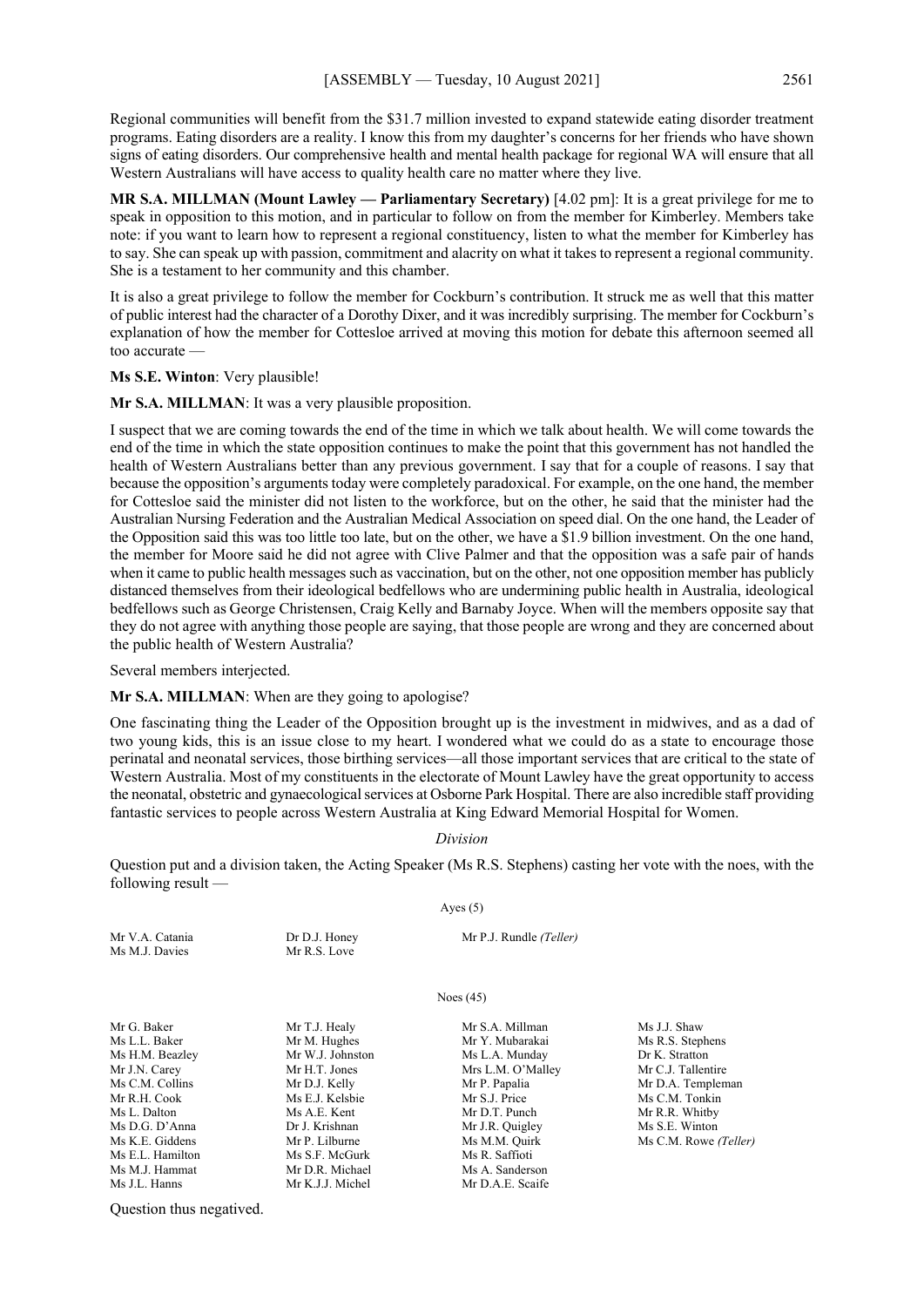Regional communities will benefit from the $31.7 million invested to expand statewide eating disorder treatment programs. Eating disorders are a reality. I know this from my daughter's concerns for her friends who have shown signs of eating disorders. Our comprehensive health and mental health package for regional WA will ensure that all Western Australians will have access to quality health care no matter where they live.

**MR S.A. MILLMAN (Mount Lawley — Parliamentary Secretary)** [4.02 pm]: It is a great privilege for me to speak in opposition to this motion, and in particular to follow on from the member for Kimberley. Members take note: if you want to learn how to represent a regional constituency, listen to what the member for Kimberley has to say. She can speak up with passion, commitment and alacrity on what it takes to represent a regional community. She is a testament to her community and this chamber.

It is also a great privilege to follow the member for Cockburn's contribution. It struck me as well that this matter of public interest had the character of a Dorothy Dixer, and it was incredibly surprising. The member for Cockburn's explanation of how the member for Cottesloe arrived at moving this motion for debate this afternoon seemed all too accurate —

**Ms S.E. Winton**: Very plausible!

**Mr S.A. MILLMAN**: It was a very plausible proposition.

I suspect that we are coming towards the end of the time in which we talk about health. We will come towards the end of the time in which the state opposition continues to make the point that this government has not handled the health of Western Australians better than any previous government. I say that for a couple of reasons. I say that because the opposition's arguments today were completely paradoxical. For example, on the one hand, the member for Cottesloe said the minister did not listen to the workforce, but on the other, he said that the minister had the Australian Nursing Federation and the Australian Medical Association on speed dial. On the one hand, the Leader of the Opposition said this was too little too late, but on the other, we have a $1.9 billion investment. On the one hand, the member for Moore said he did not agree with Clive Palmer and that the opposition was a safe pair of hands when it came to public health messages such as vaccination, but on the other, not one opposition member has publicly distanced themselves from their ideological bedfellows who are undermining public health in Australia, ideological bedfellows such as George Christensen, Craig Kelly and Barnaby Joyce. When will the members opposite say that they do not agree with anything those people are saying, that those people are wrong and they are concerned about the public health of Western Australia?

Several members interjected.

**Mr S.A. MILLMAN**: When are they going to apologise?

One fascinating thing the Leader of the Opposition brought up is the investment in midwives, and as a dad of two young kids, this is an issue close to my heart. I wondered what we could do as a state to encourage those perinatal and neonatal services, those birthing services—all those important services that are critical to the state of Western Australia. Most of my constituents in the electorate of Mount Lawley have the great opportunity to access the neonatal, obstetric and gynaecological services at Osborne Park Hospital. There are also incredible staff providing fantastic services to people across Western Australia at King Edward Memorial Hospital for Women.

*Division*

Question put and a division taken, the Acting Speaker (Ms R.S. Stephens) casting her vote with the noes, with the following result —

Ayes (5)

| | | |
|---|---|---|
| Mr V.A. Catania | Dr D.J. Honey | Mr P.J. Rundle *(Teller)* |
| Ms M.J. Davies | Mr R.S. Love | |

Noes (45)

| | | | |
|---|---|---|---|
| Mr G. Baker | Mr T.J. Healy | Mr S.A. Millman | Ms J.J. Shaw |
| Ms L.L. Baker | Mr M. Hughes | Mr Y. Mubarakai | Ms R.S. Stephens |
| Ms H.M. Beazley | Mr W.J. Johnston | Ms L.A. Munday | Dr K. Stratton |
| Mr J.N. Carey | Mr H.T. Jones | Mrs L.M. O'Malley | Mr C.J. Tallentire |
| Ms C.M. Collins | Mr D.J. Kelly | Mr P. Papalia | Mr D.A. Templeman |
| Mr R.H. Cook | Ms E.J. Kelsbie | Mr S.J. Price | Ms C.M. Tonkin |
| Ms L. Dalton | Ms A.E. Kent | Mr D.T. Punch | Mr R.R. Whitby |
| Ms D.G. D'Anna | Dr J. Krishnan | Mr J.R. Quigley | Ms S.E. Winton |
| Ms K.E. Giddens | Mr P. Lilburne | Ms M.M. Quirk | Ms C.M. Rowe *(Teller)* |
| Ms E.L. Hamilton | Ms S.F. McGurk | Ms R. Saffioti | |
| Ms M.J. Hammat | Mr D.R. Michael | Ms A. Sanderson | |
| Ms J.L. Hanns | Mr K.J.J. Michel | Mr D.A.E. Scaife | |

Question thus negatived.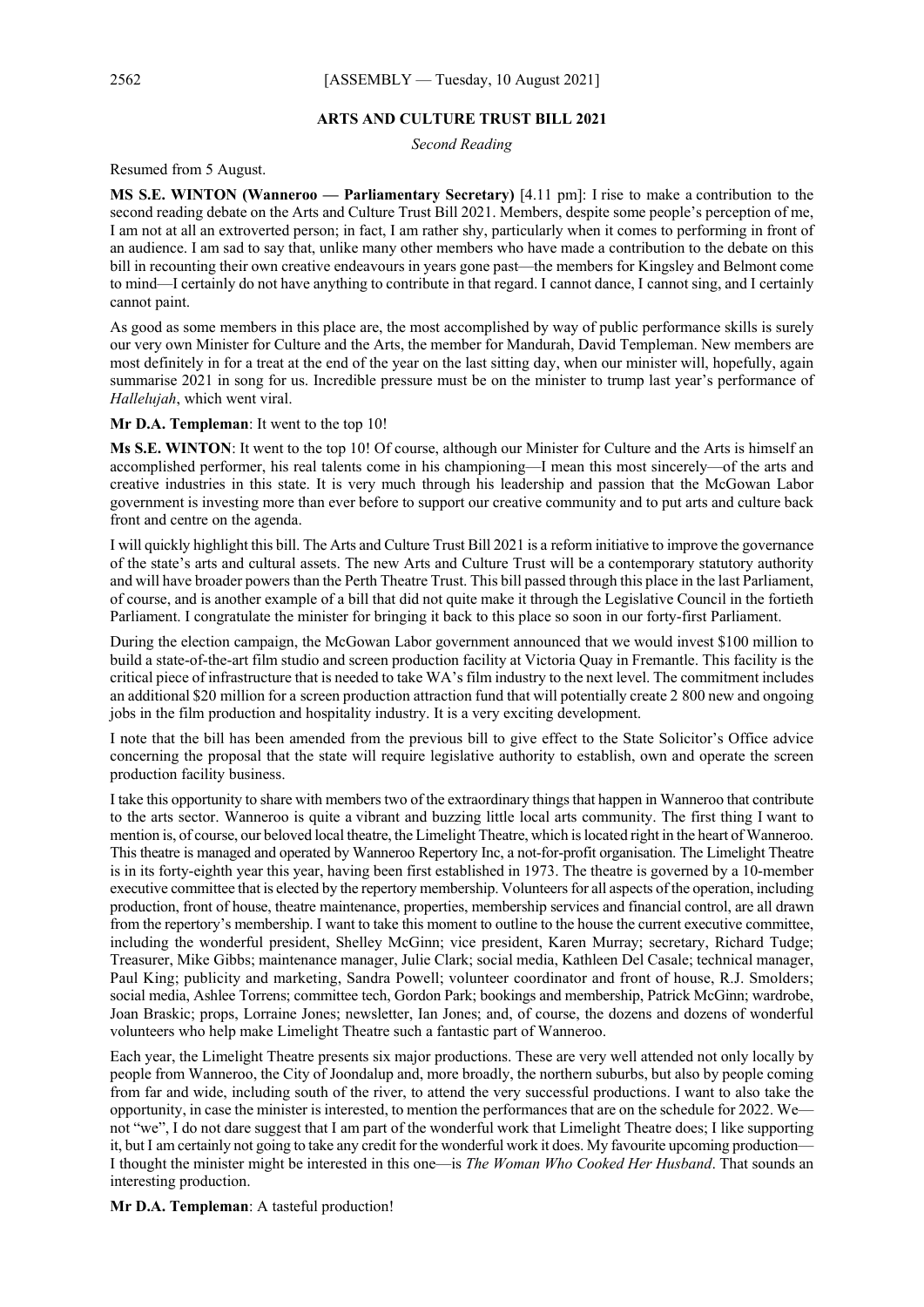## ARTS AND CULTURE TRUST BILL 2021

*Second Reading*

Resumed from 5 August.

**MS S.E. WINTON (Wanneroo — Parliamentary Secretary)** [4.11 pm]: I rise to make a contribution to the second reading debate on the Arts and Culture Trust Bill 2021. Members, despite some people's perception of me, I am not at all an extroverted person; in fact, I am rather shy, particularly when it comes to performing in front of an audience. I am sad to say that, unlike many other members who have made a contribution to the debate on this bill in recounting their own creative endeavours in years gone past—the members for Kingsley and Belmont come to mind—I certainly do not have anything to contribute in that regard. I cannot dance, I cannot sing, and I certainly cannot paint.

As good as some members in this place are, the most accomplished by way of public performance skills is surely our very own Minister for Culture and the Arts, the member for Mandurah, David Templeman. New members are most definitely in for a treat at the end of the year on the last sitting day, when our minister will, hopefully, again summarise 2021 in song for us. Incredible pressure must be on the minister to trump last year's performance of *Hallelujah*, which went viral.

**Mr D.A. Templeman**: It went to the top 10!

**Ms S.E. WINTON**: It went to the top 10! Of course, although our Minister for Culture and the Arts is himself an accomplished performer, his real talents come in his championing—I mean this most sincerely—of the arts and creative industries in this state. It is very much through his leadership and passion that the McGowan Labor government is investing more than ever before to support our creative community and to put arts and culture back front and centre on the agenda.

I will quickly highlight this bill. The Arts and Culture Trust Bill 2021 is a reform initiative to improve the governance of the state's arts and cultural assets. The new Arts and Culture Trust will be a contemporary statutory authority and will have broader powers than the Perth Theatre Trust. This bill passed through this place in the last Parliament, of course, and is another example of a bill that did not quite make it through the Legislative Council in the fortieth Parliament. I congratulate the minister for bringing it back to this place so soon in our forty-first Parliament.

During the election campaign, the McGowan Labor government announced that we would invest $100 million to build a state-of-the-art film studio and screen production facility at Victoria Quay in Fremantle. This facility is the critical piece of infrastructure that is needed to take WA's film industry to the next level. The commitment includes an additional $20 million for a screen production attraction fund that will potentially create 2 800 new and ongoing jobs in the film production and hospitality industry. It is a very exciting development.

I note that the bill has been amended from the previous bill to give effect to the State Solicitor's Office advice concerning the proposal that the state will require legislative authority to establish, own and operate the screen production facility business.

I take this opportunity to share with members two of the extraordinary things that happen in Wanneroo that contribute to the arts sector. Wanneroo is quite a vibrant and buzzing little local arts community. The first thing I want to mention is, of course, our beloved local theatre, the Limelight Theatre, which is located right in the heart of Wanneroo. This theatre is managed and operated by Wanneroo Repertory Inc, a not-for-profit organisation. The Limelight Theatre is in its forty-eighth year this year, having been first established in 1973. The theatre is governed by a 10-member executive committee that is elected by the repertory membership. Volunteers for all aspects of the operation, including production, front of house, theatre maintenance, properties, membership services and financial control, are all drawn from the repertory's membership. I want to take this moment to outline to the house the current executive committee, including the wonderful president, Shelley McGinn; vice president, Karen Murray; secretary, Richard Tudge; Treasurer, Mike Gibbs; maintenance manager, Julie Clark; social media, Kathleen Del Casale; technical manager, Paul King; publicity and marketing, Sandra Powell; volunteer coordinator and front of house, R.J. Smolders; social media, Ashlee Torrens; committee tech, Gordon Park; bookings and membership, Patrick McGinn; wardrobe, Joan Braskic; props, Lorraine Jones; newsletter, Ian Jones; and, of course, the dozens and dozens of wonderful volunteers who help make Limelight Theatre such a fantastic part of Wanneroo.

Each year, the Limelight Theatre presents six major productions. These are very well attended not only locally by people from Wanneroo, the City of Joondalup and, more broadly, the northern suburbs, but also by people coming from far and wide, including south of the river, to attend the very successful productions. I want to also take the opportunity, in case the minister is interested, to mention the performances that are on the schedule for 2022. We—not "we", I do not dare suggest that I am part of the wonderful work that Limelight Theatre does; I like supporting it, but I am certainly not going to take any credit for the wonderful work it does. My favourite upcoming production—I thought the minister might be interested in this one—is *The Woman Who Cooked Her Husband*. That sounds an interesting production.

**Mr D.A. Templeman**: A tasteful production!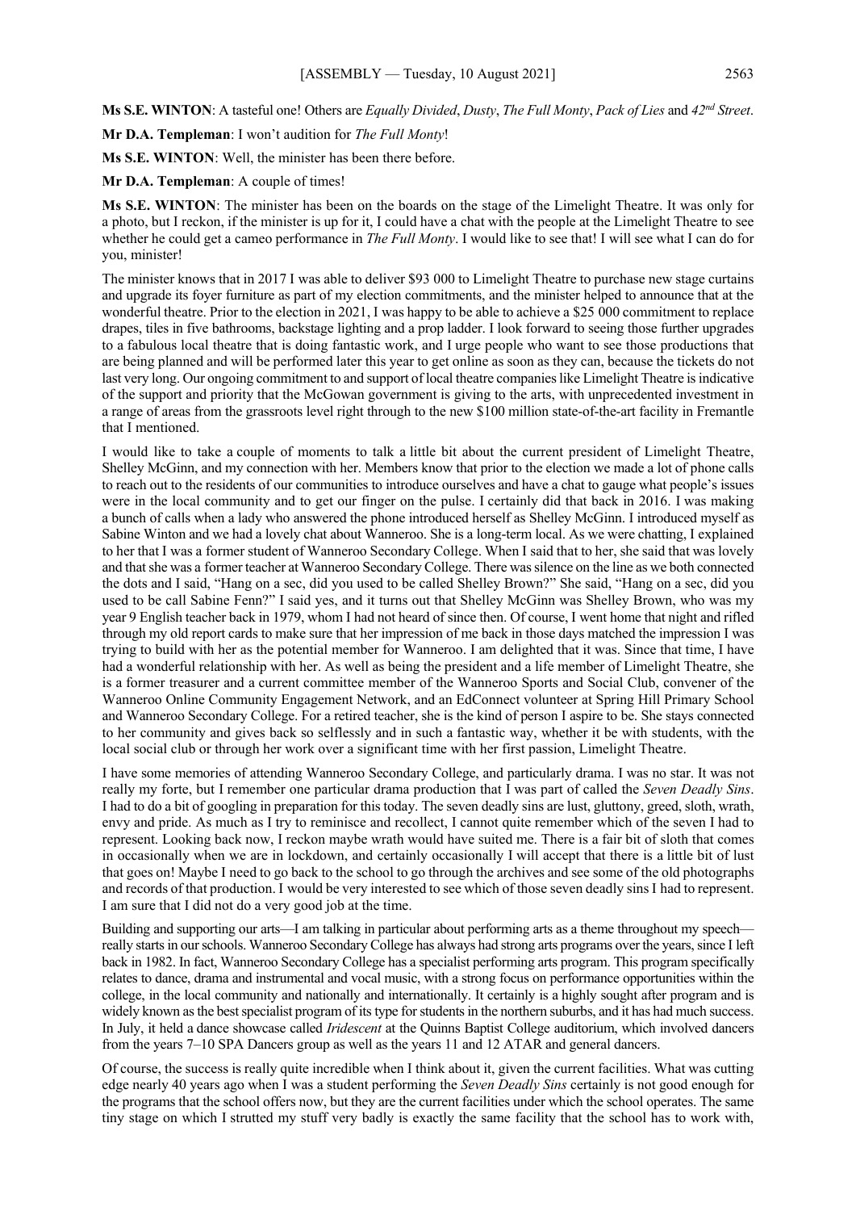**Ms S.E. WINTON**: A tasteful one! Others are *Equally Divided*, *Dusty*, *The Full Monty*, *Pack of Lies* and *42nd Street*.

**Mr D.A. Templeman**: I won't audition for *The Full Monty*!

**Ms S.E. WINTON**: Well, the minister has been there before.

**Mr D.A. Templeman**: A couple of times!

**Ms S.E. WINTON**: The minister has been on the boards on the stage of the Limelight Theatre. It was only for a photo, but I reckon, if the minister is up for it, I could have a chat with the people at the Limelight Theatre to see whether he could get a cameo performance in *The Full Monty*. I would like to see that! I will see what I can do for you, minister!

The minister knows that in 2017 I was able to deliver $93 000 to Limelight Theatre to purchase new stage curtains and upgrade its foyer furniture as part of my election commitments, and the minister helped to announce that at the wonderful theatre. Prior to the election in 2021, I was happy to be able to achieve a $25 000 commitment to replace drapes, tiles in five bathrooms, backstage lighting and a prop ladder. I look forward to seeing those further upgrades to a fabulous local theatre that is doing fantastic work, and I urge people who want to see those productions that are being planned and will be performed later this year to get online as soon as they can, because the tickets do not last very long. Our ongoing commitment to and support of local theatre companies like Limelight Theatre is indicative of the support and priority that the McGowan government is giving to the arts, with unprecedented investment in a range of areas from the grassroots level right through to the new $100 million state-of-the-art facility in Fremantle that I mentioned.

I would like to take a couple of moments to talk a little bit about the current president of Limelight Theatre, Shelley McGinn, and my connection with her. Members know that prior to the election we made a lot of phone calls to reach out to the residents of our communities to introduce ourselves and have a chat to gauge what people's issues were in the local community and to get our finger on the pulse. I certainly did that back in 2016. I was making a bunch of calls when a lady who answered the phone introduced herself as Shelley McGinn. I introduced myself as Sabine Winton and we had a lovely chat about Wanneroo. She is a long-term local. As we were chatting, I explained to her that I was a former student of Wanneroo Secondary College. When I said that to her, she said that was lovely and that she was a former teacher at Wanneroo Secondary College. There was silence on the line as we both connected the dots and I said, "Hang on a sec, did you used to be called Shelley Brown?" She said, "Hang on a sec, did you used to be call Sabine Fenn?" I said yes, and it turns out that Shelley McGinn was Shelley Brown, who was my year 9 English teacher back in 1979, whom I had not heard of since then. Of course, I went home that night and rifled through my old report cards to make sure that her impression of me back in those days matched the impression I was trying to build with her as the potential member for Wanneroo. I am delighted that it was. Since that time, I have had a wonderful relationship with her. As well as being the president and a life member of Limelight Theatre, she is a former treasurer and a current committee member of the Wanneroo Sports and Social Club, convener of the Wanneroo Online Community Engagement Network, and an EdConnect volunteer at Spring Hill Primary School and Wanneroo Secondary College. For a retired teacher, she is the kind of person I aspire to be. She stays connected to her community and gives back so selflessly and in such a fantastic way, whether it be with students, with the local social club or through her work over a significant time with her first passion, Limelight Theatre.

I have some memories of attending Wanneroo Secondary College, and particularly drama. I was no star. It was not really my forte, but I remember one particular drama production that I was part of called the *Seven Deadly Sins*. I had to do a bit of googling in preparation for this today. The seven deadly sins are lust, gluttony, greed, sloth, wrath, envy and pride. As much as I try to reminisce and recollect, I cannot quite remember which of the seven I had to represent. Looking back now, I reckon maybe wrath would have suited me. There is a fair bit of sloth that comes in occasionally when we are in lockdown, and certainly occasionally I will accept that there is a little bit of lust that goes on! Maybe I need to go back to the school to go through the archives and see some of the old photographs and records of that production. I would be very interested to see which of those seven deadly sins I had to represent. I am sure that I did not do a very good job at the time.

Building and supporting our arts—I am talking in particular about performing arts as a theme throughout my speech—really starts in our schools. Wanneroo Secondary College has always had strong arts programs over the years, since I left back in 1982. In fact, Wanneroo Secondary College has a specialist performing arts program. This program specifically relates to dance, drama and instrumental and vocal music, with a strong focus on performance opportunities within the college, in the local community and nationally and internationally. It certainly is a highly sought after program and is widely known as the best specialist program of its type for students in the northern suburbs, and it has had much success. In July, it held a dance showcase called *Iridescent* at the Quinns Baptist College auditorium, which involved dancers from the years 7–10 SPA Dancers group as well as the years 11 and 12 ATAR and general dancers.

Of course, the success is really quite incredible when I think about it, given the current facilities. What was cutting edge nearly 40 years ago when I was a student performing the *Seven Deadly Sins* certainly is not good enough for the programs that the school offers now, but they are the current facilities under which the school operates. The same tiny stage on which I strutted my stuff very badly is exactly the same facility that the school has to work with,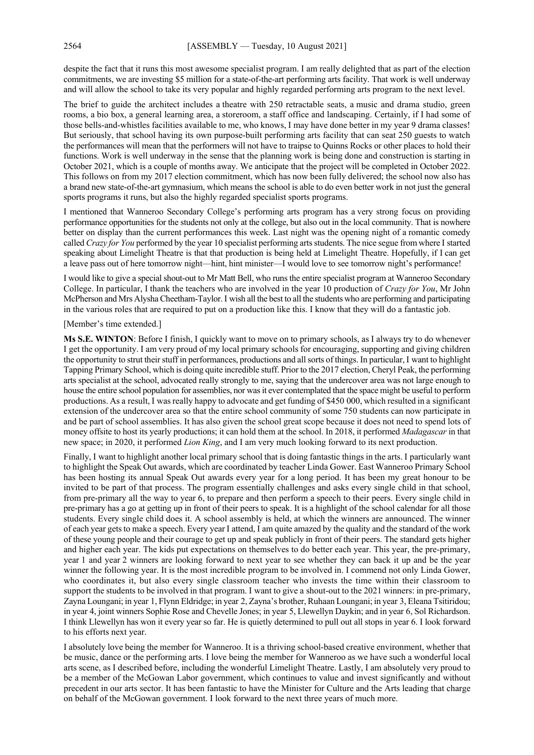despite the fact that it runs this most awesome specialist program. I am really delighted that as part of the election commitments, we are investing $5 million for a state-of-the-art performing arts facility. That work is well underway and will allow the school to take its very popular and highly regarded performing arts program to the next level.

The brief to guide the architect includes a theatre with 250 retractable seats, a music and drama studio, green rooms, a bio box, a general learning area, a storeroom, a staff office and landscaping. Certainly, if I had some of those bells-and-whistles facilities available to me, who knows, I may have done better in my year 9 drama classes! But seriously, that school having its own purpose-built performing arts facility that can seat 250 guests to watch the performances will mean that the performers will not have to traipse to Quinns Rocks or other places to hold their functions. Work is well underway in the sense that the planning work is being done and construction is starting in October 2021, which is a couple of months away. We anticipate that the project will be completed in October 2022. This follows on from my 2017 election commitment, which has now been fully delivered; the school now also has a brand new state-of-the-art gymnasium, which means the school is able to do even better work in not just the general sports programs it runs, but also the highly regarded specialist sports programs.

I mentioned that Wanneroo Secondary College's performing arts program has a very strong focus on providing performance opportunities for the students not only at the college, but also out in the local community. That is nowhere better on display than the current performances this week. Last night was the opening night of a romantic comedy called *Crazy for You* performed by the year 10 specialist performing arts students. The nice segue from where I started speaking about Limelight Theatre is that that production is being held at Limelight Theatre. Hopefully, if I can get a leave pass out of here tomorrow night—hint, hint minister—I would love to see tomorrow night's performance!

I would like to give a special shout-out to Mr Matt Bell, who runs the entire specialist program at Wanneroo Secondary College. In particular, I thank the teachers who are involved in the year 10 production of *Crazy for You*, Mr John McPherson and Mrs Alysha Cheetham-Taylor. I wish all the best to all the students who are performing and participating in the various roles that are required to put on a production like this. I know that they will do a fantastic job.

[Member's time extended.]

**Ms S.E. WINTON**: Before I finish, I quickly want to move on to primary schools, as I always try to do whenever I get the opportunity. I am very proud of my local primary schools for encouraging, supporting and giving children the opportunity to strut their stuff in performances, productions and all sorts of things. In particular, I want to highlight Tapping Primary School, which is doing quite incredible stuff. Prior to the 2017 election, Cheryl Peak, the performing arts specialist at the school, advocated really strongly to me, saying that the undercover area was not large enough to house the entire school population for assemblies, nor was it ever contemplated that the space might be useful to perform productions. As a result, I was really happy to advocate and get funding of $450 000, which resulted in a significant extension of the undercover area so that the entire school community of some 750 students can now participate in and be part of school assemblies. It has also given the school great scope because it does not need to spend lots of money offsite to host its yearly productions; it can hold them at the school. In 2018, it performed *Madagascar* in that new space; in 2020, it performed *Lion King*, and I am very much looking forward to its next production.

Finally, I want to highlight another local primary school that is doing fantastic things in the arts. I particularly want to highlight the Speak Out awards, which are coordinated by teacher Linda Gower. East Wanneroo Primary School has been hosting its annual Speak Out awards every year for a long period. It has been my great honour to be invited to be part of that process. The program essentially challenges and asks every single child in that school, from pre-primary all the way to year 6, to prepare and then perform a speech to their peers. Every single child in pre-primary has a go at getting up in front of their peers to speak. It is a highlight of the school calendar for all those students. Every single child does it. A school assembly is held, at which the winners are announced. The winner of each year gets to make a speech. Every year I attend, I am quite amazed by the quality and the standard of the work of these young people and their courage to get up and speak publicly in front of their peers. The standard gets higher and higher each year. The kids put expectations on themselves to do better each year. This year, the pre-primary, year 1 and year 2 winners are looking forward to next year to see whether they can back it up and be the year winner the following year. It is the most incredible program to be involved in. I commend not only Linda Gower, who coordinates it, but also every single classroom teacher who invests the time within their classroom to support the students to be involved in that program. I want to give a shout-out to the 2021 winners: in pre-primary, Zayna Loungani; in year 1, Flynn Eldridge; in year 2, Zayna's brother, Ruhaan Loungani; in year 3, Eleana Tsitiridou; in year 4, joint winners Sophie Rose and Chevelle Jones; in year 5, Llewellyn Daykin; and in year 6, Sol Richardson. I think Llewellyn has won it every year so far. He is quietly determined to pull out all stops in year 6. I look forward to his efforts next year.

I absolutely love being the member for Wanneroo. It is a thriving school-based creative environment, whether that be music, dance or the performing arts. I love being the member for Wanneroo as we have such a wonderful local arts scene, as I described before, including the wonderful Limelight Theatre. Lastly, I am absolutely very proud to be a member of the McGowan Labor government, which continues to value and invest significantly and without precedent in our arts sector. It has been fantastic to have the Minister for Culture and the Arts leading that charge on behalf of the McGowan government. I look forward to the next three years of much more.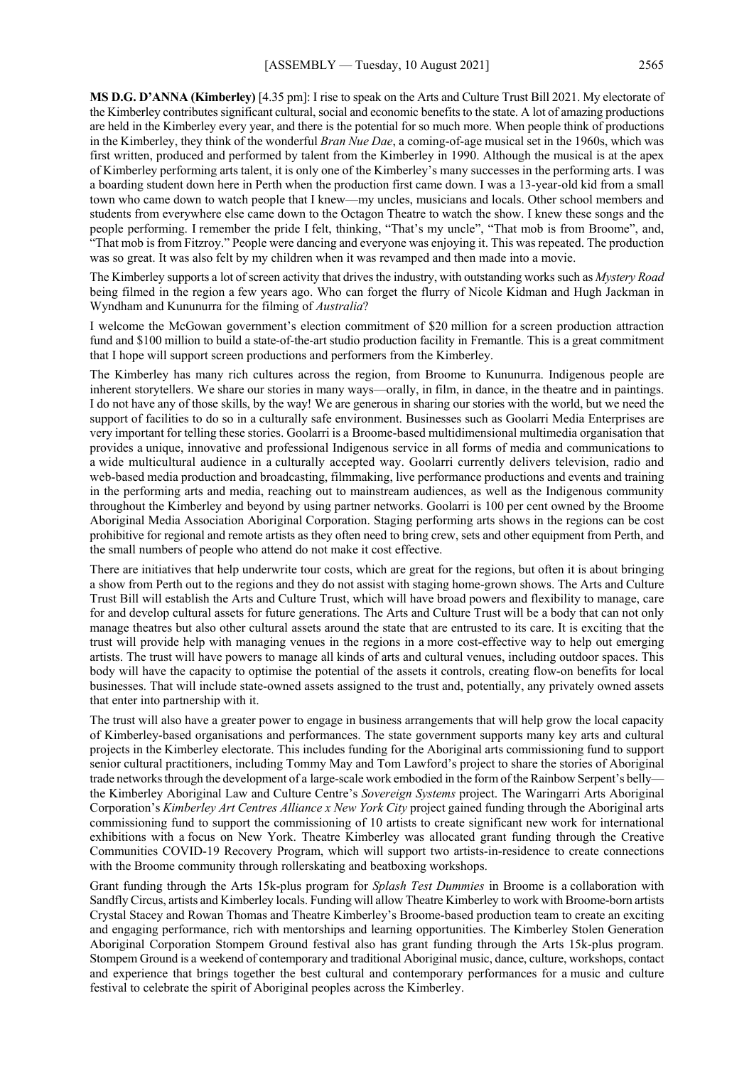**MS D.G. D'ANNA (Kimberley)** [4.35 pm]: I rise to speak on the Arts and Culture Trust Bill 2021. My electorate of the Kimberley contributes significant cultural, social and economic benefits to the state. A lot of amazing productions are held in the Kimberley every year, and there is the potential for so much more. When people think of productions in the Kimberley, they think of the wonderful *Bran Nue Dae*, a coming-of-age musical set in the 1960s, which was first written, produced and performed by talent from the Kimberley in 1990. Although the musical is at the apex of Kimberley performing arts talent, it is only one of the Kimberley's many successes in the performing arts. I was a boarding student down here in Perth when the production first came down. I was a 13-year-old kid from a small town who came down to watch people that I knew—my uncles, musicians and locals. Other school members and students from everywhere else came down to the Octagon Theatre to watch the show. I knew these songs and the people performing. I remember the pride I felt, thinking, "That's my uncle", "That mob is from Broome", and, "That mob is from Fitzroy." People were dancing and everyone was enjoying it. This was repeated. The production was so great. It was also felt by my children when it was revamped and then made into a movie.

The Kimberley supports a lot of screen activity that drives the industry, with outstanding works such as *Mystery Road* being filmed in the region a few years ago. Who can forget the flurry of Nicole Kidman and Hugh Jackman in Wyndham and Kununurra for the filming of *Australia*?

I welcome the McGowan government's election commitment of $20 million for a screen production attraction fund and $100 million to build a state-of-the-art studio production facility in Fremantle. This is a great commitment that I hope will support screen productions and performers from the Kimberley.

The Kimberley has many rich cultures across the region, from Broome to Kununurra. Indigenous people are inherent storytellers. We share our stories in many ways—orally, in film, in dance, in the theatre and in paintings. I do not have any of those skills, by the way! We are generous in sharing our stories with the world, but we need the support of facilities to do so in a culturally safe environment. Businesses such as Goolarri Media Enterprises are very important for telling these stories. Goolarri is a Broome-based multidimensional multimedia organisation that provides a unique, innovative and professional Indigenous service in all forms of media and communications to a wide multicultural audience in a culturally accepted way. Goolarri currently delivers television, radio and web-based media production and broadcasting, filmmaking, live performance productions and events and training in the performing arts and media, reaching out to mainstream audiences, as well as the Indigenous community throughout the Kimberley and beyond by using partner networks. Goolarri is 100 per cent owned by the Broome Aboriginal Media Association Aboriginal Corporation. Staging performing arts shows in the regions can be cost prohibitive for regional and remote artists as they often need to bring crew, sets and other equipment from Perth, and the small numbers of people who attend do not make it cost effective.

There are initiatives that help underwrite tour costs, which are great for the regions, but often it is about bringing a show from Perth out to the regions and they do not assist with staging home-grown shows. The Arts and Culture Trust Bill will establish the Arts and Culture Trust, which will have broad powers and flexibility to manage, care for and develop cultural assets for future generations. The Arts and Culture Trust will be a body that can not only manage theatres but also other cultural assets around the state that are entrusted to its care. It is exciting that the trust will provide help with managing venues in the regions in a more cost-effective way to help out emerging artists. The trust will have powers to manage all kinds of arts and cultural venues, including outdoor spaces. This body will have the capacity to optimise the potential of the assets it controls, creating flow-on benefits for local businesses. That will include state-owned assets assigned to the trust and, potentially, any privately owned assets that enter into partnership with it.

The trust will also have a greater power to engage in business arrangements that will help grow the local capacity of Kimberley-based organisations and performances. The state government supports many key arts and cultural projects in the Kimberley electorate. This includes funding for the Aboriginal arts commissioning fund to support senior cultural practitioners, including Tommy May and Tom Lawford's project to share the stories of Aboriginal trade networks through the development of a large-scale work embodied in the form of the Rainbow Serpent's belly—the Kimberley Aboriginal Law and Culture Centre's *Sovereign Systems* project. The Waringarri Arts Aboriginal Corporation's *Kimberley Art Centres Alliance x New York City* project gained funding through the Aboriginal arts commissioning fund to support the commissioning of 10 artists to create significant new work for international exhibitions with a focus on New York. Theatre Kimberley was allocated grant funding through the Creative Communities COVID-19 Recovery Program, which will support two artists-in-residence to create connections with the Broome community through rollerskating and beatboxing workshops.

Grant funding through the Arts 15k-plus program for *Splash Test Dummies* in Broome is a collaboration with Sandfly Circus, artists and Kimberley locals. Funding will allow Theatre Kimberley to work with Broome-born artists Crystal Stacey and Rowan Thomas and Theatre Kimberley's Broome-based production team to create an exciting and engaging performance, rich with mentorships and learning opportunities. The Kimberley Stolen Generation Aboriginal Corporation Stompem Ground festival also has grant funding through the Arts 15k-plus program. Stompem Ground is a weekend of contemporary and traditional Aboriginal music, dance, culture, workshops, contact and experience that brings together the best cultural and contemporary performances for a music and culture festival to celebrate the spirit of Aboriginal peoples across the Kimberley.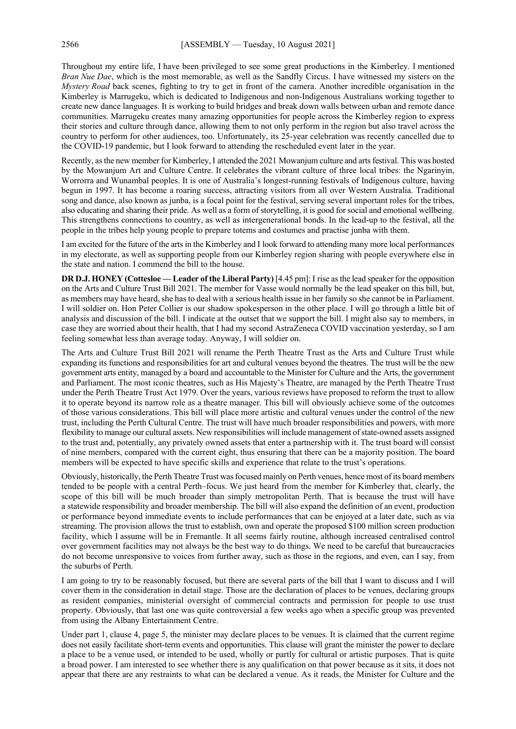Throughout my entire life, I have been privileged to see some great productions in the Kimberley. I mentioned *Bran Nue Dae*, which is the most memorable, as well as the Sandfly Circus. I have witnessed my sisters on the *Mystery Road* back scenes, fighting to try to get in front of the camera. Another incredible organisation in the Kimberley is Marrugeku, which is dedicated to Indigenous and non-Indigenous Australians working together to create new dance languages. It is working to build bridges and break down walls between urban and remote dance communities. Marrugeku creates many amazing opportunities for people across the Kimberley region to express their stories and culture through dance, allowing them to not only perform in the region but also travel across the country to perform for other audiences, too. Unfortunately, its 25-year celebration was recently cancelled due to the COVID-19 pandemic, but I look forward to attending the rescheduled event later in the year.

Recently, as the new member for Kimberley, I attended the 2021 Mowanjum culture and arts festival. This was hosted by the Mowanjum Art and Culture Centre. It celebrates the vibrant culture of three local tribes: the Ngarinyin, Worrorra and Wunambal peoples. It is one of Australia's longest-running festivals of Indigenous culture, having begun in 1997. It has become a roaring success, attracting visitors from all over Western Australia. Traditional song and dance, also known as junba, is a focal point for the festival, serving several important roles for the tribes, also educating and sharing their pride. As well as a form of storytelling, it is good for social and emotional wellbeing. This strengthens connections to country, as well as intergenerational bonds. In the lead-up to the festival, all the people in the tribes help young people to prepare totems and costumes and practise junba with them.

I am excited for the future of the arts in the Kimberley and I look forward to attending many more local performances in my electorate, as well as supporting people from our Kimberley region sharing with people everywhere else in the state and nation. I commend the bill to the house.

**DR D.J. HONEY (Cottesloe — Leader of the Liberal Party)** [4.45 pm]: I rise as the lead speaker for the opposition on the Arts and Culture Trust Bill 2021. The member for Vasse would normally be the lead speaker on this bill, but, as members may have heard, she has to deal with a serious health issue in her family so she cannot be in Parliament. I will soldier on. Hon Peter Collier is our shadow spokesperson in the other place. I will go through a little bit of analysis and discussion of the bill. I indicate at the outset that we support the bill. I might also say to members, in case they are worried about their health, that I had my second AstraZeneca COVID vaccination yesterday, so I am feeling somewhat less than average today. Anyway, I will soldier on.

The Arts and Culture Trust Bill 2021 will rename the Perth Theatre Trust as the Arts and Culture Trust while expanding its functions and responsibilities for art and cultural venues beyond the theatres. The trust will be the new government arts entity, managed by a board and accountable to the Minister for Culture and the Arts, the government and Parliament. The most iconic theatres, such as His Majesty's Theatre, are managed by the Perth Theatre Trust under the Perth Theatre Trust Act 1979. Over the years, various reviews have proposed to reform the trust to allow it to operate beyond its narrow role as a theatre manager. This bill will obviously achieve some of the outcomes of those various considerations. This bill will place more artistic and cultural venues under the control of the new trust, including the Perth Cultural Centre. The trust will have much broader responsibilities and powers, with more flexibility to manage our cultural assets. New responsibilities will include management of state-owned assets assigned to the trust and, potentially, any privately owned assets that enter a partnership with it. The trust board will consist of nine members, compared with the current eight, thus ensuring that there can be a majority position. The board members will be expected to have specific skills and experience that relate to the trust's operations.

Obviously, historically, the Perth Theatre Trust was focused mainly on Perth venues, hence most of its board members tended to be people with a central Perth–focus. We just heard from the member for Kimberley that, clearly, the scope of this bill will be much broader than simply metropolitan Perth. That is because the trust will have a statewide responsibility and broader membership. The bill will also expand the definition of an event, production or performance beyond immediate events to include performances that can be enjoyed at a later date, such as via streaming. The provision allows the trust to establish, own and operate the proposed $100 million screen production facility, which I assume will be in Fremantle. It all seems fairly routine, although increased centralised control over government facilities may not always be the best way to do things. We need to be careful that bureaucracies do not become unresponsive to voices from further away, such as those in the regions, and even, can I say, from the suburbs of Perth.

I am going to try to be reasonably focused, but there are several parts of the bill that I want to discuss and I will cover them in the consideration in detail stage. Those are the declaration of places to be venues, declaring groups as resident companies, ministerial oversight of commercial contracts and permission for people to use trust property. Obviously, that last one was quite controversial a few weeks ago when a specific group was prevented from using the Albany Entertainment Centre.

Under part 1, clause 4, page 5, the minister may declare places to be venues. It is claimed that the current regime does not easily facilitate short-term events and opportunities. This clause will grant the minister the power to declare a place to be a venue used, or intended to be used, wholly or partly for cultural or artistic purposes. That is quite a broad power. I am interested to see whether there is any qualification on that power because as it sits, it does not appear that there are any restraints to what can be declared a venue. As it reads, the Minister for Culture and the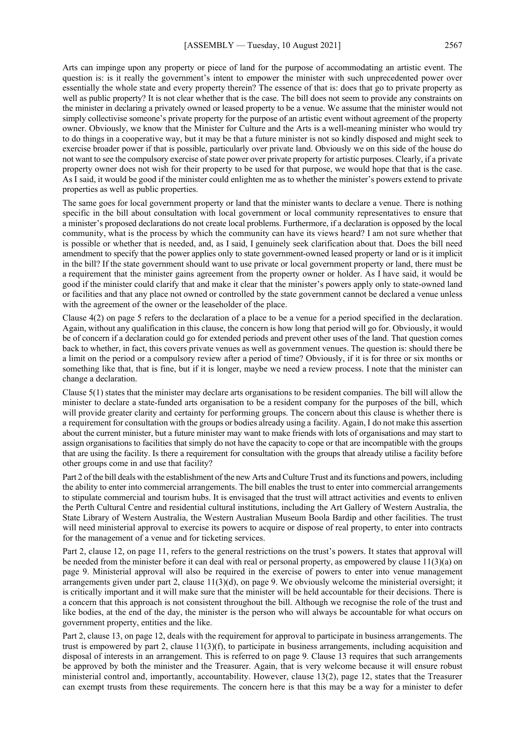Arts can impinge upon any property or piece of land for the purpose of accommodating an artistic event. The question is: is it really the government's intent to empower the minister with such unprecedented power over essentially the whole state and every property therein? The essence of that is: does that go to private property as well as public property? It is not clear whether that is the case. The bill does not seem to provide any constraints on the minister in declaring a privately owned or leased property to be a venue. We assume that the minister would not simply collectivise someone's private property for the purpose of an artistic event without agreement of the property owner. Obviously, we know that the Minister for Culture and the Arts is a well-meaning minister who would try to do things in a cooperative way, but it may be that a future minister is not so kindly disposed and might seek to exercise broader power if that is possible, particularly over private land. Obviously we on this side of the house do not want to see the compulsory exercise of state power over private property for artistic purposes. Clearly, if a private property owner does not wish for their property to be used for that purpose, we would hope that that is the case. As I said, it would be good if the minister could enlighten me as to whether the minister's powers extend to private properties as well as public properties.

The same goes for local government property or land that the minister wants to declare a venue. There is nothing specific in the bill about consultation with local government or local community representatives to ensure that a minister's proposed declarations do not create local problems. Furthermore, if a declaration is opposed by the local community, what is the process by which the community can have its views heard? I am not sure whether that is possible or whether that is needed, and, as I said, I genuinely seek clarification about that. Does the bill need amendment to specify that the power applies only to state government-owned leased property or land or is it implicit in the bill? If the state government should want to use private or local government property or land, there must be a requirement that the minister gains agreement from the property owner or holder. As I have said, it would be good if the minister could clarify that and make it clear that the minister's powers apply only to state-owned land or facilities and that any place not owned or controlled by the state government cannot be declared a venue unless with the agreement of the owner or the leaseholder of the place.

Clause 4(2) on page 5 refers to the declaration of a place to be a venue for a period specified in the declaration. Again, without any qualification in this clause, the concern is how long that period will go for. Obviously, it would be of concern if a declaration could go for extended periods and prevent other uses of the land. That question comes back to whether, in fact, this covers private venues as well as government venues. The question is: should there be a limit on the period or a compulsory review after a period of time? Obviously, if it is for three or six months or something like that, that is fine, but if it is longer, maybe we need a review process. I note that the minister can change a declaration.

Clause 5(1) states that the minister may declare arts organisations to be resident companies. The bill will allow the minister to declare a state-funded arts organisation to be a resident company for the purposes of the bill, which will provide greater clarity and certainty for performing groups. The concern about this clause is whether there is a requirement for consultation with the groups or bodies already using a facility. Again, I do not make this assertion about the current minister, but a future minister may want to make friends with lots of organisations and may start to assign organisations to facilities that simply do not have the capacity to cope or that are incompatible with the groups that are using the facility. Is there a requirement for consultation with the groups that already utilise a facility before other groups come in and use that facility?

Part 2 of the bill deals with the establishment of the new Arts and Culture Trust and its functions and powers, including the ability to enter into commercial arrangements. The bill enables the trust to enter into commercial arrangements to stipulate commercial and tourism hubs. It is envisaged that the trust will attract activities and events to enliven the Perth Cultural Centre and residential cultural institutions, including the Art Gallery of Western Australia, the State Library of Western Australia, the Western Australian Museum Boola Bardip and other facilities. The trust will need ministerial approval to exercise its powers to acquire or dispose of real property, to enter into contracts for the management of a venue and for ticketing services.

Part 2, clause 12, on page 11, refers to the general restrictions on the trust's powers. It states that approval will be needed from the minister before it can deal with real or personal property, as empowered by clause 11(3)(a) on page 9. Ministerial approval will also be required in the exercise of powers to enter into venue management arrangements given under part 2, clause 11(3)(d), on page 9. We obviously welcome the ministerial oversight; it is critically important and it will make sure that the minister will be held accountable for their decisions. There is a concern that this approach is not consistent throughout the bill. Although we recognise the role of the trust and like bodies, at the end of the day, the minister is the person who will always be accountable for what occurs on government property, entities and the like.

Part 2, clause 13, on page 12, deals with the requirement for approval to participate in business arrangements. The trust is empowered by part 2, clause 11(3)(f), to participate in business arrangements, including acquisition and disposal of interests in an arrangement. This is referred to on page 9. Clause 13 requires that such arrangements be approved by both the minister and the Treasurer. Again, that is very welcome because it will ensure robust ministerial control and, importantly, accountability. However, clause 13(2), page 12, states that the Treasurer can exempt trusts from these requirements. The concern here is that this may be a way for a minister to defer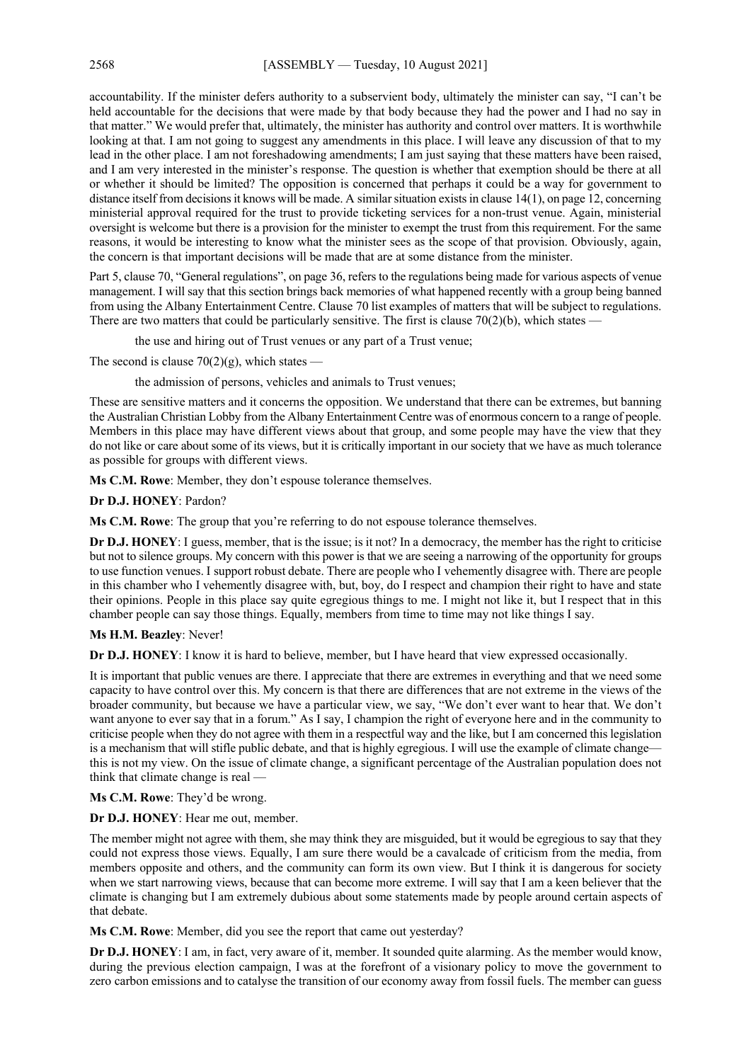accountability. If the minister defers authority to a subservient body, ultimately the minister can say, "I can't be held accountable for the decisions that were made by that body because they had the power and I had no say in that matter." We would prefer that, ultimately, the minister has authority and control over matters. It is worthwhile looking at that. I am not going to suggest any amendments in this place. I will leave any discussion of that to my lead in the other place. I am not foreshadowing amendments; I am just saying that these matters have been raised, and I am very interested in the minister's response. The question is whether that exemption should be there at all or whether it should be limited? The opposition is concerned that perhaps it could be a way for government to distance itself from decisions it knows will be made. A similar situation exists in clause 14(1), on page 12, concerning ministerial approval required for the trust to provide ticketing services for a non-trust venue. Again, ministerial oversight is welcome but there is a provision for the minister to exempt the trust from this requirement. For the same reasons, it would be interesting to know what the minister sees as the scope of that provision. Obviously, again, the concern is that important decisions will be made that are at some distance from the minister.

Part 5, clause 70, "General regulations", on page 36, refers to the regulations being made for various aspects of venue management. I will say that this section brings back memories of what happened recently with a group being banned from using the Albany Entertainment Centre. Clause 70 list examples of matters that will be subject to regulations. There are two matters that could be particularly sensitive. The first is clause 70(2)(b), which states —

> the use and hiring out of Trust venues or any part of a Trust venue;

The second is clause 70(2)(g), which states —

> the admission of persons, vehicles and animals to Trust venues;

These are sensitive matters and it concerns the opposition. We understand that there can be extremes, but banning the Australian Christian Lobby from the Albany Entertainment Centre was of enormous concern to a range of people. Members in this place may have different views about that group, and some people may have the view that they do not like or care about some of its views, but it is critically important in our society that we have as much tolerance as possible for groups with different views.

**Ms C.M. Rowe**: Member, they don't espouse tolerance themselves.

**Dr D.J. HONEY**: Pardon?

**Ms C.M. Rowe**: The group that you're referring to do not espouse tolerance themselves.

**Dr D.J. HONEY**: I guess, member, that is the issue; is it not? In a democracy, the member has the right to criticise but not to silence groups. My concern with this power is that we are seeing a narrowing of the opportunity for groups to use function venues. I support robust debate. There are people who I vehemently disagree with. There are people in this chamber who I vehemently disagree with, but, boy, do I respect and champion their right to have and state their opinions. People in this place say quite egregious things to me. I might not like it, but I respect that in this chamber people can say those things. Equally, members from time to time may not like things I say.

**Ms H.M. Beazley**: Never!

**Dr D.J. HONEY**: I know it is hard to believe, member, but I have heard that view expressed occasionally.

It is important that public venues are there. I appreciate that there are extremes in everything and that we need some capacity to have control over this. My concern is that there are differences that are not extreme in the views of the broader community, but because we have a particular view, we say, "We don't ever want to hear that. We don't want anyone to ever say that in a forum." As I say, I champion the right of everyone here and in the community to criticise people when they do not agree with them in a respectful way and the like, but I am concerned this legislation is a mechanism that will stifle public debate, and that is highly egregious. I will use the example of climate change—this is not my view. On the issue of climate change, a significant percentage of the Australian population does not think that climate change is real —

**Ms C.M. Rowe**: They'd be wrong.

**Dr D.J. HONEY**: Hear me out, member.

The member might not agree with them, she may think they are misguided, but it would be egregious to say that they could not express those views. Equally, I am sure there would be a cavalcade of criticism from the media, from members opposite and others, and the community can form its own view. But I think it is dangerous for society when we start narrowing views, because that can become more extreme. I will say that I am a keen believer that the climate is changing but I am extremely dubious about some statements made by people around certain aspects of that debate.

**Ms C.M. Rowe**: Member, did you see the report that came out yesterday?

**Dr D.J. HONEY**: I am, in fact, very aware of it, member. It sounded quite alarming. As the member would know, during the previous election campaign, I was at the forefront of a visionary policy to move the government to zero carbon emissions and to catalyse the transition of our economy away from fossil fuels. The member can guess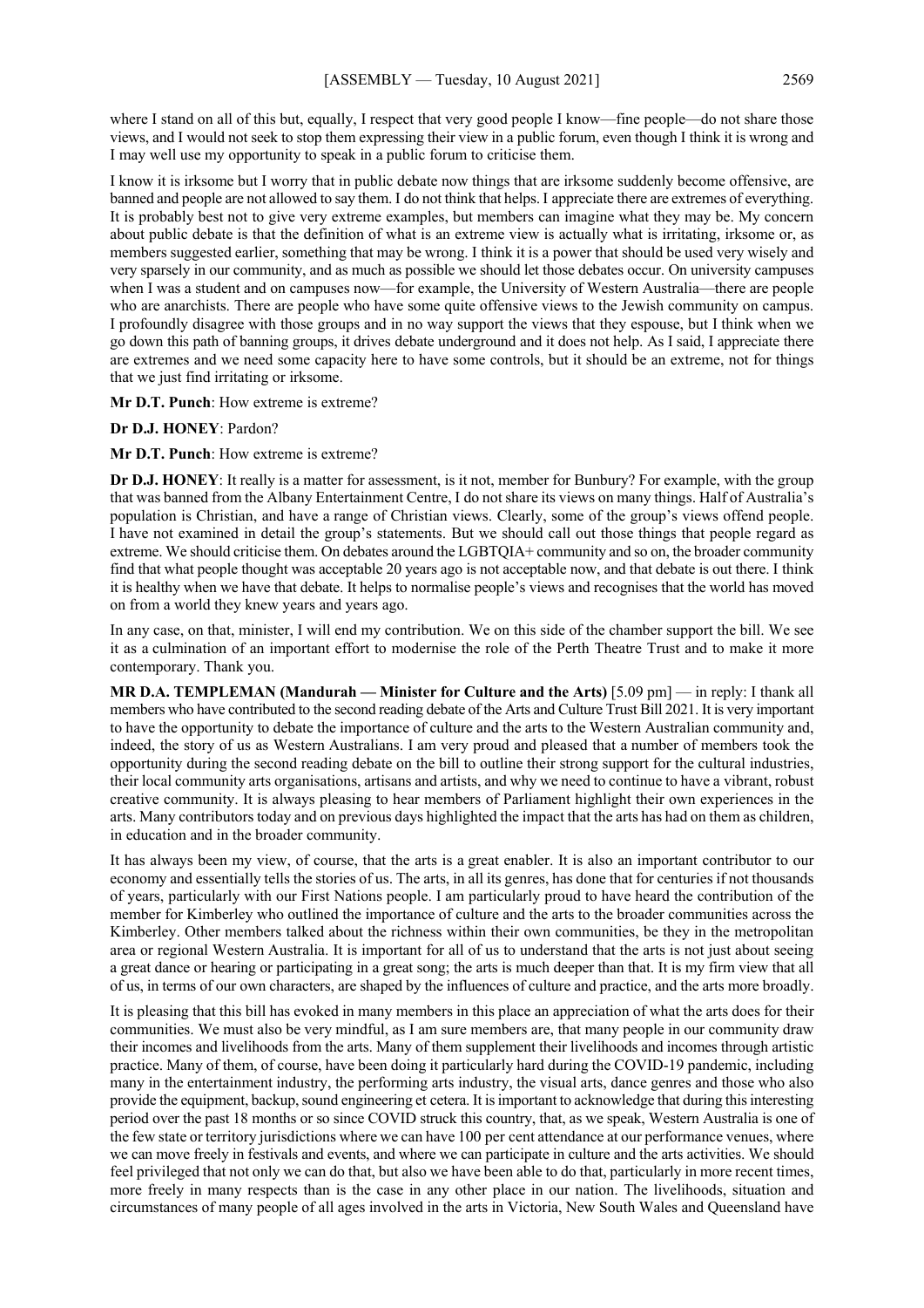where I stand on all of this but, equally, I respect that very good people I know—fine people—do not share those views, and I would not seek to stop them expressing their view in a public forum, even though I think it is wrong and I may well use my opportunity to speak in a public forum to criticise them.

I know it is irksome but I worry that in public debate now things that are irksome suddenly become offensive, are banned and people are not allowed to say them. I do not think that helps. I appreciate there are extremes of everything. It is probably best not to give very extreme examples, but members can imagine what they may be. My concern about public debate is that the definition of what is an extreme view is actually what is irritating, irksome or, as members suggested earlier, something that may be wrong. I think it is a power that should be used very wisely and very sparsely in our community, and as much as possible we should let those debates occur. On university campuses when I was a student and on campuses now—for example, the University of Western Australia—there are people who are anarchists. There are people who have some quite offensive views to the Jewish community on campus. I profoundly disagree with those groups and in no way support the views that they espouse, but I think when we go down this path of banning groups, it drives debate underground and it does not help. As I said, I appreciate there are extremes and we need some capacity here to have some controls, but it should be an extreme, not for things that we just find irritating or irksome.

**Mr D.T. Punch**: How extreme is extreme?

**Dr D.J. HONEY**: Pardon?

**Mr D.T. Punch**: How extreme is extreme?

**Dr D.J. HONEY**: It really is a matter for assessment, is it not, member for Bunbury? For example, with the group that was banned from the Albany Entertainment Centre, I do not share its views on many things. Half of Australia's population is Christian, and have a range of Christian views. Clearly, some of the group's views offend people. I have not examined in detail the group's statements. But we should call out those things that people regard as extreme. We should criticise them. On debates around the LGBTQIA+ community and so on, the broader community find that what people thought was acceptable 20 years ago is not acceptable now, and that debate is out there. I think it is healthy when we have that debate. It helps to normalise people's views and recognises that the world has moved on from a world they knew years and years ago.

In any case, on that, minister, I will end my contribution. We on this side of the chamber support the bill. We see it as a culmination of an important effort to modernise the role of the Perth Theatre Trust and to make it more contemporary. Thank you.

**MR D.A. TEMPLEMAN (Mandurah — Minister for Culture and the Arts)** [5.09 pm] — in reply: I thank all members who have contributed to the second reading debate of the Arts and Culture Trust Bill 2021. It is very important to have the opportunity to debate the importance of culture and the arts to the Western Australian community and, indeed, the story of us as Western Australians. I am very proud and pleased that a number of members took the opportunity during the second reading debate on the bill to outline their strong support for the cultural industries, their local community arts organisations, artisans and artists, and why we need to continue to have a vibrant, robust creative community. It is always pleasing to hear members of Parliament highlight their own experiences in the arts. Many contributors today and on previous days highlighted the impact that the arts has had on them as children, in education and in the broader community.

It has always been my view, of course, that the arts is a great enabler. It is also an important contributor to our economy and essentially tells the stories of us. The arts, in all its genres, has done that for centuries if not thousands of years, particularly with our First Nations people. I am particularly proud to have heard the contribution of the member for Kimberley who outlined the importance of culture and the arts to the broader communities across the Kimberley. Other members talked about the richness within their own communities, be they in the metropolitan area or regional Western Australia. It is important for all of us to understand that the arts is not just about seeing a great dance or hearing or participating in a great song; the arts is much deeper than that. It is my firm view that all of us, in terms of our own characters, are shaped by the influences of culture and practice, and the arts more broadly.

It is pleasing that this bill has evoked in many members in this place an appreciation of what the arts does for their communities. We must also be very mindful, as I am sure members are, that many people in our community draw their incomes and livelihoods from the arts. Many of them supplement their livelihoods and incomes through artistic practice. Many of them, of course, have been doing it particularly hard during the COVID-19 pandemic, including many in the entertainment industry, the performing arts industry, the visual arts, dance genres and those who also provide the equipment, backup, sound engineering et cetera. It is important to acknowledge that during this interesting period over the past 18 months or so since COVID struck this country, that, as we speak, Western Australia is one of the few state or territory jurisdictions where we can have 100 per cent attendance at our performance venues, where we can move freely in festivals and events, and where we can participate in culture and the arts activities. We should feel privileged that not only we can do that, but also we have been able to do that, particularly in more recent times, more freely in many respects than is the case in any other place in our nation. The livelihoods, situation and circumstances of many people of all ages involved in the arts in Victoria, New South Wales and Queensland have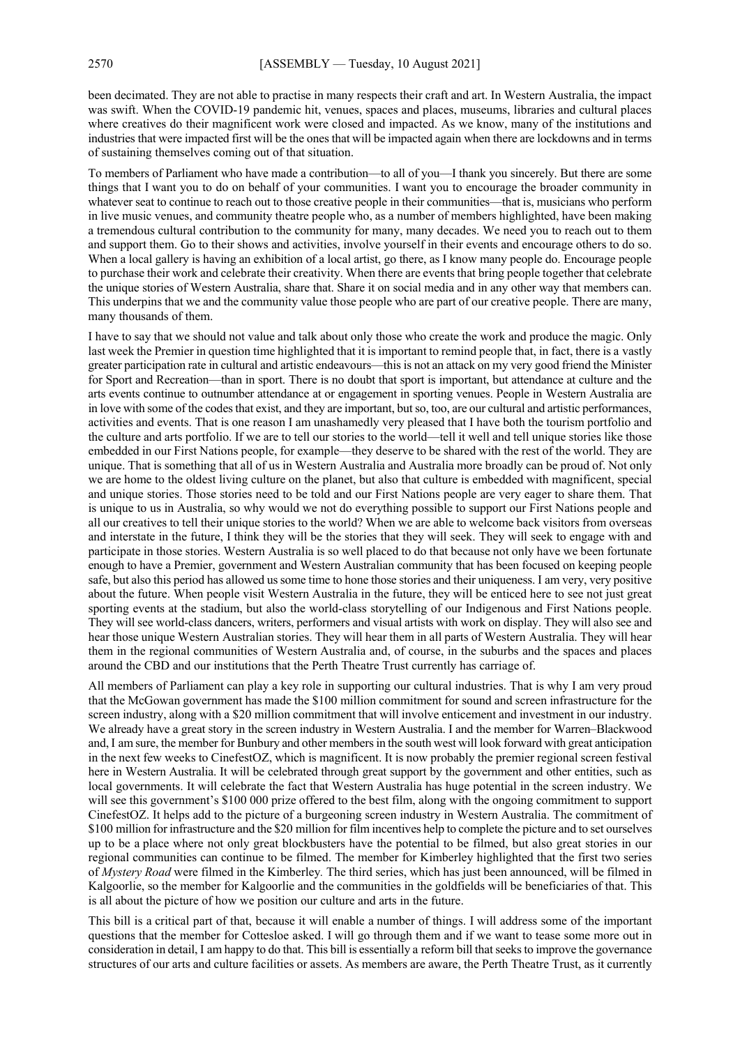been decimated. They are not able to practise in many respects their craft and art. In Western Australia, the impact was swift. When the COVID-19 pandemic hit, venues, spaces and places, museums, libraries and cultural places where creatives do their magnificent work were closed and impacted. As we know, many of the institutions and industries that were impacted first will be the ones that will be impacted again when there are lockdowns and in terms of sustaining themselves coming out of that situation.

To members of Parliament who have made a contribution—to all of you—I thank you sincerely. But there are some things that I want you to do on behalf of your communities. I want you to encourage the broader community in whatever seat to continue to reach out to those creative people in their communities—that is, musicians who perform in live music venues, and community theatre people who, as a number of members highlighted, have been making a tremendous cultural contribution to the community for many, many decades. We need you to reach out to them and support them. Go to their shows and activities, involve yourself in their events and encourage others to do so. When a local gallery is having an exhibition of a local artist, go there, as I know many people do. Encourage people to purchase their work and celebrate their creativity. When there are events that bring people together that celebrate the unique stories of Western Australia, share that. Share it on social media and in any other way that members can. This underpins that we and the community value those people who are part of our creative people. There are many, many thousands of them.

I have to say that we should not value and talk about only those who create the work and produce the magic. Only last week the Premier in question time highlighted that it is important to remind people that, in fact, there is a vastly greater participation rate in cultural and artistic endeavours—this is not an attack on my very good friend the Minister for Sport and Recreation—than in sport. There is no doubt that sport is important, but attendance at culture and the arts events continue to outnumber attendance at or engagement in sporting venues. People in Western Australia are in love with some of the codes that exist, and they are important, but so, too, are our cultural and artistic performances, activities and events. That is one reason I am unashamedly very pleased that I have both the tourism portfolio and the culture and arts portfolio. If we are to tell our stories to the world—tell it well and tell unique stories like those embedded in our First Nations people, for example—they deserve to be shared with the rest of the world. They are unique. That is something that all of us in Western Australia and Australia more broadly can be proud of. Not only we are home to the oldest living culture on the planet, but also that culture is embedded with magnificent, special and unique stories. Those stories need to be told and our First Nations people are very eager to share them. That is unique to us in Australia, so why would we not do everything possible to support our First Nations people and all our creatives to tell their unique stories to the world? When we are able to welcome back visitors from overseas and interstate in the future, I think they will be the stories that they will seek. They will seek to engage with and participate in those stories. Western Australia is so well placed to do that because not only have we been fortunate enough to have a Premier, government and Western Australian community that has been focused on keeping people safe, but also this period has allowed us some time to hone those stories and their uniqueness. I am very, very positive about the future. When people visit Western Australia in the future, they will be enticed here to see not just great sporting events at the stadium, but also the world-class storytelling of our Indigenous and First Nations people. They will see world-class dancers, writers, performers and visual artists with work on display. They will also see and hear those unique Western Australian stories. They will hear them in all parts of Western Australia. They will hear them in the regional communities of Western Australia and, of course, in the suburbs and the spaces and places around the CBD and our institutions that the Perth Theatre Trust currently has carriage of.

All members of Parliament can play a key role in supporting our cultural industries. That is why I am very proud that the McGowan government has made the $100 million commitment for sound and screen infrastructure for the screen industry, along with a $20 million commitment that will involve enticement and investment in our industry. We already have a great story in the screen industry in Western Australia. I and the member for Warren–Blackwood and, I am sure, the member for Bunbury and other members in the south west will look forward with great anticipation in the next few weeks to CinefestOZ, which is magnificent. It is now probably the premier regional screen festival here in Western Australia. It will be celebrated through great support by the government and other entities, such as local governments. It will celebrate the fact that Western Australia has huge potential in the screen industry. We will see this government's $100 000 prize offered to the best film, along with the ongoing commitment to support CinefestOZ. It helps add to the picture of a burgeoning screen industry in Western Australia. The commitment of $100 million for infrastructure and the $20 million for film incentives help to complete the picture and to set ourselves up to be a place where not only great blockbusters have the potential to be filmed, but also great stories in our regional communities can continue to be filmed. The member for Kimberley highlighted that the first two series of *Mystery Road* were filmed in the Kimberley. The third series, which has just been announced, will be filmed in Kalgoorlie, so the member for Kalgoorlie and the communities in the goldfields will be beneficiaries of that. This is all about the picture of how we position our culture and arts in the future.

This bill is a critical part of that, because it will enable a number of things. I will address some of the important questions that the member for Cottesloe asked. I will go through them and if we want to tease some more out in consideration in detail, I am happy to do that. This bill is essentially a reform bill that seeks to improve the governance structures of our arts and culture facilities or assets. As members are aware, the Perth Theatre Trust, as it currently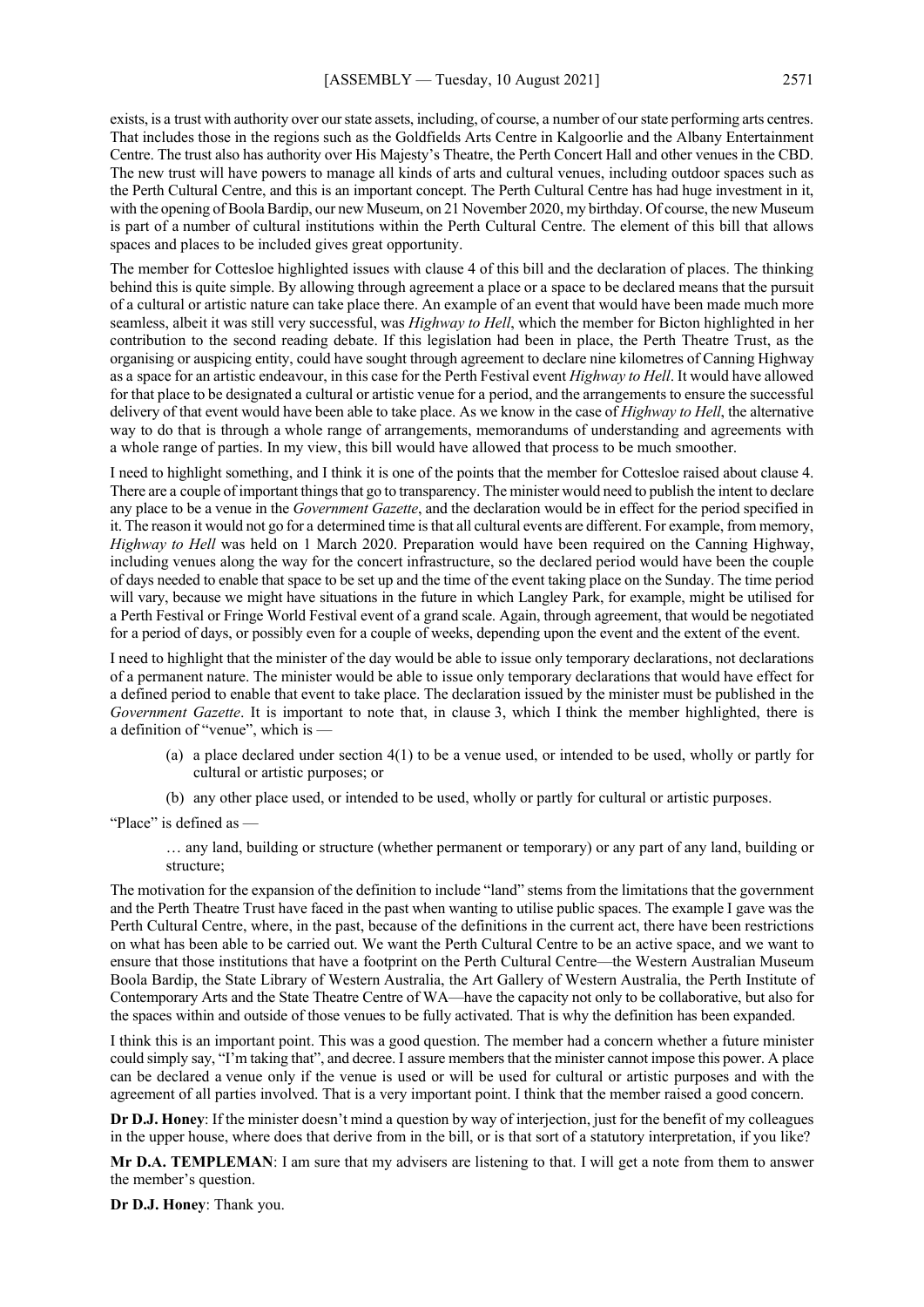exists, is a trust with authority over our state assets, including, of course, a number of our state performing arts centres. That includes those in the regions such as the Goldfields Arts Centre in Kalgoorlie and the Albany Entertainment Centre. The trust also has authority over His Majesty's Theatre, the Perth Concert Hall and other venues in the CBD. The new trust will have powers to manage all kinds of arts and cultural venues, including outdoor spaces such as the Perth Cultural Centre, and this is an important concept. The Perth Cultural Centre has had huge investment in it, with the opening of Boola Bardip, our new Museum, on 21 November 2020, my birthday. Of course, the new Museum is part of a number of cultural institutions within the Perth Cultural Centre. The element of this bill that allows spaces and places to be included gives great opportunity.

The member for Cottesloe highlighted issues with clause 4 of this bill and the declaration of places. The thinking behind this is quite simple. By allowing through agreement a place or a space to be declared means that the pursuit of a cultural or artistic nature can take place there. An example of an event that would have been made much more seamless, albeit it was still very successful, was *Highway to Hell*, which the member for Bicton highlighted in her contribution to the second reading debate. If this legislation had been in place, the Perth Theatre Trust, as the organising or auspicing entity, could have sought through agreement to declare nine kilometres of Canning Highway as a space for an artistic endeavour, in this case for the Perth Festival event *Highway to Hell*. It would have allowed for that place to be designated a cultural or artistic venue for a period, and the arrangements to ensure the successful delivery of that event would have been able to take place. As we know in the case of *Highway to Hell*, the alternative way to do that is through a whole range of arrangements, memorandums of understanding and agreements with a whole range of parties. In my view, this bill would have allowed that process to be much smoother.

I need to highlight something, and I think it is one of the points that the member for Cottesloe raised about clause 4. There are a couple of important things that go to transparency. The minister would need to publish the intent to declare any place to be a venue in the *Government Gazette*, and the declaration would be in effect for the period specified in it. The reason it would not go for a determined time is that all cultural events are different. For example, from memory, *Highway to Hell* was held on 1 March 2020. Preparation would have been required on the Canning Highway, including venues along the way for the concert infrastructure, so the declared period would have been the couple of days needed to enable that space to be set up and the time of the event taking place on the Sunday. The time period will vary, because we might have situations in the future in which Langley Park, for example, might be utilised for a Perth Festival or Fringe World Festival event of a grand scale. Again, through agreement, that would be negotiated for a period of days, or possibly even for a couple of weeks, depending upon the event and the extent of the event.

I need to highlight that the minister of the day would be able to issue only temporary declarations, not declarations of a permanent nature. The minister would be able to issue only temporary declarations that would have effect for a defined period to enable that event to take place. The declaration issued by the minister must be published in the *Government Gazette*. It is important to note that, in clause 3, which I think the member highlighted, there is a definition of "venue", which is —

> (a) a place declared under section 4(1) to be a venue used, or intended to be used, wholly or partly for cultural or artistic purposes; or
>
> (b) any other place used, or intended to be used, wholly or partly for cultural or artistic purposes.

"Place" is defined as —

> … any land, building or structure (whether permanent or temporary) or any part of any land, building or structure;

The motivation for the expansion of the definition to include "land" stems from the limitations that the government and the Perth Theatre Trust have faced in the past when wanting to utilise public spaces. The example I gave was the Perth Cultural Centre, where, in the past, because of the definitions in the current act, there have been restrictions on what has been able to be carried out. We want the Perth Cultural Centre to be an active space, and we want to ensure that those institutions that have a footprint on the Perth Cultural Centre—the Western Australian Museum Boola Bardip, the State Library of Western Australia, the Art Gallery of Western Australia, the Perth Institute of Contemporary Arts and the State Theatre Centre of WA—have the capacity not only to be collaborative, but also for the spaces within and outside of those venues to be fully activated. That is why the definition has been expanded.

I think this is an important point. This was a good question. The member had a concern whether a future minister could simply say, "I'm taking that", and decree. I assure members that the minister cannot impose this power. A place can be declared a venue only if the venue is used or will be used for cultural or artistic purposes and with the agreement of all parties involved. That is a very important point. I think that the member raised a good concern.

**Dr D.J. Honey**: If the minister doesn't mind a question by way of interjection, just for the benefit of my colleagues in the upper house, where does that derive from in the bill, or is that sort of a statutory interpretation, if you like?

**Mr D.A. TEMPLEMAN**: I am sure that my advisers are listening to that. I will get a note from them to answer the member's question.

**Dr D.J. Honey**: Thank you.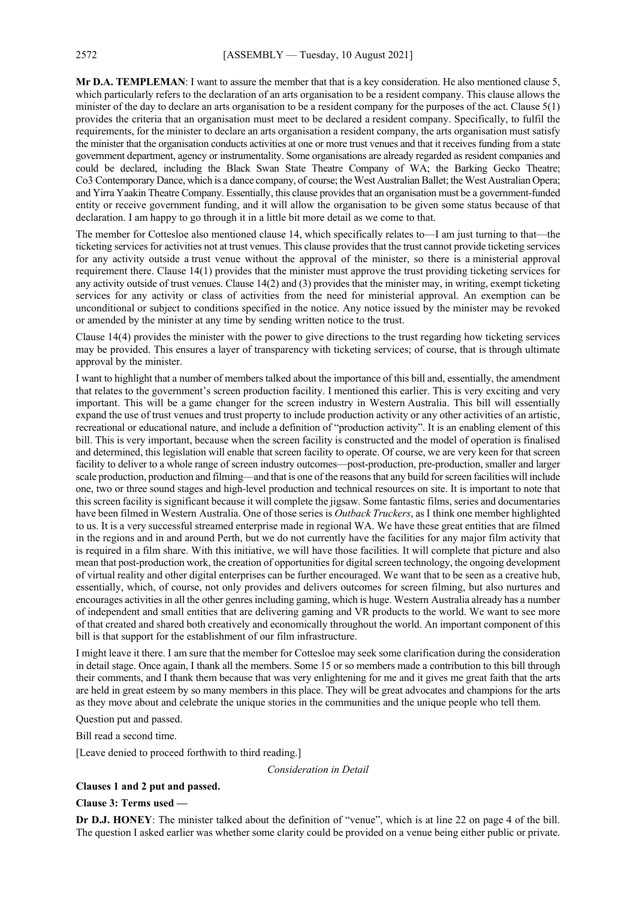**Mr D.A. TEMPLEMAN**: I want to assure the member that that is a key consideration. He also mentioned clause 5, which particularly refers to the declaration of an arts organisation to be a resident company. This clause allows the minister of the day to declare an arts organisation to be a resident company for the purposes of the act. Clause 5(1) provides the criteria that an organisation must meet to be declared a resident company. Specifically, to fulfil the requirements, for the minister to declare an arts organisation a resident company, the arts organisation must satisfy the minister that the organisation conducts activities at one or more trust venues and that it receives funding from a state government department, agency or instrumentality. Some organisations are already regarded as resident companies and could be declared, including the Black Swan State Theatre Company of WA; the Barking Gecko Theatre; Co3 Contemporary Dance, which is a dance company, of course; the West Australian Ballet; the West Australian Opera; and Yirra Yaakin Theatre Company. Essentially, this clause provides that an organisation must be a government-funded entity or receive government funding, and it will allow the organisation to be given some status because of that declaration. I am happy to go through it in a little bit more detail as we come to that.

The member for Cottesloe also mentioned clause 14, which specifically relates to—I am just turning to that—the ticketing services for activities not at trust venues. This clause provides that the trust cannot provide ticketing services for any activity outside a trust venue without the approval of the minister, so there is a ministerial approval requirement there. Clause 14(1) provides that the minister must approve the trust providing ticketing services for any activity outside of trust venues. Clause 14(2) and (3) provides that the minister may, in writing, exempt ticketing services for any activity or class of activities from the need for ministerial approval. An exemption can be unconditional or subject to conditions specified in the notice. Any notice issued by the minister may be revoked or amended by the minister at any time by sending written notice to the trust.

Clause 14(4) provides the minister with the power to give directions to the trust regarding how ticketing services may be provided. This ensures a layer of transparency with ticketing services; of course, that is through ultimate approval by the minister.

I want to highlight that a number of members talked about the importance of this bill and, essentially, the amendment that relates to the government's screen production facility. I mentioned this earlier. This is very exciting and very important. This will be a game changer for the screen industry in Western Australia. This bill will essentially expand the use of trust venues and trust property to include production activity or any other activities of an artistic, recreational or educational nature, and include a definition of "production activity". It is an enabling element of this bill. This is very important, because when the screen facility is constructed and the model of operation is finalised and determined, this legislation will enable that screen facility to operate. Of course, we are very keen for that screen facility to deliver to a whole range of screen industry outcomes—post-production, pre-production, smaller and larger scale production, production and filming—and that is one of the reasons that any build for screen facilities will include one, two or three sound stages and high-level production and technical resources on site. It is important to note that this screen facility is significant because it will complete the jigsaw. Some fantastic films, series and documentaries have been filmed in Western Australia. One of those series is *Outback Truckers*, as I think one member highlighted to us. It is a very successful streamed enterprise made in regional WA. We have these great entities that are filmed in the regions and in and around Perth, but we do not currently have the facilities for any major film activity that is required in a film share. With this initiative, we will have those facilities. It will complete that picture and also mean that post-production work, the creation of opportunities for digital screen technology, the ongoing development of virtual reality and other digital enterprises can be further encouraged. We want that to be seen as a creative hub, essentially, which, of course, not only provides and delivers outcomes for screen filming, but also nurtures and encourages activities in all the other genres including gaming, which is huge. Western Australia already has a number of independent and small entities that are delivering gaming and VR products to the world. We want to see more of that created and shared both creatively and economically throughout the world. An important component of this bill is that support for the establishment of our film infrastructure.

I might leave it there. I am sure that the member for Cottesloe may seek some clarification during the consideration in detail stage. Once again, I thank all the members. Some 15 or so members made a contribution to this bill through their comments, and I thank them because that was very enlightening for me and it gives me great faith that the arts are held in great esteem by so many members in this place. They will be great advocates and champions for the arts as they move about and celebrate the unique stories in the communities and the unique people who tell them.

Question put and passed.

Bill read a second time.

[Leave denied to proceed forthwith to third reading.]

*Consideration in Detail*

**Clauses 1 and 2 put and passed.**

**Clause 3: Terms used —**

**Dr D.J. HONEY**: The minister talked about the definition of "venue", which is at line 22 on page 4 of the bill. The question I asked earlier was whether some clarity could be provided on a venue being either public or private.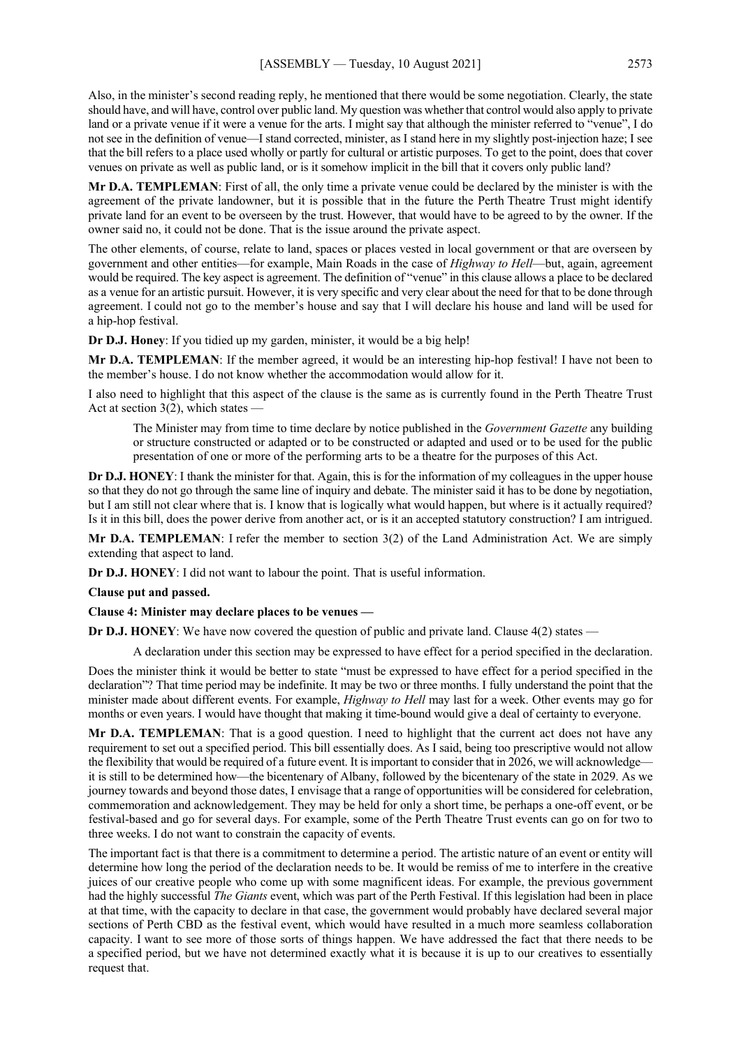Also, in the minister's second reading reply, he mentioned that there would be some negotiation. Clearly, the state should have, and will have, control over public land. My question was whether that control would also apply to private land or a private venue if it were a venue for the arts. I might say that although the minister referred to "venue", I do not see in the definition of venue—I stand corrected, minister, as I stand here in my slightly post-injection haze; I see that the bill refers to a place used wholly or partly for cultural or artistic purposes. To get to the point, does that cover venues on private as well as public land, or is it somehow implicit in the bill that it covers only public land?

**Mr D.A. TEMPLEMAN**: First of all, the only time a private venue could be declared by the minister is with the agreement of the private landowner, but it is possible that in the future the Perth Theatre Trust might identify private land for an event to be overseen by the trust. However, that would have to be agreed to by the owner. If the owner said no, it could not be done. That is the issue around the private aspect.

The other elements, of course, relate to land, spaces or places vested in local government or that are overseen by government and other entities—for example, Main Roads in the case of *Highway to Hell*—but, again, agreement would be required. The key aspect is agreement. The definition of "venue" in this clause allows a place to be declared as a venue for an artistic pursuit. However, it is very specific and very clear about the need for that to be done through agreement. I could not go to the member's house and say that I will declare his house and land will be used for a hip-hop festival.

**Dr D.J. Honey**: If you tidied up my garden, minister, it would be a big help!

**Mr D.A. TEMPLEMAN**: If the member agreed, it would be an interesting hip-hop festival! I have not been to the member's house. I do not know whether the accommodation would allow for it.

I also need to highlight that this aspect of the clause is the same as is currently found in the Perth Theatre Trust Act at section 3(2), which states —

> The Minister may from time to time declare by notice published in the *Government Gazette* any building or structure constructed or adapted or to be constructed or adapted and used or to be used for the public presentation of one or more of the performing arts to be a theatre for the purposes of this Act.

**Dr D.J. HONEY**: I thank the minister for that. Again, this is for the information of my colleagues in the upper house so that they do not go through the same line of inquiry and debate. The minister said it has to be done by negotiation, but I am still not clear where that is. I know that is logically what would happen, but where is it actually required? Is it in this bill, does the power derive from another act, or is it an accepted statutory construction? I am intrigued.

**Mr D.A. TEMPLEMAN**: I refer the member to section 3(2) of the Land Administration Act. We are simply extending that aspect to land.

**Dr D.J. HONEY**: I did not want to labour the point. That is useful information.

**Clause put and passed.**

**Clause 4: Minister may declare places to be venues —**

**Dr D.J. HONEY**: We have now covered the question of public and private land. Clause 4(2) states —

> A declaration under this section may be expressed to have effect for a period specified in the declaration.

Does the minister think it would be better to state "must be expressed to have effect for a period specified in the declaration"? That time period may be indefinite. It may be two or three months. I fully understand the point that the minister made about different events. For example, *Highway to Hell* may last for a week. Other events may go for months or even years. I would have thought that making it time-bound would give a deal of certainty to everyone.

**Mr D.A. TEMPLEMAN**: That is a good question. I need to highlight that the current act does not have any requirement to set out a specified period. This bill essentially does. As I said, being too prescriptive would not allow the flexibility that would be required of a future event. It is important to consider that in 2026, we will acknowledge—it is still to be determined how—the bicentenary of Albany, followed by the bicentenary of the state in 2029. As we journey towards and beyond those dates, I envisage that a range of opportunities will be considered for celebration, commemoration and acknowledgement. They may be held for only a short time, be perhaps a one-off event, or be festival-based and go for several days. For example, some of the Perth Theatre Trust events can go on for two to three weeks. I do not want to constrain the capacity of events.

The important fact is that there is a commitment to determine a period. The artistic nature of an event or entity will determine how long the period of the declaration needs to be. It would be remiss of me to interfere in the creative juices of our creative people who come up with some magnificent ideas. For example, the previous government had the highly successful *The Giants* event, which was part of the Perth Festival. If this legislation had been in place at that time, with the capacity to declare in that case, the government would probably have declared several major sections of Perth CBD as the festival event, which would have resulted in a much more seamless collaboration capacity. I want to see more of those sorts of things happen. We have addressed the fact that there needs to be a specified period, but we have not determined exactly what it is because it is up to our creatives to essentially request that.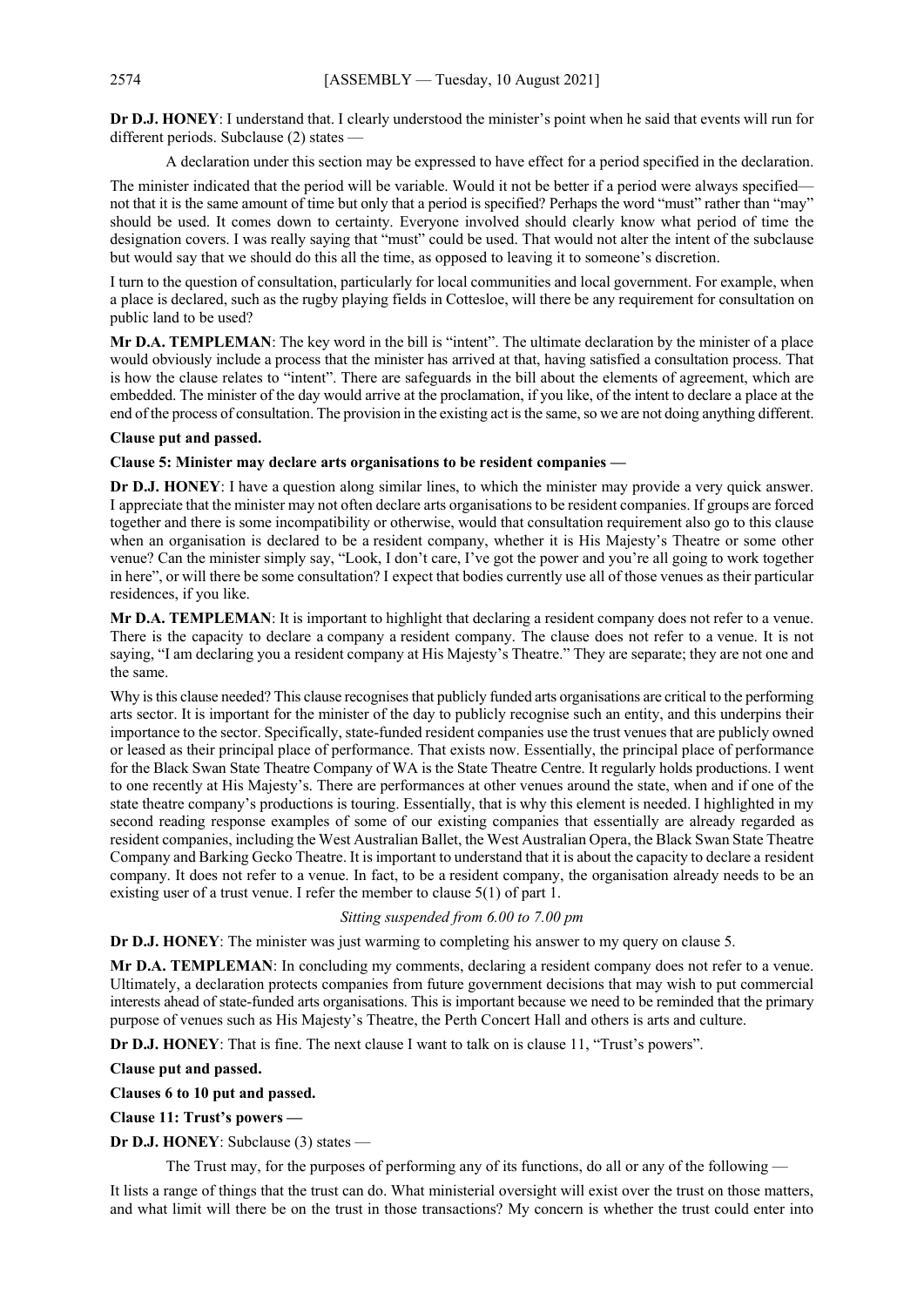**Dr D.J. HONEY**: I understand that. I clearly understood the minister's point when he said that events will run for different periods. Subclause (2) states —

> A declaration under this section may be expressed to have effect for a period specified in the declaration.

The minister indicated that the period will be variable. Would it not be better if a period were always specified—not that it is the same amount of time but only that a period is specified? Perhaps the word "must" rather than "may" should be used. It comes down to certainty. Everyone involved should clearly know what period of time the designation covers. I was really saying that "must" could be used. That would not alter the intent of the subclause but would say that we should do this all the time, as opposed to leaving it to someone's discretion.

I turn to the question of consultation, particularly for local communities and local government. For example, when a place is declared, such as the rugby playing fields in Cottesloe, will there be any requirement for consultation on public land to be used?

**Mr D.A. TEMPLEMAN**: The key word in the bill is "intent". The ultimate declaration by the minister of a place would obviously include a process that the minister has arrived at that, having satisfied a consultation process. That is how the clause relates to "intent". There are safeguards in the bill about the elements of agreement, which are embedded. The minister of the day would arrive at the proclamation, if you like, of the intent to declare a place at the end of the process of consultation. The provision in the existing act is the same, so we are not doing anything different.

**Clause put and passed.**

**Clause 5: Minister may declare arts organisations to be resident companies —**

**Dr D.J. HONEY**: I have a question along similar lines, to which the minister may provide a very quick answer. I appreciate that the minister may not often declare arts organisations to be resident companies. If groups are forced together and there is some incompatibility or otherwise, would that consultation requirement also go to this clause when an organisation is declared to be a resident company, whether it is His Majesty's Theatre or some other venue? Can the minister simply say, "Look, I don't care, I've got the power and you're all going to work together in here", or will there be some consultation? I expect that bodies currently use all of those venues as their particular residences, if you like.

**Mr D.A. TEMPLEMAN**: It is important to highlight that declaring a resident company does not refer to a venue. There is the capacity to declare a company a resident company. The clause does not refer to a venue. It is not saying, "I am declaring you a resident company at His Majesty's Theatre." They are separate; they are not one and the same.

Why is this clause needed? This clause recognises that publicly funded arts organisations are critical to the performing arts sector. It is important for the minister of the day to publicly recognise such an entity, and this underpins their importance to the sector. Specifically, state-funded resident companies use the trust venues that are publicly owned or leased as their principal place of performance. That exists now. Essentially, the principal place of performance for the Black Swan State Theatre Company of WA is the State Theatre Centre. It regularly holds productions. I went to one recently at His Majesty's. There are performances at other venues around the state, when and if one of the state theatre company's productions is touring. Essentially, that is why this element is needed. I highlighted in my second reading response examples of some of our existing companies that essentially are already regarded as resident companies, including the West Australian Ballet, the West Australian Opera, the Black Swan State Theatre Company and Barking Gecko Theatre. It is important to understand that it is about the capacity to declare a resident company. It does not refer to a venue. In fact, to be a resident company, the organisation already needs to be an existing user of a trust venue. I refer the member to clause 5(1) of part 1.

*Sitting suspended from 6.00 to 7.00 pm*

**Dr D.J. HONEY**: The minister was just warming to completing his answer to my query on clause 5.

**Mr D.A. TEMPLEMAN**: In concluding my comments, declaring a resident company does not refer to a venue. Ultimately, a declaration protects companies from future government decisions that may wish to put commercial interests ahead of state-funded arts organisations. This is important because we need to be reminded that the primary purpose of venues such as His Majesty's Theatre, the Perth Concert Hall and others is arts and culture.

**Dr D.J. HONEY**: That is fine. The next clause I want to talk on is clause 11, "Trust's powers".

**Clause put and passed.**

**Clauses 6 to 10 put and passed.**

**Clause 11: Trust's powers —**

**Dr D.J. HONEY**: Subclause (3) states —

> The Trust may, for the purposes of performing any of its functions, do all or any of the following —

It lists a range of things that the trust can do. What ministerial oversight will exist over the trust on those matters, and what limit will there be on the trust in those transactions? My concern is whether the trust could enter into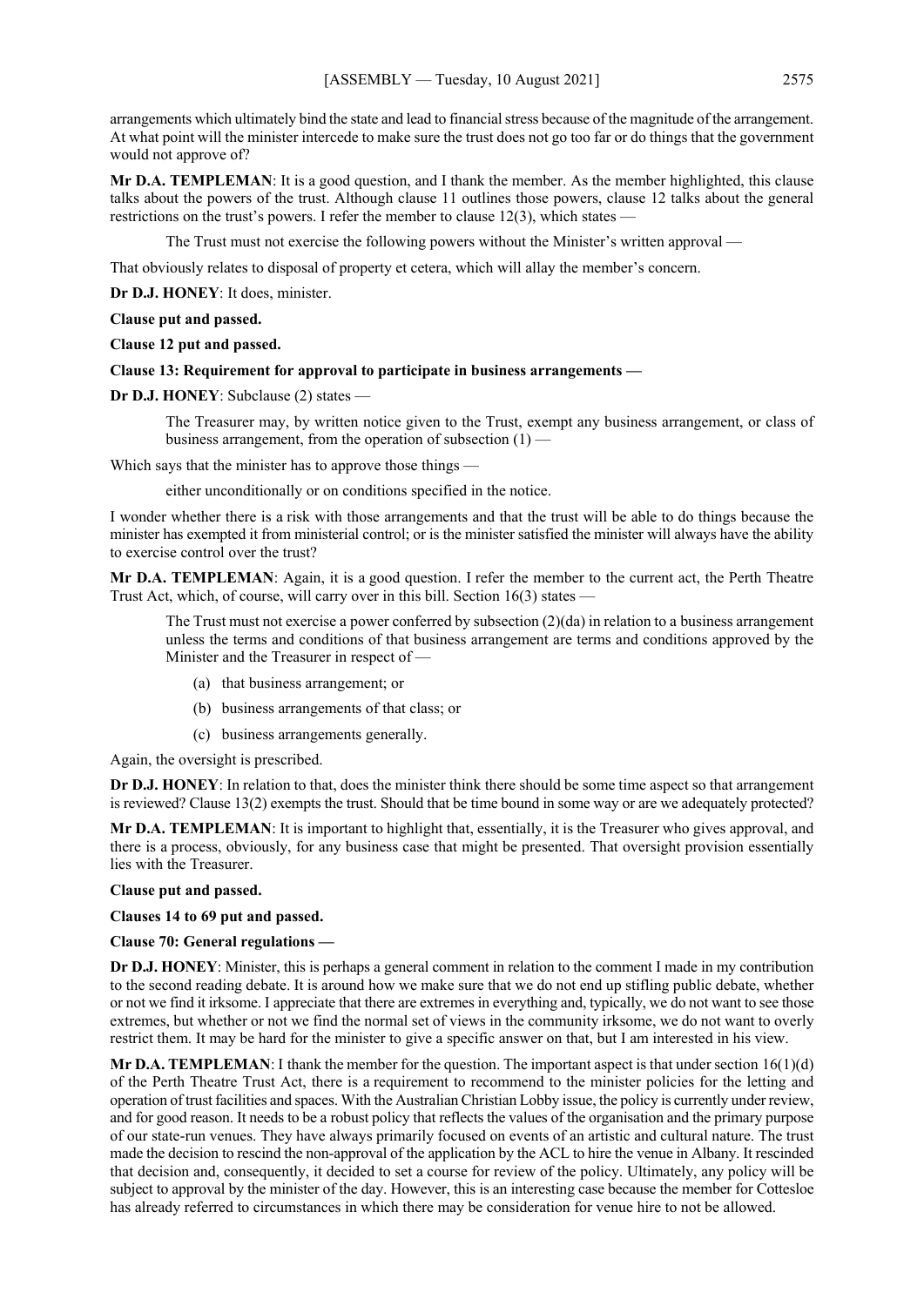arrangements which ultimately bind the state and lead to financial stress because of the magnitude of the arrangement. At what point will the minister intercede to make sure the trust does not go too far or do things that the government would not approve of?

**Mr D.A. TEMPLEMAN**: It is a good question, and I thank the member. As the member highlighted, this clause talks about the powers of the trust. Although clause 11 outlines those powers, clause 12 talks about the general restrictions on the trust's powers. I refer the member to clause 12(3), which states —

> The Trust must not exercise the following powers without the Minister's written approval —

That obviously relates to disposal of property et cetera, which will allay the member's concern.

**Dr D.J. HONEY**: It does, minister.

**Clause put and passed.**

**Clause 12 put and passed.**

**Clause 13: Requirement for approval to participate in business arrangements —**

**Dr D.J. HONEY**: Subclause (2) states —

> The Treasurer may, by written notice given to the Trust, exempt any business arrangement, or class of business arrangement, from the operation of subsection (1) —

Which says that the minister has to approve those things —

> either unconditionally or on conditions specified in the notice.

I wonder whether there is a risk with those arrangements and that the trust will be able to do things because the minister has exempted it from ministerial control; or is the minister satisfied the minister will always have the ability to exercise control over the trust?

**Mr D.A. TEMPLEMAN**: Again, it is a good question. I refer the member to the current act, the Perth Theatre Trust Act, which, of course, will carry over in this bill. Section 16(3) states —

> The Trust must not exercise a power conferred by subsection (2)(da) in relation to a business arrangement unless the terms and conditions of that business arrangement are terms and conditions approved by the Minister and the Treasurer in respect of —
>
> (a) that business arrangement; or
>
> (b) business arrangements of that class; or
>
> (c) business arrangements generally.

Again, the oversight is prescribed.

**Dr D.J. HONEY**: In relation to that, does the minister think there should be some time aspect so that arrangement is reviewed? Clause 13(2) exempts the trust. Should that be time bound in some way or are we adequately protected?

**Mr D.A. TEMPLEMAN**: It is important to highlight that, essentially, it is the Treasurer who gives approval, and there is a process, obviously, for any business case that might be presented. That oversight provision essentially lies with the Treasurer.

**Clause put and passed.**

**Clauses 14 to 69 put and passed.**

**Clause 70: General regulations —**

**Dr D.J. HONEY**: Minister, this is perhaps a general comment in relation to the comment I made in my contribution to the second reading debate. It is around how we make sure that we do not end up stifling public debate, whether or not we find it irksome. I appreciate that there are extremes in everything and, typically, we do not want to see those extremes, but whether or not we find the normal set of views in the community irksome, we do not want to overly restrict them. It may be hard for the minister to give a specific answer on that, but I am interested in his view.

**Mr D.A. TEMPLEMAN**: I thank the member for the question. The important aspect is that under section 16(1)(d) of the Perth Theatre Trust Act, there is a requirement to recommend to the minister policies for the letting and operation of trust facilities and spaces. With the Australian Christian Lobby issue, the policy is currently under review, and for good reason. It needs to be a robust policy that reflects the values of the organisation and the primary purpose of our state-run venues. They have always primarily focused on events of an artistic and cultural nature. The trust made the decision to rescind the non-approval of the application by the ACL to hire the venue in Albany. It rescinded that decision and, consequently, it decided to set a course for review of the policy. Ultimately, any policy will be subject to approval by the minister of the day. However, this is an interesting case because the member for Cottesloe has already referred to circumstances in which there may be consideration for venue hire to not be allowed.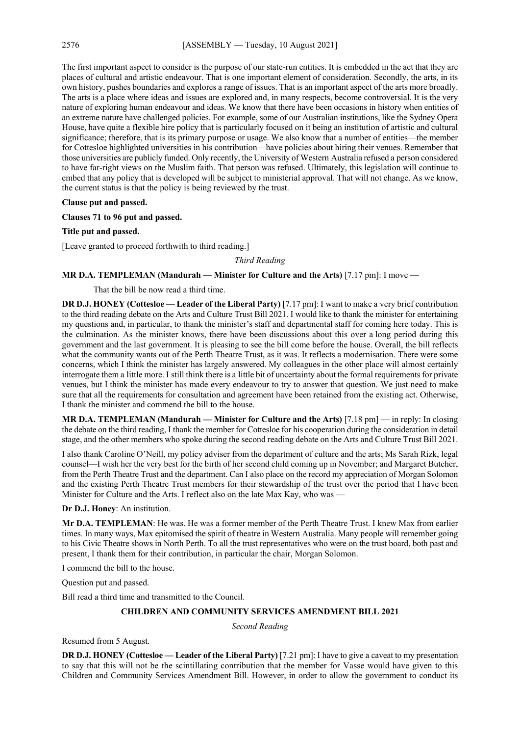The first important aspect to consider is the purpose of our state-run entities. It is embedded in the act that they are places of cultural and artistic endeavour. That is one important element of consideration. Secondly, the arts, in its own history, pushes boundaries and explores a range of issues. That is an important aspect of the arts more broadly. The arts is a place where ideas and issues are explored and, in many respects, become controversial. It is the very nature of exploring human endeavour and ideas. We know that there have been occasions in history when entities of an extreme nature have challenged policies. For example, some of our Australian institutions, like the Sydney Opera House, have quite a flexible hire policy that is particularly focused on it being an institution of artistic and cultural significance; therefore, that is its primary purpose or usage. We also know that a number of entities—the member for Cottesloe highlighted universities in his contribution—have policies about hiring their venues. Remember that those universities are publicly funded. Only recently, the University of Western Australia refused a person considered to have far-right views on the Muslim faith. That person was refused. Ultimately, this legislation will continue to embed that any policy that is developed will be subject to ministerial approval. That will not change. As we know, the current status is that the policy is being reviewed by the trust.

**Clause put and passed.**

**Clauses 71 to 96 put and passed.**

**Title put and passed.**

[Leave granted to proceed forthwith to third reading.]

*Third Reading*

**MR D.A. TEMPLEMAN (Mandurah — Minister for Culture and the Arts)** [7.17 pm]: I move —

That the bill be now read a third time.

**DR D.J. HONEY (Cottesloe — Leader of the Liberal Party)** [7.17 pm]: I want to make a very brief contribution to the third reading debate on the Arts and Culture Trust Bill 2021. I would like to thank the minister for entertaining my questions and, in particular, to thank the minister's staff and departmental staff for coming here today. This is the culmination. As the minister knows, there have been discussions about this over a long period during this government and the last government. It is pleasing to see the bill come before the house. Overall, the bill reflects what the community wants out of the Perth Theatre Trust, as it was. It reflects a modernisation. There were some concerns, which I think the minister has largely answered. My colleagues in the other place will almost certainly interrogate them a little more. I still think there is a little bit of uncertainty about the formal requirements for private venues, but I think the minister has made every endeavour to try to answer that question. We just need to make sure that all the requirements for consultation and agreement have been retained from the existing act. Otherwise, I thank the minister and commend the bill to the house.

**MR D.A. TEMPLEMAN (Mandurah — Minister for Culture and the Arts)** [7.18 pm] — in reply: In closing the debate on the third reading, I thank the member for Cottesloe for his cooperation during the consideration in detail stage, and the other members who spoke during the second reading debate on the Arts and Culture Trust Bill 2021.

I also thank Caroline O'Neill, my policy adviser from the department of culture and the arts; Ms Sarah Rizk, legal counsel—I wish her the very best for the birth of her second child coming up in November; and Margaret Butcher, from the Perth Theatre Trust and the department. Can I also place on the record my appreciation of Morgan Solomon and the existing Perth Theatre Trust members for their stewardship of the trust over the period that I have been Minister for Culture and the Arts. I reflect also on the late Max Kay, who was —

**Dr D.J. Honey**: An institution.

**Mr D.A. TEMPLEMAN**: He was. He was a former member of the Perth Theatre Trust. I knew Max from earlier times. In many ways, Max epitomised the spirit of theatre in Western Australia. Many people will remember going to his Civic Theatre shows in North Perth. To all the trust representatives who were on the trust board, both past and present, I thank them for their contribution, in particular the chair, Morgan Solomon.

I commend the bill to the house.

Question put and passed.

Bill read a third time and transmitted to the Council.

## CHILDREN AND COMMUNITY SERVICES AMENDMENT BILL 2021

*Second Reading*

Resumed from 5 August.

**DR D.J. HONEY (Cottesloe — Leader of the Liberal Party)** [7.21 pm]: I have to give a caveat to my presentation to say that this will not be the scintillating contribution that the member for Vasse would have given to this Children and Community Services Amendment Bill. However, in order to allow the government to conduct its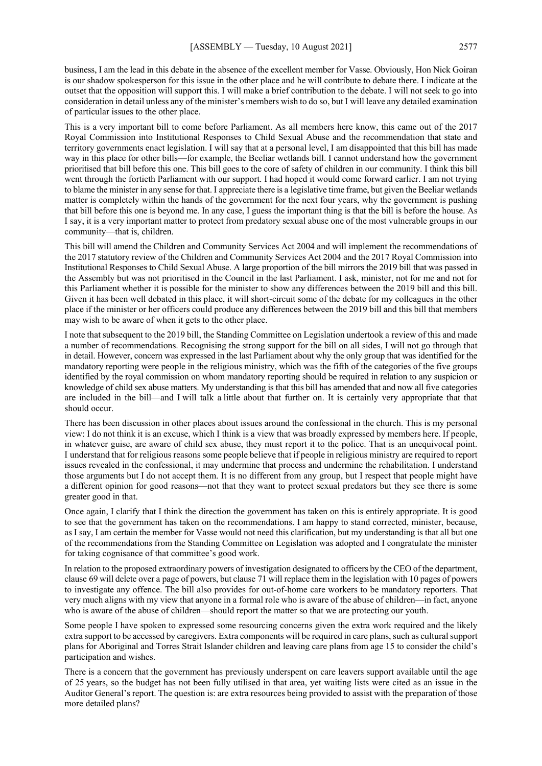business, I am the lead in this debate in the absence of the excellent member for Vasse. Obviously, Hon Nick Goiran is our shadow spokesperson for this issue in the other place and he will contribute to debate there. I indicate at the outset that the opposition will support this. I will make a brief contribution to the debate. I will not seek to go into consideration in detail unless any of the minister's members wish to do so, but I will leave any detailed examination of particular issues to the other place.

This is a very important bill to come before Parliament. As all members here know, this came out of the 2017 Royal Commission into Institutional Responses to Child Sexual Abuse and the recommendation that state and territory governments enact legislation. I will say that at a personal level, I am disappointed that this bill has made way in this place for other bills—for example, the Beeliar wetlands bill. I cannot understand how the government prioritised that bill before this one. This bill goes to the core of safety of children in our community. I think this bill went through the fortieth Parliament with our support. I had hoped it would come forward earlier. I am not trying to blame the minister in any sense for that. I appreciate there is a legislative time frame, but given the Beeliar wetlands matter is completely within the hands of the government for the next four years, why the government is pushing that bill before this one is beyond me. In any case, I guess the important thing is that the bill is before the house. As I say, it is a very important matter to protect from predatory sexual abuse one of the most vulnerable groups in our community—that is, children.

This bill will amend the Children and Community Services Act 2004 and will implement the recommendations of the 2017 statutory review of the Children and Community Services Act 2004 and the 2017 Royal Commission into Institutional Responses to Child Sexual Abuse. A large proportion of the bill mirrors the 2019 bill that was passed in the Assembly but was not prioritised in the Council in the last Parliament. I ask, minister, not for me and not for this Parliament whether it is possible for the minister to show any differences between the 2019 bill and this bill. Given it has been well debated in this place, it will short-circuit some of the debate for my colleagues in the other place if the minister or her officers could produce any differences between the 2019 bill and this bill that members may wish to be aware of when it gets to the other place.

I note that subsequent to the 2019 bill, the Standing Committee on Legislation undertook a review of this and made a number of recommendations. Recognising the strong support for the bill on all sides, I will not go through that in detail. However, concern was expressed in the last Parliament about why the only group that was identified for the mandatory reporting were people in the religious ministry, which was the fifth of the categories of the five groups identified by the royal commission on whom mandatory reporting should be required in relation to any suspicion or knowledge of child sex abuse matters. My understanding is that this bill has amended that and now all five categories are included in the bill—and I will talk a little about that further on. It is certainly very appropriate that that should occur.

There has been discussion in other places about issues around the confessional in the church. This is my personal view: I do not think it is an excuse, which I think is a view that was broadly expressed by members here. If people, in whatever guise, are aware of child sex abuse, they must report it to the police. That is an unequivocal point. I understand that for religious reasons some people believe that if people in religious ministry are required to report issues revealed in the confessional, it may undermine that process and undermine the rehabilitation. I understand those arguments but I do not accept them. It is no different from any group, but I respect that people might have a different opinion for good reasons—not that they want to protect sexual predators but they see there is some greater good in that.

Once again, I clarify that I think the direction the government has taken on this is entirely appropriate. It is good to see that the government has taken on the recommendations. I am happy to stand corrected, minister, because, as I say, I am certain the member for Vasse would not need this clarification, but my understanding is that all but one of the recommendations from the Standing Committee on Legislation was adopted and I congratulate the minister for taking cognisance of that committee's good work.

In relation to the proposed extraordinary powers of investigation designated to officers by the CEO of the department, clause 69 will delete over a page of powers, but clause 71 will replace them in the legislation with 10 pages of powers to investigate any offence. The bill also provides for out-of-home care workers to be mandatory reporters. That very much aligns with my view that anyone in a formal role who is aware of the abuse of children—in fact, anyone who is aware of the abuse of children—should report the matter so that we are protecting our youth.

Some people I have spoken to expressed some resourcing concerns given the extra work required and the likely extra support to be accessed by caregivers. Extra components will be required in care plans, such as cultural support plans for Aboriginal and Torres Strait Islander children and leaving care plans from age 15 to consider the child's participation and wishes.

There is a concern that the government has previously underspent on care leavers support available until the age of 25 years, so the budget has not been fully utilised in that area, yet waiting lists were cited as an issue in the Auditor General's report. The question is: are extra resources being provided to assist with the preparation of those more detailed plans?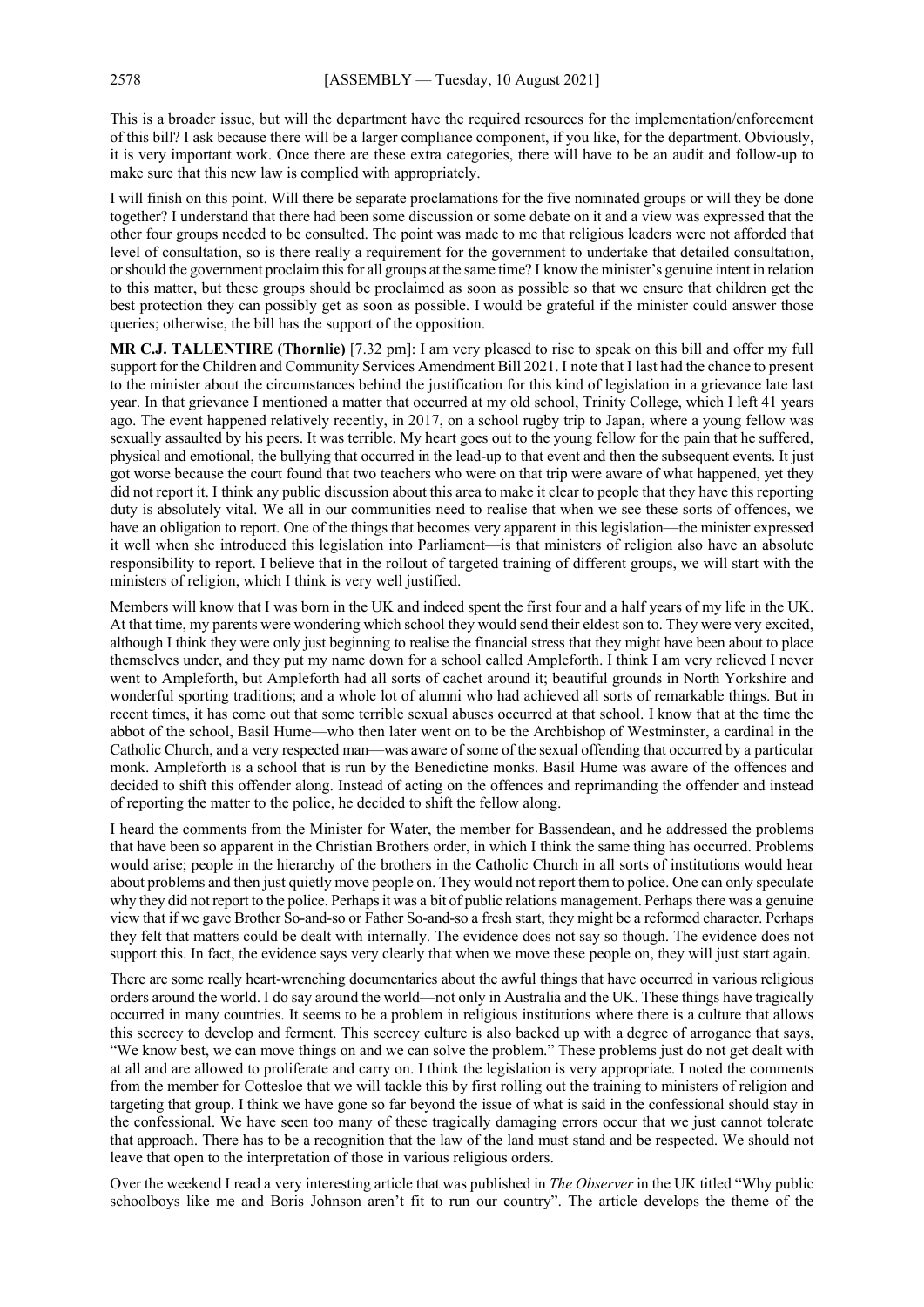This is a broader issue, but will the department have the required resources for the implementation/enforcement of this bill? I ask because there will be a larger compliance component, if you like, for the department. Obviously, it is very important work. Once there are these extra categories, there will have to be an audit and follow-up to make sure that this new law is complied with appropriately.

I will finish on this point. Will there be separate proclamations for the five nominated groups or will they be done together? I understand that there had been some discussion or some debate on it and a view was expressed that the other four groups needed to be consulted. The point was made to me that religious leaders were not afforded that level of consultation, so is there really a requirement for the government to undertake that detailed consultation, or should the government proclaim this for all groups at the same time? I know the minister's genuine intent in relation to this matter, but these groups should be proclaimed as soon as possible so that we ensure that children get the best protection they can possibly get as soon as possible. I would be grateful if the minister could answer those queries; otherwise, the bill has the support of the opposition.

**MR C.J. TALLENTIRE (Thornlie)** [7.32 pm]: I am very pleased to rise to speak on this bill and offer my full support for the Children and Community Services Amendment Bill 2021. I note that I last had the chance to present to the minister about the circumstances behind the justification for this kind of legislation in a grievance late last year. In that grievance I mentioned a matter that occurred at my old school, Trinity College, which I left 41 years ago. The event happened relatively recently, in 2017, on a school rugby trip to Japan, where a young fellow was sexually assaulted by his peers. It was terrible. My heart goes out to the young fellow for the pain that he suffered, physical and emotional, the bullying that occurred in the lead-up to that event and then the subsequent events. It just got worse because the court found that two teachers who were on that trip were aware of what happened, yet they did not report it. I think any public discussion about this area to make it clear to people that they have this reporting duty is absolutely vital. We all in our communities need to realise that when we see these sorts of offences, we have an obligation to report. One of the things that becomes very apparent in this legislation—the minister expressed it well when she introduced this legislation into Parliament—is that ministers of religion also have an absolute responsibility to report. I believe that in the rollout of targeted training of different groups, we will start with the ministers of religion, which I think is very well justified.

Members will know that I was born in the UK and indeed spent the first four and a half years of my life in the UK. At that time, my parents were wondering which school they would send their eldest son to. They were very excited, although I think they were only just beginning to realise the financial stress that they might have been about to place themselves under, and they put my name down for a school called Ampleforth. I think I am very relieved I never went to Ampleforth, but Ampleforth had all sorts of cachet around it; beautiful grounds in North Yorkshire and wonderful sporting traditions; and a whole lot of alumni who had achieved all sorts of remarkable things. But in recent times, it has come out that some terrible sexual abuses occurred at that school. I know that at the time the abbot of the school, Basil Hume—who then later went on to be the Archbishop of Westminster, a cardinal in the Catholic Church, and a very respected man—was aware of some of the sexual offending that occurred by a particular monk. Ampleforth is a school that is run by the Benedictine monks. Basil Hume was aware of the offences and decided to shift this offender along. Instead of acting on the offences and reprimanding the offender and instead of reporting the matter to the police, he decided to shift the fellow along.

I heard the comments from the Minister for Water, the member for Bassendean, and he addressed the problems that have been so apparent in the Christian Brothers order, in which I think the same thing has occurred. Problems would arise; people in the hierarchy of the brothers in the Catholic Church in all sorts of institutions would hear about problems and then just quietly move people on. They would not report them to police. One can only speculate why they did not report to the police. Perhaps it was a bit of public relations management. Perhaps there was a genuine view that if we gave Brother So-and-so or Father So-and-so a fresh start, they might be a reformed character. Perhaps they felt that matters could be dealt with internally. The evidence does not say so though. The evidence does not support this. In fact, the evidence says very clearly that when we move these people on, they will just start again.

There are some really heart-wrenching documentaries about the awful things that have occurred in various religious orders around the world. I do say around the world—not only in Australia and the UK. These things have tragically occurred in many countries. It seems to be a problem in religious institutions where there is a culture that allows this secrecy to develop and ferment. This secrecy culture is also backed up with a degree of arrogance that says, "We know best, we can move things on and we can solve the problem." These problems just do not get dealt with at all and are allowed to proliferate and carry on. I think the legislation is very appropriate. I noted the comments from the member for Cottesloe that we will tackle this by first rolling out the training to ministers of religion and targeting that group. I think we have gone so far beyond the issue of what is said in the confessional should stay in the confessional. We have seen too many of these tragically damaging errors occur that we just cannot tolerate that approach. There has to be a recognition that the law of the land must stand and be respected. We should not leave that open to the interpretation of those in various religious orders.

Over the weekend I read a very interesting article that was published in *The Observer* in the UK titled "Why public schoolboys like me and Boris Johnson aren't fit to run our country". The article develops the theme of the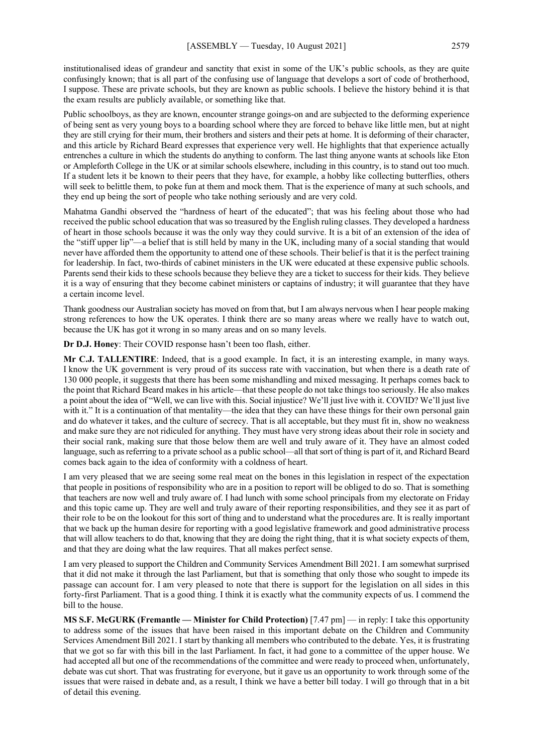institutionalised ideas of grandeur and sanctity that exist in some of the UK's public schools, as they are quite confusingly known; that is all part of the confusing use of language that develops a sort of code of brotherhood, I suppose. These are private schools, but they are known as public schools. I believe the history behind it is that the exam results are publicly available, or something like that.

Public schoolboys, as they are known, encounter strange goings-on and are subjected to the deforming experience of being sent as very young boys to a boarding school where they are forced to behave like little men, but at night they are still crying for their mum, their brothers and sisters and their pets at home. It is deforming of their character, and this article by Richard Beard expresses that experience very well. He highlights that that experience actually entrenches a culture in which the students do anything to conform. The last thing anyone wants at schools like Eton or Ampleforth College in the UK or at similar schools elsewhere, including in this country, is to stand out too much. If a student lets it be known to their peers that they have, for example, a hobby like collecting butterflies, others will seek to belittle them, to poke fun at them and mock them. That is the experience of many at such schools, and they end up being the sort of people who take nothing seriously and are very cold.

Mahatma Gandhi observed the "hardness of heart of the educated"; that was his feeling about those who had received the public school education that was so treasured by the English ruling classes. They developed a hardness of heart in those schools because it was the only way they could survive. It is a bit of an extension of the idea of the "stiff upper lip"—a belief that is still held by many in the UK, including many of a social standing that would never have afforded them the opportunity to attend one of these schools. Their belief is that it is the perfect training for leadership. In fact, two-thirds of cabinet ministers in the UK were educated at these expensive public schools. Parents send their kids to these schools because they believe they are a ticket to success for their kids. They believe it is a way of ensuring that they become cabinet ministers or captains of industry; it will guarantee that they have a certain income level.

Thank goodness our Australian society has moved on from that, but I am always nervous when I hear people making strong references to how the UK operates. I think there are so many areas where we really have to watch out, because the UK has got it wrong in so many areas and on so many levels.

**Dr D.J. Honey**: Their COVID response hasn't been too flash, either.

**Mr C.J. TALLENTIRE**: Indeed, that is a good example. In fact, it is an interesting example, in many ways. I know the UK government is very proud of its success rate with vaccination, but when there is a death rate of 130 000 people, it suggests that there has been some mishandling and mixed messaging. It perhaps comes back to the point that Richard Beard makes in his article—that these people do not take things too seriously. He also makes a point about the idea of "Well, we can live with this. Social injustice? We'll just live with it. COVID? We'll just live with it." It is a continuation of that mentality—the idea that they can have these things for their own personal gain and do whatever it takes, and the culture of secrecy. That is all acceptable, but they must fit in, show no weakness and make sure they are not ridiculed for anything. They must have very strong ideas about their role in society and their social rank, making sure that those below them are well and truly aware of it. They have an almost coded language, such as referring to a private school as a public school—all that sort of thing is part of it, and Richard Beard comes back again to the idea of conformity with a coldness of heart.

I am very pleased that we are seeing some real meat on the bones in this legislation in respect of the expectation that people in positions of responsibility who are in a position to report will be obliged to do so. That is something that teachers are now well and truly aware of. I had lunch with some school principals from my electorate on Friday and this topic came up. They are well and truly aware of their reporting responsibilities, and they see it as part of their role to be on the lookout for this sort of thing and to understand what the procedures are. It is really important that we back up the human desire for reporting with a good legislative framework and good administrative process that will allow teachers to do that, knowing that they are doing the right thing, that it is what society expects of them, and that they are doing what the law requires. That all makes perfect sense.

I am very pleased to support the Children and Community Services Amendment Bill 2021. I am somewhat surprised that it did not make it through the last Parliament, but that is something that only those who sought to impede its passage can account for. I am very pleased to note that there is support for the legislation on all sides in this forty-first Parliament. That is a good thing. I think it is exactly what the community expects of us. I commend the bill to the house.

**MS S.F. McGURK (Fremantle — Minister for Child Protection)** [7.47 pm] — in reply: I take this opportunity to address some of the issues that have been raised in this important debate on the Children and Community Services Amendment Bill 2021. I start by thanking all members who contributed to the debate. Yes, it is frustrating that we got so far with this bill in the last Parliament. In fact, it had gone to a committee of the upper house. We had accepted all but one of the recommendations of the committee and were ready to proceed when, unfortunately, debate was cut short. That was frustrating for everyone, but it gave us an opportunity to work through some of the issues that were raised in debate and, as a result, I think we have a better bill today. I will go through that in a bit of detail this evening.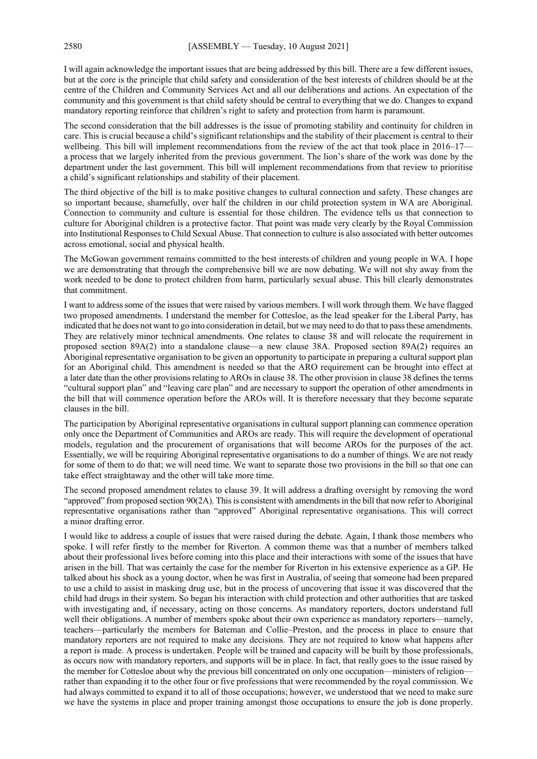I will again acknowledge the important issues that are being addressed by this bill. There are a few different issues, but at the core is the principle that child safety and consideration of the best interests of children should be at the centre of the Children and Community Services Act and all our deliberations and actions. An expectation of the community and this government is that child safety should be central to everything that we do. Changes to expand mandatory reporting reinforce that children's right to safety and protection from harm is paramount.

The second consideration that the bill addresses is the issue of promoting stability and continuity for children in care. This is crucial because a child's significant relationships and the stability of their placement is central to their wellbeing. This bill will implement recommendations from the review of the act that took place in 2016–17—a process that we largely inherited from the previous government. The lion's share of the work was done by the department under the last government. This bill will implement recommendations from that review to prioritise a child's significant relationships and stability of their placement.

The third objective of the bill is to make positive changes to cultural connection and safety. These changes are so important because, shamefully, over half the children in our child protection system in WA are Aboriginal. Connection to community and culture is essential for those children. The evidence tells us that connection to culture for Aboriginal children is a protective factor. That point was made very clearly by the Royal Commission into Institutional Responses to Child Sexual Abuse. That connection to culture is also associated with better outcomes across emotional, social and physical health.

The McGowan government remains committed to the best interests of children and young people in WA. I hope we are demonstrating that through the comprehensive bill we are now debating. We will not shy away from the work needed to be done to protect children from harm, particularly sexual abuse. This bill clearly demonstrates that commitment.

I want to address some of the issues that were raised by various members. I will work through them. We have flagged two proposed amendments. I understand the member for Cottesloe, as the lead speaker for the Liberal Party, has indicated that he does not want to go into consideration in detail, but we may need to do that to pass these amendments. They are relatively minor technical amendments. One relates to clause 38 and will relocate the requirement in proposed section 89A(2) into a standalone clause—a new clause 38A. Proposed section 89A(2) requires an Aboriginal representative organisation to be given an opportunity to participate in preparing a cultural support plan for an Aboriginal child. This amendment is needed so that the ARO requirement can be brought into effect at a later date than the other provisions relating to AROs in clause 38. The other provision in clause 38 defines the terms "cultural support plan" and "leaving care plan" and are necessary to support the operation of other amendments in the bill that will commence operation before the AROs will. It is therefore necessary that they become separate clauses in the bill.

The participation by Aboriginal representative organisations in cultural support planning can commence operation only once the Department of Communities and AROs are ready. This will require the development of operational models, regulation and the procurement of organisations that will become AROs for the purposes of the act. Essentially, we will be requiring Aboriginal representative organisations to do a number of things. We are not ready for some of them to do that; we will need time. We want to separate those two provisions in the bill so that one can take effect straightaway and the other will take more time.

The second proposed amendment relates to clause 39. It will address a drafting oversight by removing the word "approved" from proposed section 90(2A). This is consistent with amendments in the bill that now refer to Aboriginal representative organisations rather than "approved" Aboriginal representative organisations. This will correct a minor drafting error.

I would like to address a couple of issues that were raised during the debate. Again, I thank those members who spoke. I will refer firstly to the member for Riverton. A common theme was that a number of members talked about their professional lives before coming into this place and their interactions with some of the issues that have arisen in the bill. That was certainly the case for the member for Riverton in his extensive experience as a GP. He talked about his shock as a young doctor, when he was first in Australia, of seeing that someone had been prepared to use a child to assist in masking drug use, but in the process of uncovering that issue it was discovered that the child had drugs in their system. So began his interaction with child protection and other authorities that are tasked with investigating and, if necessary, acting on those concerns. As mandatory reporters, doctors understand full well their obligations. A number of members spoke about their own experience as mandatory reporters—namely, teachers—particularly the members for Bateman and Collie–Preston, and the process in place to ensure that mandatory reporters are not required to make any decisions. They are not required to know what happens after a report is made. A process is undertaken. People will be trained and capacity will be built by those professionals, as occurs now with mandatory reporters, and supports will be in place. In fact, that really goes to the issue raised by the member for Cottesloe about why the previous bill concentrated on only one occupation—ministers of religion—rather than expanding it to the other four or five professions that were recommended by the royal commission. We had always committed to expand it to all of those occupations; however, we understood that we need to make sure we have the systems in place and proper training amongst those occupations to ensure the job is done properly.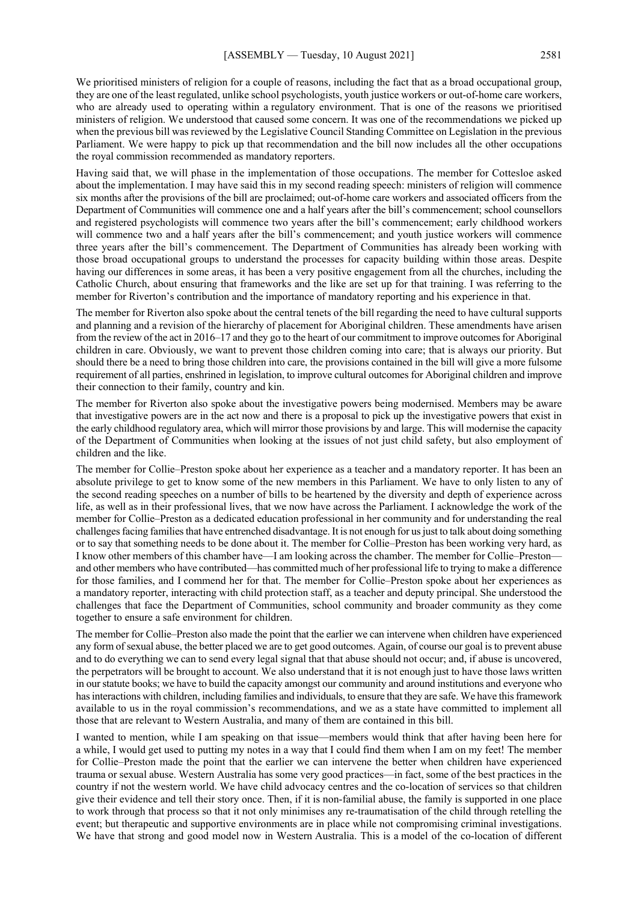We prioritised ministers of religion for a couple of reasons, including the fact that as a broad occupational group, they are one of the least regulated, unlike school psychologists, youth justice workers or out-of-home care workers, who are already used to operating within a regulatory environment. That is one of the reasons we prioritised ministers of religion. We understood that caused some concern. It was one of the recommendations we picked up when the previous bill was reviewed by the Legislative Council Standing Committee on Legislation in the previous Parliament. We were happy to pick up that recommendation and the bill now includes all the other occupations the royal commission recommended as mandatory reporters.

Having said that, we will phase in the implementation of those occupations. The member for Cottesloe asked about the implementation. I may have said this in my second reading speech: ministers of religion will commence six months after the provisions of the bill are proclaimed; out-of-home care workers and associated officers from the Department of Communities will commence one and a half years after the bill's commencement; school counsellors and registered psychologists will commence two years after the bill's commencement; early childhood workers will commence two and a half years after the bill's commencement; and youth justice workers will commence three years after the bill's commencement. The Department of Communities has already been working with those broad occupational groups to understand the processes for capacity building within those areas. Despite having our differences in some areas, it has been a very positive engagement from all the churches, including the Catholic Church, about ensuring that frameworks and the like are set up for that training. I was referring to the member for Riverton's contribution and the importance of mandatory reporting and his experience in that.

The member for Riverton also spoke about the central tenets of the bill regarding the need to have cultural supports and planning and a revision of the hierarchy of placement for Aboriginal children. These amendments have arisen from the review of the act in 2016–17 and they go to the heart of our commitment to improve outcomes for Aboriginal children in care. Obviously, we want to prevent those children coming into care; that is always our priority. But should there be a need to bring those children into care, the provisions contained in the bill will give a more fulsome requirement of all parties, enshrined in legislation, to improve cultural outcomes for Aboriginal children and improve their connection to their family, country and kin.

The member for Riverton also spoke about the investigative powers being modernised. Members may be aware that investigative powers are in the act now and there is a proposal to pick up the investigative powers that exist in the early childhood regulatory area, which will mirror those provisions by and large. This will modernise the capacity of the Department of Communities when looking at the issues of not just child safety, but also employment of children and the like.

The member for Collie–Preston spoke about her experience as a teacher and a mandatory reporter. It has been an absolute privilege to get to know some of the new members in this Parliament. We have to only listen to any of the second reading speeches on a number of bills to be heartened by the diversity and depth of experience across life, as well as in their professional lives, that we now have across the Parliament. I acknowledge the work of the member for Collie–Preston as a dedicated education professional in her community and for understanding the real challenges facing families that have entrenched disadvantage. It is not enough for us just to talk about doing something or to say that something needs to be done about it. The member for Collie–Preston has been working very hard, as I know other members of this chamber have—I am looking across the chamber. The member for Collie–Preston—and other members who have contributed—has committed much of her professional life to trying to make a difference for those families, and I commend her for that. The member for Collie–Preston spoke about her experiences as a mandatory reporter, interacting with child protection staff, as a teacher and deputy principal. She understood the challenges that face the Department of Communities, school community and broader community as they come together to ensure a safe environment for children.

The member for Collie–Preston also made the point that the earlier we can intervene when children have experienced any form of sexual abuse, the better placed we are to get good outcomes. Again, of course our goal is to prevent abuse and to do everything we can to send every legal signal that that abuse should not occur; and, if abuse is uncovered, the perpetrators will be brought to account. We also understand that it is not enough just to have those laws written in our statute books; we have to build the capacity amongst our community and around institutions and everyone who has interactions with children, including families and individuals, to ensure that they are safe. We have this framework available to us in the royal commission's recommendations, and we as a state have committed to implement all those that are relevant to Western Australia, and many of them are contained in this bill.

I wanted to mention, while I am speaking on that issue—members would think that after having been here for a while, I would get used to putting my notes in a way that I could find them when I am on my feet! The member for Collie–Preston made the point that the earlier we can intervene the better when children have experienced trauma or sexual abuse. Western Australia has some very good practices—in fact, some of the best practices in the country if not the western world. We have child advocacy centres and the co-location of services so that children give their evidence and tell their story once. Then, if it is non-familial abuse, the family is supported in one place to work through that process so that it not only minimises any re-traumatisation of the child through retelling the event; but therapeutic and supportive environments are in place while not compromising criminal investigations. We have that strong and good model now in Western Australia. This is a model of the co-location of different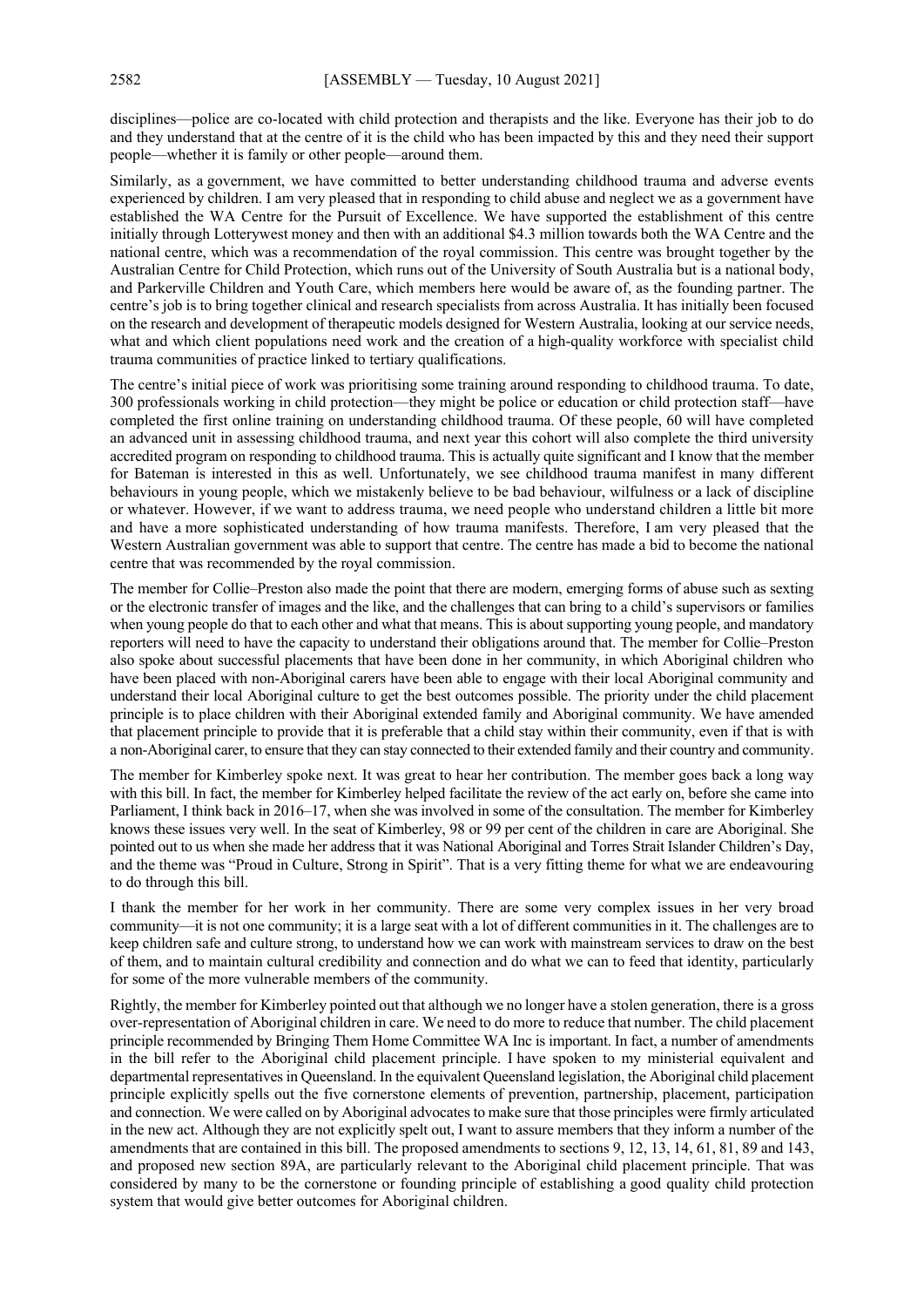disciplines—police are co-located with child protection and therapists and the like. Everyone has their job to do and they understand that at the centre of it is the child who has been impacted by this and they need their support people—whether it is family or other people—around them.

Similarly, as a government, we have committed to better understanding childhood trauma and adverse events experienced by children. I am very pleased that in responding to child abuse and neglect we as a government have established the WA Centre for the Pursuit of Excellence. We have supported the establishment of this centre initially through Lotterywest money and then with an additional $4.3 million towards both the WA Centre and the national centre, which was a recommendation of the royal commission. This centre was brought together by the Australian Centre for Child Protection, which runs out of the University of South Australia but is a national body, and Parkerville Children and Youth Care, which members here would be aware of, as the founding partner. The centre's job is to bring together clinical and research specialists from across Australia. It has initially been focused on the research and development of therapeutic models designed for Western Australia, looking at our service needs, what and which client populations need work and the creation of a high-quality workforce with specialist child trauma communities of practice linked to tertiary qualifications.

The centre's initial piece of work was prioritising some training around responding to childhood trauma. To date, 300 professionals working in child protection—they might be police or education or child protection staff—have completed the first online training on understanding childhood trauma. Of these people, 60 will have completed an advanced unit in assessing childhood trauma, and next year this cohort will also complete the third university accredited program on responding to childhood trauma. This is actually quite significant and I know that the member for Bateman is interested in this as well. Unfortunately, we see childhood trauma manifest in many different behaviours in young people, which we mistakenly believe to be bad behaviour, wilfulness or a lack of discipline or whatever. However, if we want to address trauma, we need people who understand children a little bit more and have a more sophisticated understanding of how trauma manifests. Therefore, I am very pleased that the Western Australian government was able to support that centre. The centre has made a bid to become the national centre that was recommended by the royal commission.

The member for Collie–Preston also made the point that there are modern, emerging forms of abuse such as sexting or the electronic transfer of images and the like, and the challenges that can bring to a child's supervisors or families when young people do that to each other and what that means. This is about supporting young people, and mandatory reporters will need to have the capacity to understand their obligations around that. The member for Collie–Preston also spoke about successful placements that have been done in her community, in which Aboriginal children who have been placed with non-Aboriginal carers have been able to engage with their local Aboriginal community and understand their local Aboriginal culture to get the best outcomes possible. The priority under the child placement principle is to place children with their Aboriginal extended family and Aboriginal community. We have amended that placement principle to provide that it is preferable that a child stay within their community, even if that is with a non-Aboriginal carer, to ensure that they can stay connected to their extended family and their country and community.

The member for Kimberley spoke next. It was great to hear her contribution. The member goes back a long way with this bill. In fact, the member for Kimberley helped facilitate the review of the act early on, before she came into Parliament, I think back in 2016–17, when she was involved in some of the consultation. The member for Kimberley knows these issues very well. In the seat of Kimberley, 98 or 99 per cent of the children in care are Aboriginal. She pointed out to us when she made her address that it was National Aboriginal and Torres Strait Islander Children's Day, and the theme was "Proud in Culture, Strong in Spirit". That is a very fitting theme for what we are endeavouring to do through this bill.

I thank the member for her work in her community. There are some very complex issues in her very broad community—it is not one community; it is a large seat with a lot of different communities in it. The challenges are to keep children safe and culture strong, to understand how we can work with mainstream services to draw on the best of them, and to maintain cultural credibility and connection and do what we can to feed that identity, particularly for some of the more vulnerable members of the community.

Rightly, the member for Kimberley pointed out that although we no longer have a stolen generation, there is a gross over-representation of Aboriginal children in care. We need to do more to reduce that number. The child placement principle recommended by Bringing Them Home Committee WA Inc is important. In fact, a number of amendments in the bill refer to the Aboriginal child placement principle. I have spoken to my ministerial equivalent and departmental representatives in Queensland. In the equivalent Queensland legislation, the Aboriginal child placement principle explicitly spells out the five cornerstone elements of prevention, partnership, placement, participation and connection. We were called on by Aboriginal advocates to make sure that those principles were firmly articulated in the new act. Although they are not explicitly spelt out, I want to assure members that they inform a number of the amendments that are contained in this bill. The proposed amendments to sections 9, 12, 13, 14, 61, 81, 89 and 143, and proposed new section 89A, are particularly relevant to the Aboriginal child placement principle. That was considered by many to be the cornerstone or founding principle of establishing a good quality child protection system that would give better outcomes for Aboriginal children.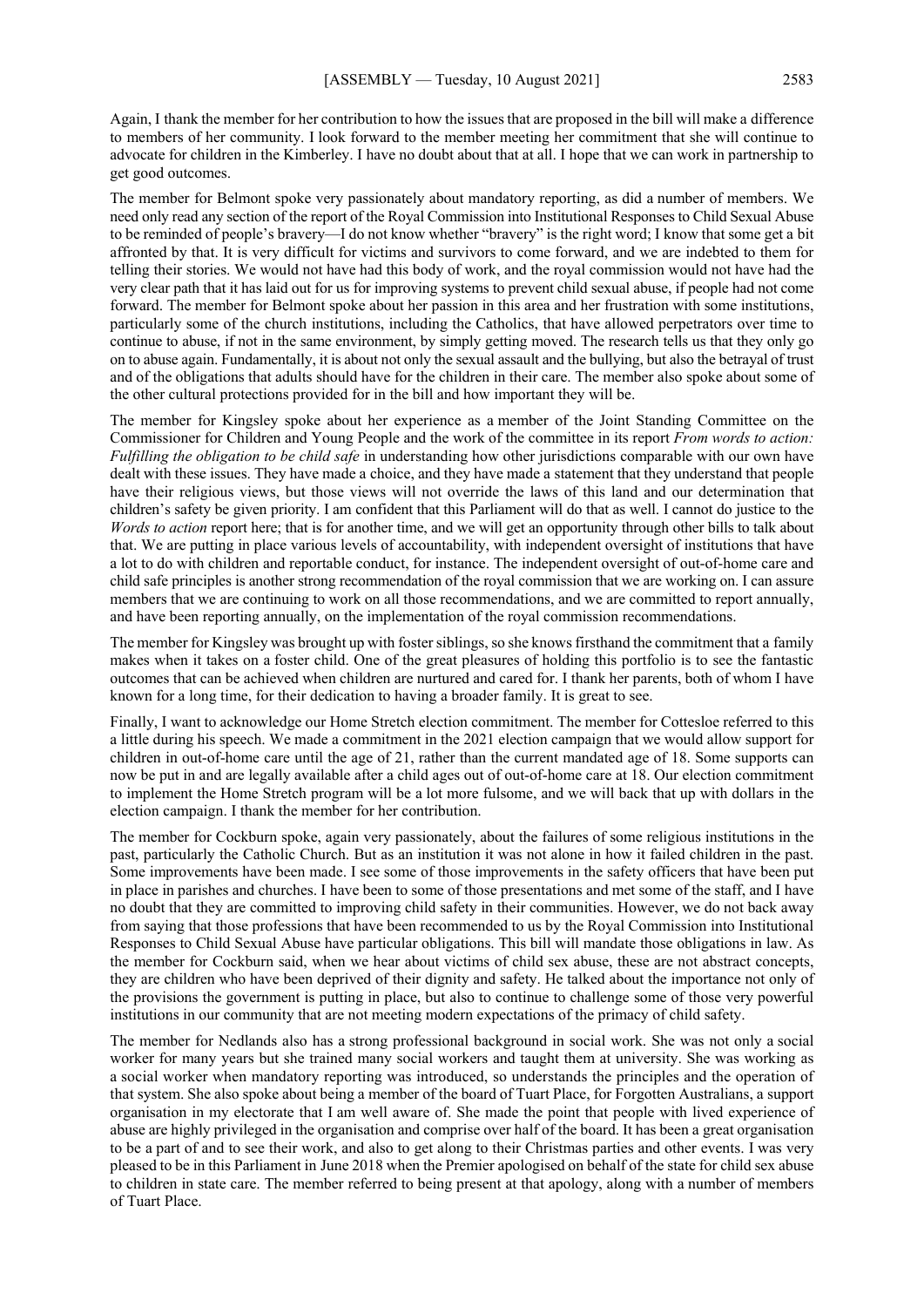Again, I thank the member for her contribution to how the issues that are proposed in the bill will make a difference to members of her community. I look forward to the member meeting her commitment that she will continue to advocate for children in the Kimberley. I have no doubt about that at all. I hope that we can work in partnership to get good outcomes.

The member for Belmont spoke very passionately about mandatory reporting, as did a number of members. We need only read any section of the report of the Royal Commission into Institutional Responses to Child Sexual Abuse to be reminded of people's bravery—I do not know whether "bravery" is the right word; I know that some get a bit affronted by that. It is very difficult for victims and survivors to come forward, and we are indebted to them for telling their stories. We would not have had this body of work, and the royal commission would not have had the very clear path that it has laid out for us for improving systems to prevent child sexual abuse, if people had not come forward. The member for Belmont spoke about her passion in this area and her frustration with some institutions, particularly some of the church institutions, including the Catholics, that have allowed perpetrators over time to continue to abuse, if not in the same environment, by simply getting moved. The research tells us that they only go on to abuse again. Fundamentally, it is about not only the sexual assault and the bullying, but also the betrayal of trust and of the obligations that adults should have for the children in their care. The member also spoke about some of the other cultural protections provided for in the bill and how important they will be.

The member for Kingsley spoke about her experience as a member of the Joint Standing Committee on the Commissioner for Children and Young People and the work of the committee in its report *From words to action: Fulfilling the obligation to be child safe* in understanding how other jurisdictions comparable with our own have dealt with these issues. They have made a choice, and they have made a statement that they understand that people have their religious views, but those views will not override the laws of this land and our determination that children's safety be given priority. I am confident that this Parliament will do that as well. I cannot do justice to the *Words to action* report here; that is for another time, and we will get an opportunity through other bills to talk about that. We are putting in place various levels of accountability, with independent oversight of institutions that have a lot to do with children and reportable conduct, for instance. The independent oversight of out-of-home care and child safe principles is another strong recommendation of the royal commission that we are working on. I can assure members that we are continuing to work on all those recommendations, and we are committed to report annually, and have been reporting annually, on the implementation of the royal commission recommendations.

The member for Kingsley was brought up with foster siblings, so she knows firsthand the commitment that a family makes when it takes on a foster child. One of the great pleasures of holding this portfolio is to see the fantastic outcomes that can be achieved when children are nurtured and cared for. I thank her parents, both of whom I have known for a long time, for their dedication to having a broader family. It is great to see.

Finally, I want to acknowledge our Home Stretch election commitment. The member for Cottesloe referred to this a little during his speech. We made a commitment in the 2021 election campaign that we would allow support for children in out-of-home care until the age of 21, rather than the current mandated age of 18. Some supports can now be put in and are legally available after a child ages out of out-of-home care at 18. Our election commitment to implement the Home Stretch program will be a lot more fulsome, and we will back that up with dollars in the election campaign. I thank the member for her contribution.

The member for Cockburn spoke, again very passionately, about the failures of some religious institutions in the past, particularly the Catholic Church. But as an institution it was not alone in how it failed children in the past. Some improvements have been made. I see some of those improvements in the safety officers that have been put in place in parishes and churches. I have been to some of those presentations and met some of the staff, and I have no doubt that they are committed to improving child safety in their communities. However, we do not back away from saying that those professions that have been recommended to us by the Royal Commission into Institutional Responses to Child Sexual Abuse have particular obligations. This bill will mandate those obligations in law. As the member for Cockburn said, when we hear about victims of child sex abuse, these are not abstract concepts, they are children who have been deprived of their dignity and safety. He talked about the importance not only of the provisions the government is putting in place, but also to continue to challenge some of those very powerful institutions in our community that are not meeting modern expectations of the primacy of child safety.

The member for Nedlands also has a strong professional background in social work. She was not only a social worker for many years but she trained many social workers and taught them at university. She was working as a social worker when mandatory reporting was introduced, so understands the principles and the operation of that system. She also spoke about being a member of the board of Tuart Place, for Forgotten Australians, a support organisation in my electorate that I am well aware of. She made the point that people with lived experience of abuse are highly privileged in the organisation and comprise over half of the board. It has been a great organisation to be a part of and to see their work, and also to get along to their Christmas parties and other events. I was very pleased to be in this Parliament in June 2018 when the Premier apologised on behalf of the state for child sex abuse to children in state care. The member referred to being present at that apology, along with a number of members of Tuart Place.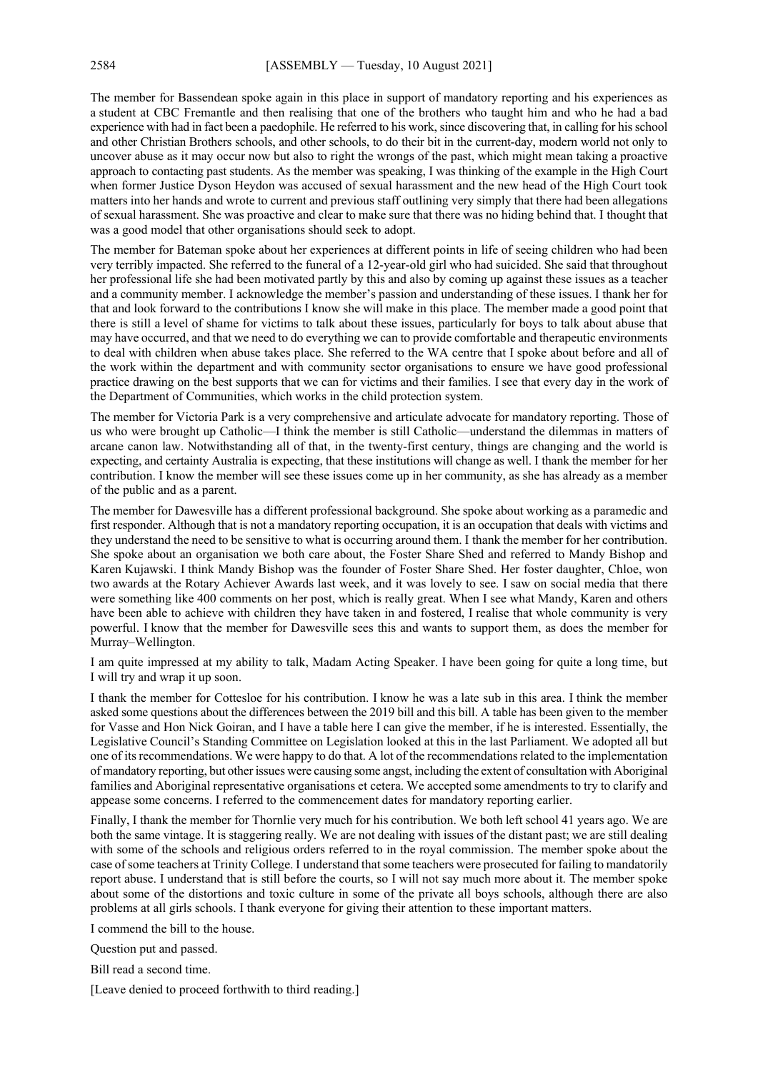The member for Bassendean spoke again in this place in support of mandatory reporting and his experiences as a student at CBC Fremantle and then realising that one of the brothers who taught him and who he had a bad experience with had in fact been a paedophile. He referred to his work, since discovering that, in calling for his school and other Christian Brothers schools, and other schools, to do their bit in the current-day, modern world not only to uncover abuse as it may occur now but also to right the wrongs of the past, which might mean taking a proactive approach to contacting past students. As the member was speaking, I was thinking of the example in the High Court when former Justice Dyson Heydon was accused of sexual harassment and the new head of the High Court took matters into her hands and wrote to current and previous staff outlining very simply that there had been allegations of sexual harassment. She was proactive and clear to make sure that there was no hiding behind that. I thought that was a good model that other organisations should seek to adopt.

The member for Bateman spoke about her experiences at different points in life of seeing children who had been very terribly impacted. She referred to the funeral of a 12-year-old girl who had suicided. She said that throughout her professional life she had been motivated partly by this and also by coming up against these issues as a teacher and a community member. I acknowledge the member's passion and understanding of these issues. I thank her for that and look forward to the contributions I know she will make in this place. The member made a good point that there is still a level of shame for victims to talk about these issues, particularly for boys to talk about abuse that may have occurred, and that we need to do everything we can to provide comfortable and therapeutic environments to deal with children when abuse takes place. She referred to the WA centre that I spoke about before and all of the work within the department and with community sector organisations to ensure we have good professional practice drawing on the best supports that we can for victims and their families. I see that every day in the work of the Department of Communities, which works in the child protection system.

The member for Victoria Park is a very comprehensive and articulate advocate for mandatory reporting. Those of us who were brought up Catholic—I think the member is still Catholic—understand the dilemmas in matters of arcane canon law. Notwithstanding all of that, in the twenty-first century, things are changing and the world is expecting, and certainty Australia is expecting, that these institutions will change as well. I thank the member for her contribution. I know the member will see these issues come up in her community, as she has already as a member of the public and as a parent.

The member for Dawesville has a different professional background. She spoke about working as a paramedic and first responder. Although that is not a mandatory reporting occupation, it is an occupation that deals with victims and they understand the need to be sensitive to what is occurring around them. I thank the member for her contribution. She spoke about an organisation we both care about, the Foster Share Shed and referred to Mandy Bishop and Karen Kujawski. I think Mandy Bishop was the founder of Foster Share Shed. Her foster daughter, Chloe, won two awards at the Rotary Achiever Awards last week, and it was lovely to see. I saw on social media that there were something like 400 comments on her post, which is really great. When I see what Mandy, Karen and others have been able to achieve with children they have taken in and fostered, I realise that whole community is very powerful. I know that the member for Dawesville sees this and wants to support them, as does the member for Murray–Wellington.

I am quite impressed at my ability to talk, Madam Acting Speaker. I have been going for quite a long time, but I will try and wrap it up soon.

I thank the member for Cottesloe for his contribution. I know he was a late sub in this area. I think the member asked some questions about the differences between the 2019 bill and this bill. A table has been given to the member for Vasse and Hon Nick Goiran, and I have a table here I can give the member, if he is interested. Essentially, the Legislative Council's Standing Committee on Legislation looked at this in the last Parliament. We adopted all but one of its recommendations. We were happy to do that. A lot of the recommendations related to the implementation of mandatory reporting, but other issues were causing some angst, including the extent of consultation with Aboriginal families and Aboriginal representative organisations et cetera. We accepted some amendments to try to clarify and appease some concerns. I referred to the commencement dates for mandatory reporting earlier.

Finally, I thank the member for Thornlie very much for his contribution. We both left school 41 years ago. We are both the same vintage. It is staggering really. We are not dealing with issues of the distant past; we are still dealing with some of the schools and religious orders referred to in the royal commission. The member spoke about the case of some teachers at Trinity College. I understand that some teachers were prosecuted for failing to mandatorily report abuse. I understand that is still before the courts, so I will not say much more about it. The member spoke about some of the distortions and toxic culture in some of the private all boys schools, although there are also problems at all girls schools. I thank everyone for giving their attention to these important matters.

I commend the bill to the house.

Question put and passed.

Bill read a second time.

[Leave denied to proceed forthwith to third reading.]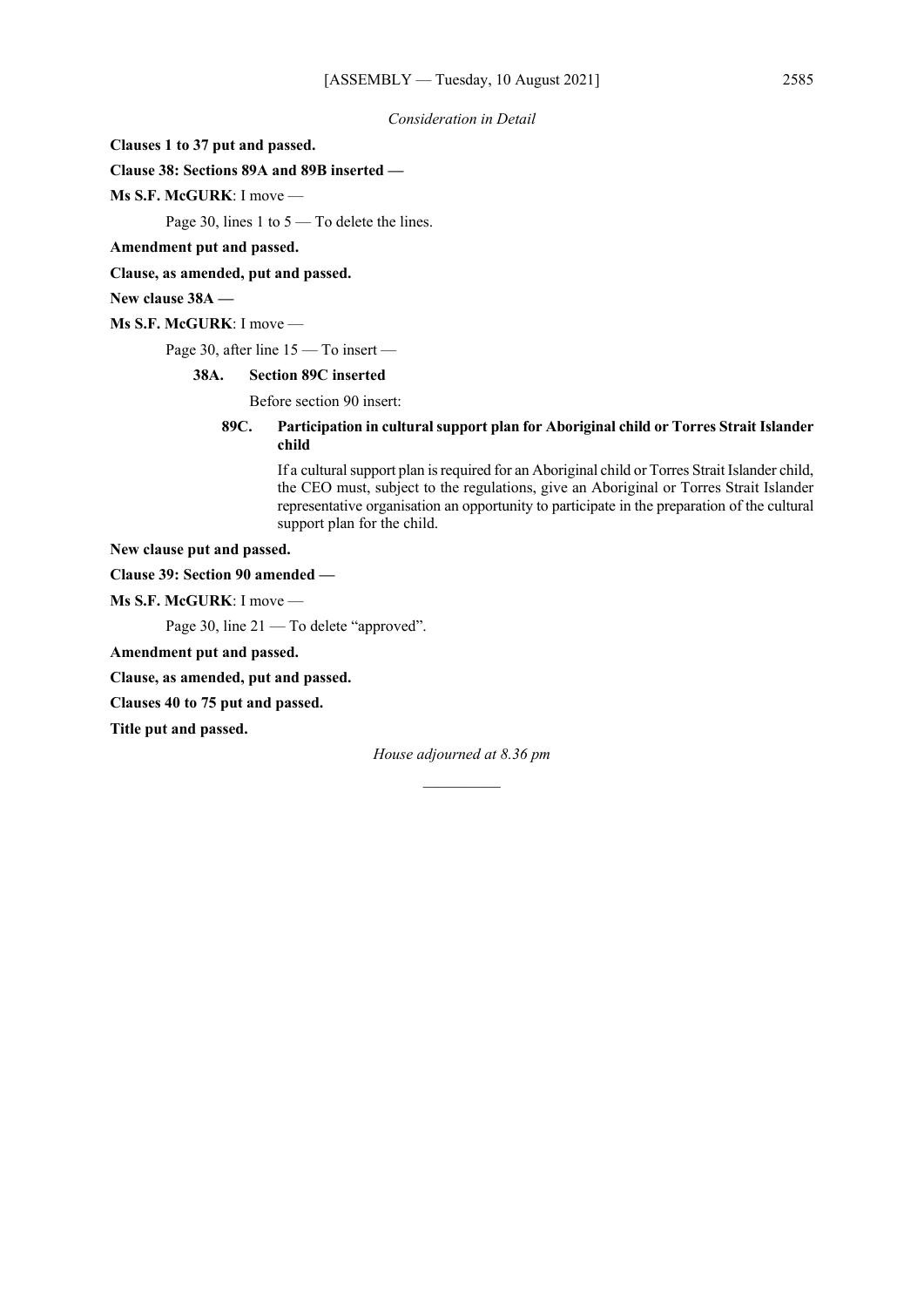*Consideration in Detail*

**Clauses 1 to 37 put and passed.**

**Clause 38: Sections 89A and 89B inserted —**

**Ms S.F. McGURK**: I move —

Page 30, lines 1 to 5 — To delete the lines.

**Amendment put and passed.**

**Clause, as amended, put and passed.**

**New clause 38A —**

**Ms S.F. McGURK**: I move —

Page 30, after line 15 — To insert —

**38A. Section 89C inserted**

Before section 90 insert:

**89C. Participation in cultural support plan for Aboriginal child or Torres Strait Islander child**

If a cultural support plan is required for an Aboriginal child or Torres Strait Islander child, the CEO must, subject to the regulations, give an Aboriginal or Torres Strait Islander representative organisation an opportunity to participate in the preparation of the cultural support plan for the child.

**New clause put and passed.**

**Clause 39: Section 90 amended —**

**Ms S.F. McGURK**: I move —

Page 30, line 21 — To delete "approved".

**Amendment put and passed.**

**Clause, as amended, put and passed.**

**Clauses 40 to 75 put and passed.**

**Title put and passed.**

*House adjourned at 8.36 pm*